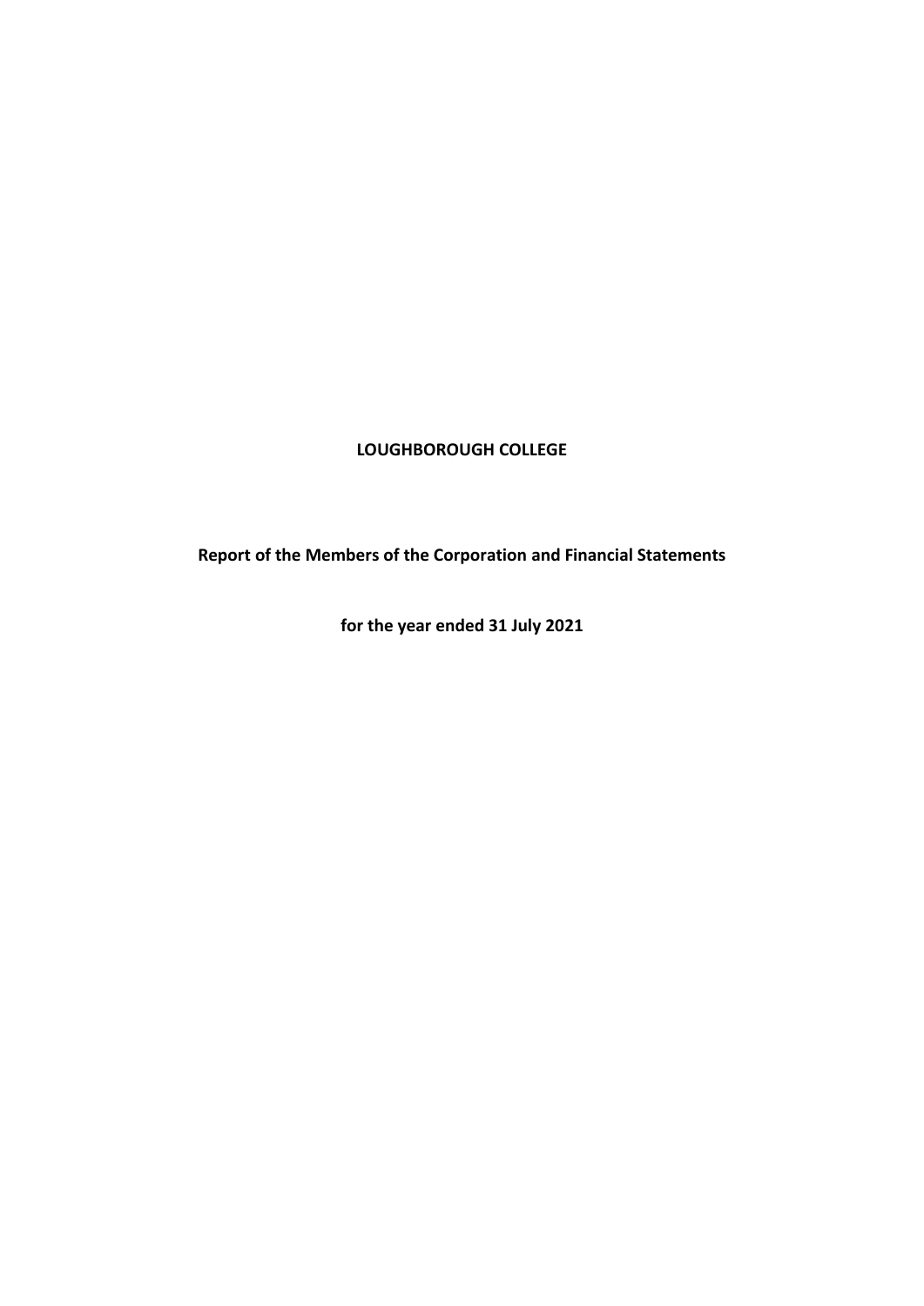# LOUGHBOROUGH COLLEGE

## Report of the Members of the Corporation and Financial Statements

## for the year ended 31 July 2021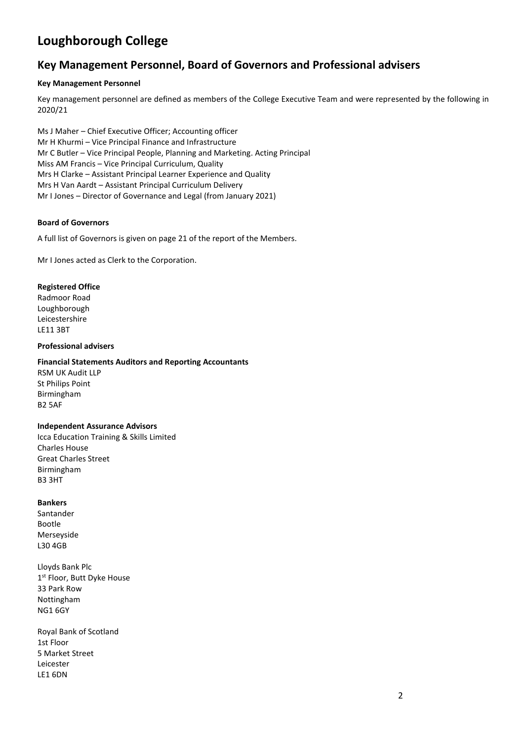# Loughborough College

## Key Management Personnel, Board of Governors and Professional advisers

**Key Management Personnel**

Key management personnel are defined as members of the College Executive Team and were represented by the following in 2020/21

Ms J Maher – Chief Executive Officer; Accounting officer
Mr H Khurmi – Vice Principal Finance and Infrastructure
Mr C Butler – Vice Principal People, Planning and Marketing. Acting Principal
Miss AM Francis – Vice Principal Curriculum, Quality
Mrs H Clarke – Assistant Principal Learner Experience and Quality
Mrs H Van Aardt – Assistant Principal Curriculum Delivery
Mr I Jones – Director of Governance and Legal (from January 2021)

**Board of Governors**

A full list of Governors is given on page 21 of the report of the Members.

Mr I Jones acted as Clerk to the Corporation.

**Registered Office**
Radmoor Road
Loughborough
Leicestershire
LE11 3BT

**Professional advisers**

**Financial Statements Auditors and Reporting Accountants**
RSM UK Audit LLP
St Philips Point
Birmingham
B2 5AF

**Independent Assurance Advisors**
Icca Education Training & Skills Limited
Charles House
Great Charles Street
Birmingham
B3 3HT

**Bankers**
Santander
Bootle
Merseyside
L30 4GB

Lloyds Bank Plc
1st Floor, Butt Dyke House
33 Park Row
Nottingham
NG1 6GY

Royal Bank of Scotland
1st Floor
5 Market Street
Leicester
LE1 6DN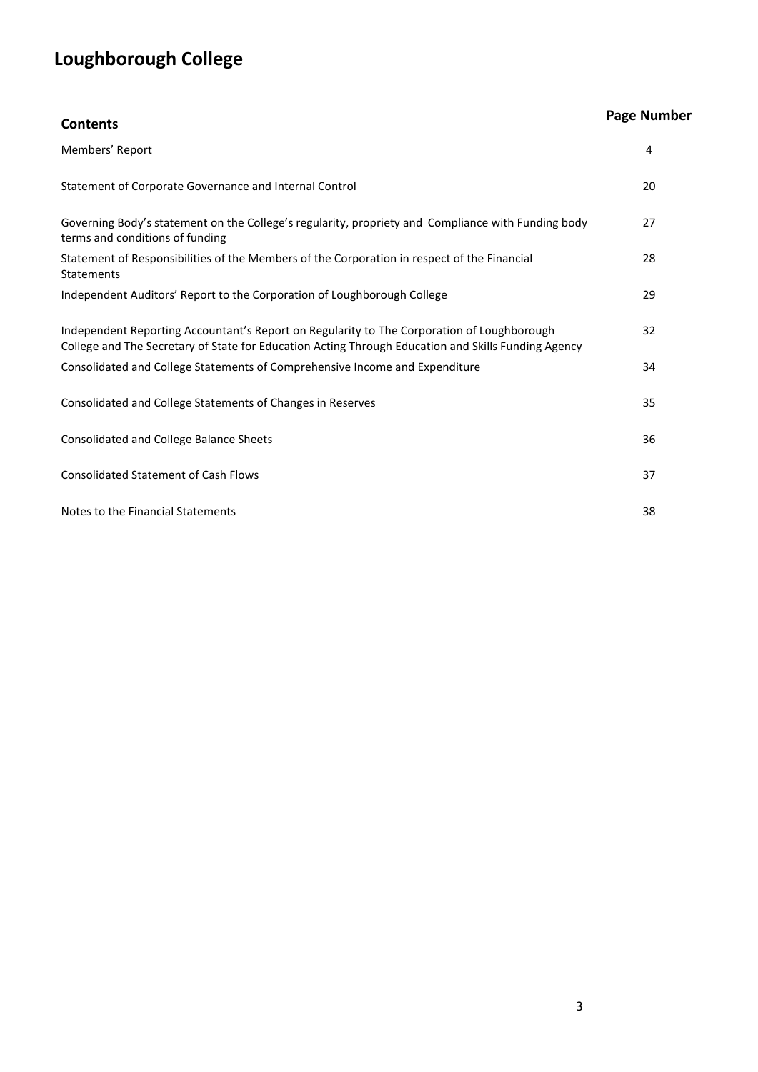# Loughborough College

| Contents | Page Number |
| --- | --- |
| Members' Report | 4 |
| Statement of Corporate Governance and Internal Control | 20 |
| Governing Body's statement on the College's regularity, propriety and Compliance with Funding body terms and conditions of funding | 27 |
| Statement of Responsibilities of the Members of the Corporation in respect of the Financial Statements | 28 |
| Independent Auditors' Report to the Corporation of Loughborough College | 29 |
| Independent Reporting Accountant's Report on Regularity to The Corporation of Loughborough College and The Secretary of State for Education Acting Through Education and Skills Funding Agency | 32 |
| Consolidated and College Statements of Comprehensive Income and Expenditure | 34 |
| Consolidated and College Statements of Changes in Reserves | 35 |
| Consolidated and College Balance Sheets | 36 |
| Consolidated Statement of Cash Flows | 37 |
| Notes to the Financial Statements | 38 |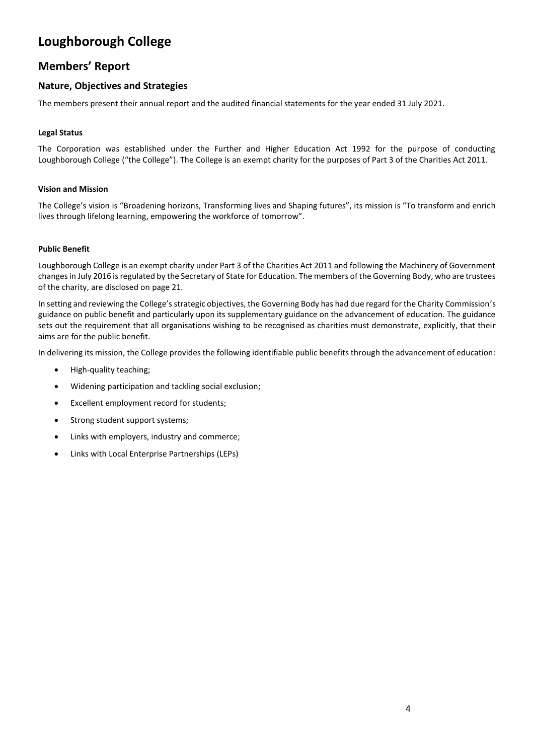# Loughborough College

## Members' Report

### Nature, Objectives and Strategies

The members present their annual report and the audited financial statements for the year ended 31 July 2021.

**Legal Status**

The Corporation was established under the Further and Higher Education Act 1992 for the purpose of conducting Loughborough College ("the College"). The College is an exempt charity for the purposes of Part 3 of the Charities Act 2011.

**Vision and Mission**

The College's vision is "Broadening horizons, Transforming lives and Shaping futures", its mission is "To transform and enrich lives through lifelong learning, empowering the workforce of tomorrow".

**Public Benefit**

Loughborough College is an exempt charity under Part 3 of the Charities Act 2011 and following the Machinery of Government changes in July 2016 is regulated by the Secretary of State for Education. The members of the Governing Body, who are trustees of the charity, are disclosed on page 21.

In setting and reviewing the College's strategic objectives, the Governing Body has had due regard for the Charity Commission's guidance on public benefit and particularly upon its supplementary guidance on the advancement of education. The guidance sets out the requirement that all organisations wishing to be recognised as charities must demonstrate, explicitly, that their aims are for the public benefit.

In delivering its mission, the College provides the following identifiable public benefits through the advancement of education:

- High-quality teaching;
- Widening participation and tackling social exclusion;
- Excellent employment record for students;
- Strong student support systems;
- Links with employers, industry and commerce;
- Links with Local Enterprise Partnerships (LEPs)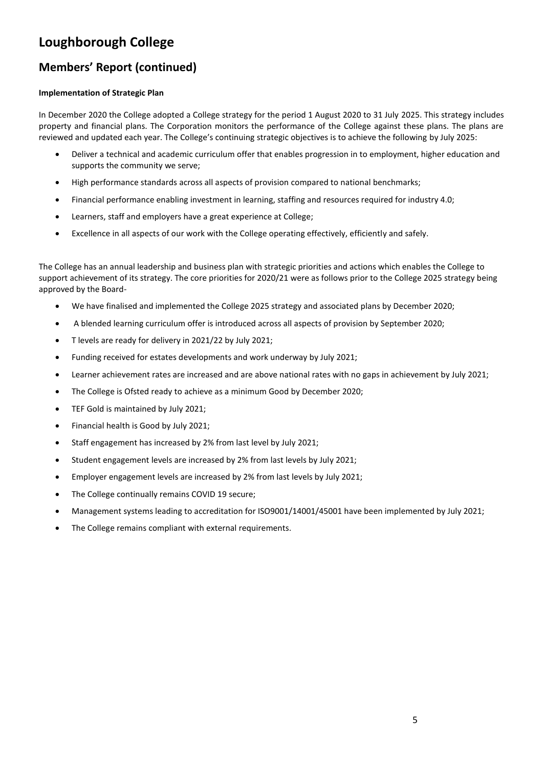# Loughborough College

## Members' Report (continued)

**Implementation of Strategic Plan**

In December 2020 the College adopted a College strategy for the period 1 August 2020 to 31 July 2025. This strategy includes property and financial plans. The Corporation monitors the performance of the College against these plans. The plans are reviewed and updated each year. The College's continuing strategic objectives is to achieve the following by July 2025:

- Deliver a technical and academic curriculum offer that enables progression in to employment, higher education and supports the community we serve;
- High performance standards across all aspects of provision compared to national benchmarks;
- Financial performance enabling investment in learning, staffing and resources required for industry 4.0;
- Learners, staff and employers have a great experience at College;
- Excellence in all aspects of our work with the College operating effectively, efficiently and safely.

The College has an annual leadership and business plan with strategic priorities and actions which enables the College to support achievement of its strategy. The core priorities for 2020/21 were as follows prior to the College 2025 strategy being approved by the Board-

- We have finalised and implemented the College 2025 strategy and associated plans by December 2020;
- A blended learning curriculum offer is introduced across all aspects of provision by September 2020;
- T levels are ready for delivery in 2021/22 by July 2021;
- Funding received for estates developments and work underway by July 2021;
- Learner achievement rates are increased and are above national rates with no gaps in achievement by July 2021;
- The College is Ofsted ready to achieve as a minimum Good by December 2020;
- TEF Gold is maintained by July 2021;
- Financial health is Good by July 2021;
- Staff engagement has increased by 2% from last level by July 2021;
- Student engagement levels are increased by 2% from last levels by July 2021;
- Employer engagement levels are increased by 2% from last levels by July 2021;
- The College continually remains COVID 19 secure;
- Management systems leading to accreditation for ISO9001/14001/45001 have been implemented by July 2021;
- The College remains compliant with external requirements.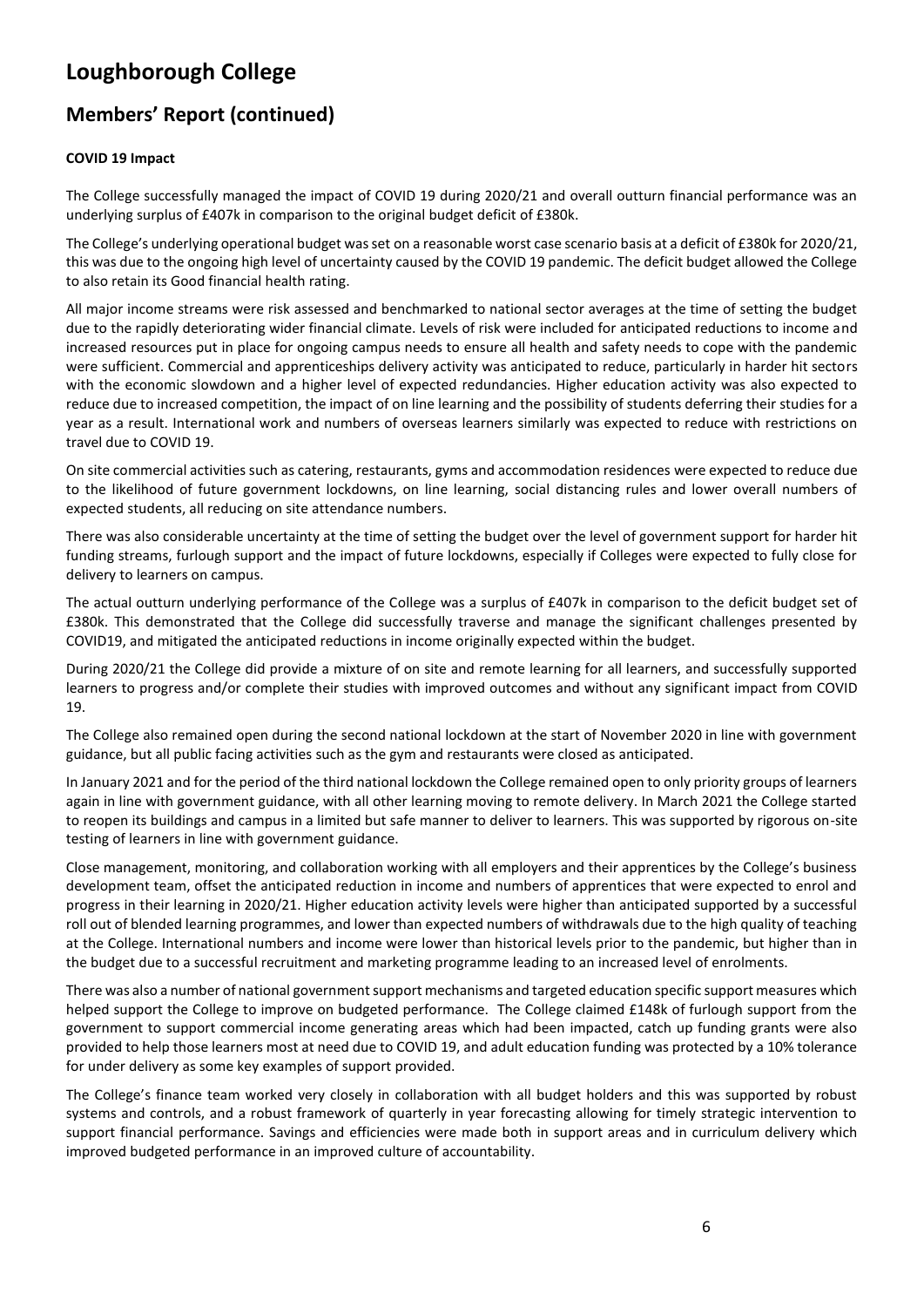# Loughborough College

## Members' Report (continued)

**COVID 19 Impact**

The College successfully managed the impact of COVID 19 during 2020/21 and overall outturn financial performance was an underlying surplus of £407k in comparison to the original budget deficit of £380k.

The College's underlying operational budget was set on a reasonable worst case scenario basis at a deficit of £380k for 2020/21, this was due to the ongoing high level of uncertainty caused by the COVID 19 pandemic. The deficit budget allowed the College to also retain its Good financial health rating.

All major income streams were risk assessed and benchmarked to national sector averages at the time of setting the budget due to the rapidly deteriorating wider financial climate. Levels of risk were included for anticipated reductions to income and increased resources put in place for ongoing campus needs to ensure all health and safety needs to cope with the pandemic were sufficient. Commercial and apprenticeships delivery activity was anticipated to reduce, particularly in harder hit sectors with the economic slowdown and a higher level of expected redundancies. Higher education activity was also expected to reduce due to increased competition, the impact of on line learning and the possibility of students deferring their studies for a year as a result. International work and numbers of overseas learners similarly was expected to reduce with restrictions on travel due to COVID 19.

On site commercial activities such as catering, restaurants, gyms and accommodation residences were expected to reduce due to the likelihood of future government lockdowns, on line learning, social distancing rules and lower overall numbers of expected students, all reducing on site attendance numbers.

There was also considerable uncertainty at the time of setting the budget over the level of government support for harder hit funding streams, furlough support and the impact of future lockdowns, especially if Colleges were expected to fully close for delivery to learners on campus.

The actual outturn underlying performance of the College was a surplus of £407k in comparison to the deficit budget set of £380k. This demonstrated that the College did successfully traverse and manage the significant challenges presented by COVID19, and mitigated the anticipated reductions in income originally expected within the budget.

During 2020/21 the College did provide a mixture of on site and remote learning for all learners, and successfully supported learners to progress and/or complete their studies with improved outcomes and without any significant impact from COVID 19.

The College also remained open during the second national lockdown at the start of November 2020 in line with government guidance, but all public facing activities such as the gym and restaurants were closed as anticipated.

In January 2021 and for the period of the third national lockdown the College remained open to only priority groups of learners again in line with government guidance, with all other learning moving to remote delivery. In March 2021 the College started to reopen its buildings and campus in a limited but safe manner to deliver to learners. This was supported by rigorous on-site testing of learners in line with government guidance.

Close management, monitoring, and collaboration working with all employers and their apprentices by the College's business development team, offset the anticipated reduction in income and numbers of apprentices that were expected to enrol and progress in their learning in 2020/21. Higher education activity levels were higher than anticipated supported by a successful roll out of blended learning programmes, and lower than expected numbers of withdrawals due to the high quality of teaching at the College. International numbers and income were lower than historical levels prior to the pandemic, but higher than in the budget due to a successful recruitment and marketing programme leading to an increased level of enrolments.

There was also a number of national government support mechanisms and targeted education specific support measures which helped support the College to improve on budgeted performance. The College claimed £148k of furlough support from the government to support commercial income generating areas which had been impacted, catch up funding grants were also provided to help those learners most at need due to COVID 19, and adult education funding was protected by a 10% tolerance for under delivery as some key examples of support provided.

The College's finance team worked very closely in collaboration with all budget holders and this was supported by robust systems and controls, and a robust framework of quarterly in year forecasting allowing for timely strategic intervention to support financial performance. Savings and efficiencies were made both in support areas and in curriculum delivery which improved budgeted performance in an improved culture of accountability.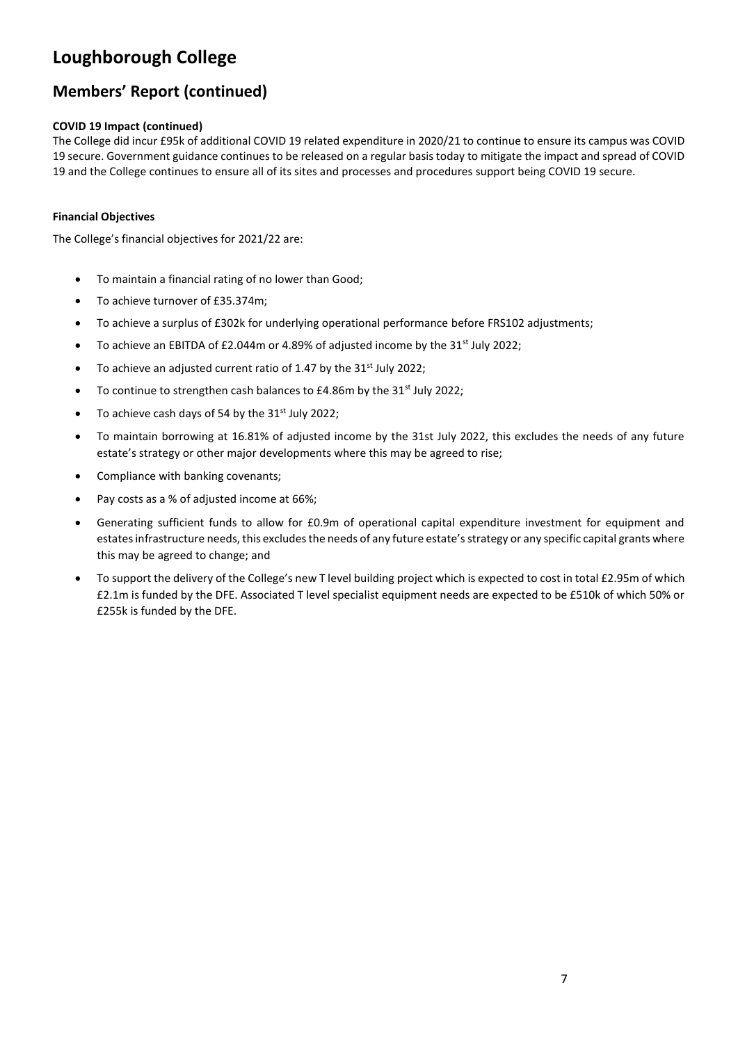# Loughborough College

## Members' Report (continued)

**COVID 19 Impact (continued)**

The College did incur £95k of additional COVID 19 related expenditure in 2020/21 to continue to ensure its campus was COVID 19 secure. Government guidance continues to be released on a regular basis today to mitigate the impact and spread of COVID 19 and the College continues to ensure all of its sites and processes and procedures support being COVID 19 secure.

**Financial Objectives**

The College's financial objectives for 2021/22 are:

- To maintain a financial rating of no lower than Good;
- To achieve turnover of £35.374m;
- To achieve a surplus of £302k for underlying operational performance before FRS102 adjustments;
- To achieve an EBITDA of £2.044m or 4.89% of adjusted income by the 31st July 2022;
- To achieve an adjusted current ratio of 1.47 by the 31st July 2022;
- To continue to strengthen cash balances to £4.86m by the 31st July 2022;
- To achieve cash days of 54 by the 31st July 2022;
- To maintain borrowing at 16.81% of adjusted income by the 31st July 2022, this excludes the needs of any future estate's strategy or other major developments where this may be agreed to rise;
- Compliance with banking covenants;
- Pay costs as a % of adjusted income at 66%;
- Generating sufficient funds to allow for £0.9m of operational capital expenditure investment for equipment and estates infrastructure needs, this excludes the needs of any future estate's strategy or any specific capital grants where this may be agreed to change; and
- To support the delivery of the College's new T level building project which is expected to cost in total £2.95m of which £2.1m is funded by the DFE. Associated T level specialist equipment needs are expected to be £510k of which 50% or £255k is funded by the DFE.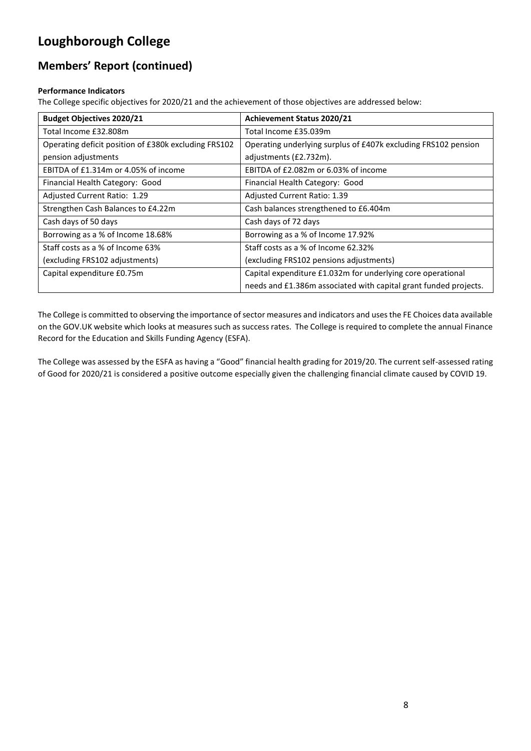# Loughborough College

## Members' Report (continued)

**Performance Indicators**

The College specific objectives for 2020/21 and the achievement of those objectives are addressed below:

| Budget Objectives 2020/21 | Achievement Status 2020/21 |
|---|---|
| Total Income £32.808m | Total Income £35.039m |
| Operating deficit position of £380k excluding FRS102 pension adjustments | Operating underlying surplus of £407k excluding FRS102 pension adjustments (£2.732m). |
| EBITDA of £1.314m or 4.05% of income | EBITDA of £2.082m or 6.03% of income |
| Financial Health Category: Good | Financial Health Category: Good |
| Adjusted Current Ratio: 1.29 | Adjusted Current Ratio: 1.39 |
| Strengthen Cash Balances to £4.22m | Cash balances strengthened to £6.404m |
| Cash days of 50 days | Cash days of 72 days |
| Borrowing as a % of Income 18.68% | Borrowing as a % of Income 17.92% |
| Staff costs as a % of Income 63% (excluding FRS102 adjustments) | Staff costs as a % of Income 62.32% (excluding FRS102 pensions adjustments) |
| Capital expenditure £0.75m | Capital expenditure £1.032m for underlying core operational needs and £1.386m associated with capital grant funded projects. |

The College is committed to observing the importance of sector measures and indicators and uses the FE Choices data available on the GOV.UK website which looks at measures such as success rates. The College is required to complete the annual Finance Record for the Education and Skills Funding Agency (ESFA).

The College was assessed by the ESFA as having a "Good" financial health grading for 2019/20. The current self-assessed rating of Good for 2020/21 is considered a positive outcome especially given the challenging financial climate caused by COVID 19.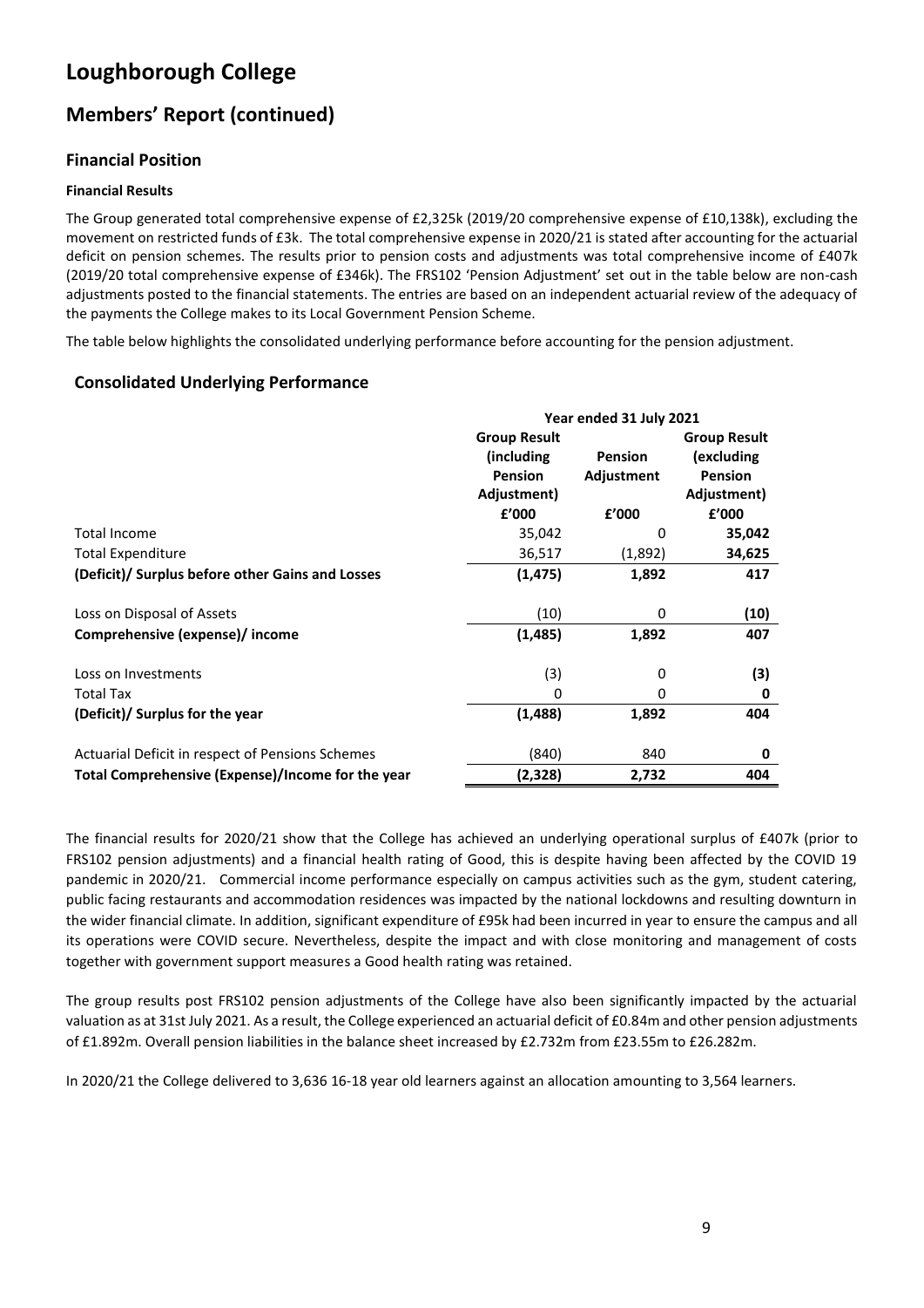# Loughborough College

## Members' Report (continued)

### Financial Position

#### Financial Results

The Group generated total comprehensive expense of £2,325k (2019/20 comprehensive expense of £10,138k), excluding the movement on restricted funds of £3k. The total comprehensive expense in 2020/21 is stated after accounting for the actuarial deficit on pension schemes. The results prior to pension costs and adjustments was total comprehensive income of £407k (2019/20 total comprehensive expense of £346k). The FRS102 'Pension Adjustment' set out in the table below are non-cash adjustments posted to the financial statements. The entries are based on an independent actuarial review of the adequacy of the payments the College makes to its Local Government Pension Scheme.

The table below highlights the consolidated underlying performance before accounting for the pension adjustment.

### Consolidated Underlying Performance

| | Year ended 31 July 2021 | | |
|---|---|---|---|
| | Group Result (including Pension Adjustment) | Pension Adjustment | Group Result (excluding Pension Adjustment) |
| | £'000 | £'000 | £'000 |
| Total Income | 35,042 | 0 | **35,042** |
| Total Expenditure | 36,517 | (1,892) | **34,625** |
| **(Deficit)/ Surplus before other Gains and Losses** | **(1,475)** | **1,892** | **417** |
| Loss on Disposal of Assets | (10) | 0 | **(10)** |
| **Comprehensive (expense)/ income** | **(1,485)** | **1,892** | **407** |
| Loss on Investments | (3) | 0 | **(3)** |
| Total Tax | 0 | 0 | **0** |
| **(Deficit)/ Surplus for the year** | **(1,488)** | **1,892** | **404** |
| Actuarial Deficit in respect of Pensions Schemes | (840) | 840 | **0** |
| **Total Comprehensive (Expense)/Income for the year** | **(2,328)** | **2,732** | **404** |

The financial results for 2020/21 show that the College has achieved an underlying operational surplus of £407k (prior to FRS102 pension adjustments) and a financial health rating of Good, this is despite having been affected by the COVID 19 pandemic in 2020/21. Commercial income performance especially on campus activities such as the gym, student catering, public facing restaurants and accommodation residences was impacted by the national lockdowns and resulting downturn in the wider financial climate. In addition, significant expenditure of £95k had been incurred in year to ensure the campus and all its operations were COVID secure. Nevertheless, despite the impact and with close monitoring and management of costs together with government support measures a Good health rating was retained.

The group results post FRS102 pension adjustments of the College have also been significantly impacted by the actuarial valuation as at 31st July 2021. As a result, the College experienced an actuarial deficit of £0.84m and other pension adjustments of £1.892m. Overall pension liabilities in the balance sheet increased by £2.732m from £23.55m to £26.282m.

In 2020/21 the College delivered to 3,636 16-18 year old learners against an allocation amounting to 3,564 learners.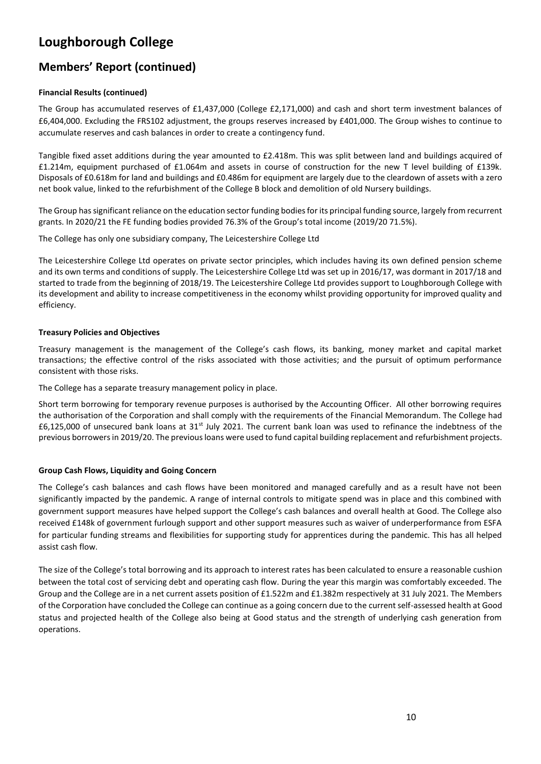# Loughborough College

## Members' Report (continued)

**Financial Results (continued)**

The Group has accumulated reserves of £1,437,000 (College £2,171,000) and cash and short term investment balances of £6,404,000. Excluding the FRS102 adjustment, the groups reserves increased by £401,000. The Group wishes to continue to accumulate reserves and cash balances in order to create a contingency fund.

Tangible fixed asset additions during the year amounted to £2.418m. This was split between land and buildings acquired of £1.214m, equipment purchased of £1.064m and assets in course of construction for the new T level building of £139k. Disposals of £0.618m for land and buildings and £0.486m for equipment are largely due to the cleardown of assets with a zero net book value, linked to the refurbishment of the College B block and demolition of old Nursery buildings.

The Group has significant reliance on the education sector funding bodies for its principal funding source, largely from recurrent grants. In 2020/21 the FE funding bodies provided 76.3% of the Group's total income (2019/20 71.5%).

The College has only one subsidiary company, The Leicestershire College Ltd

The Leicestershire College Ltd operates on private sector principles, which includes having its own defined pension scheme and its own terms and conditions of supply. The Leicestershire College Ltd was set up in 2016/17, was dormant in 2017/18 and started to trade from the beginning of 2018/19. The Leicestershire College Ltd provides support to Loughborough College with its development and ability to increase competitiveness in the economy whilst providing opportunity for improved quality and efficiency.

**Treasury Policies and Objectives**

Treasury management is the management of the College's cash flows, its banking, money market and capital market transactions; the effective control of the risks associated with those activities; and the pursuit of optimum performance consistent with those risks.

The College has a separate treasury management policy in place.

Short term borrowing for temporary revenue purposes is authorised by the Accounting Officer. All other borrowing requires the authorisation of the Corporation and shall comply with the requirements of the Financial Memorandum. The College had £6,125,000 of unsecured bank loans at 31st July 2021. The current bank loan was used to refinance the indebtness of the previous borrowers in 2019/20. The previous loans were used to fund capital building replacement and refurbishment projects.

**Group Cash Flows, Liquidity and Going Concern**

The College's cash balances and cash flows have been monitored and managed carefully and as a result have not been significantly impacted by the pandemic. A range of internal controls to mitigate spend was in place and this combined with government support measures have helped support the College's cash balances and overall health at Good. The College also received £148k of government furlough support and other support measures such as waiver of underperformance from ESFA for particular funding streams and flexibilities for supporting study for apprentices during the pandemic. This has all helped assist cash flow.

The size of the College's total borrowing and its approach to interest rates has been calculated to ensure a reasonable cushion between the total cost of servicing debt and operating cash flow. During the year this margin was comfortably exceeded. The Group and the College are in a net current assets position of £1.522m and £1.382m respectively at 31 July 2021. The Members of the Corporation have concluded the College can continue as a going concern due to the current self-assessed health at Good status and projected health of the College also being at Good status and the strength of underlying cash generation from operations.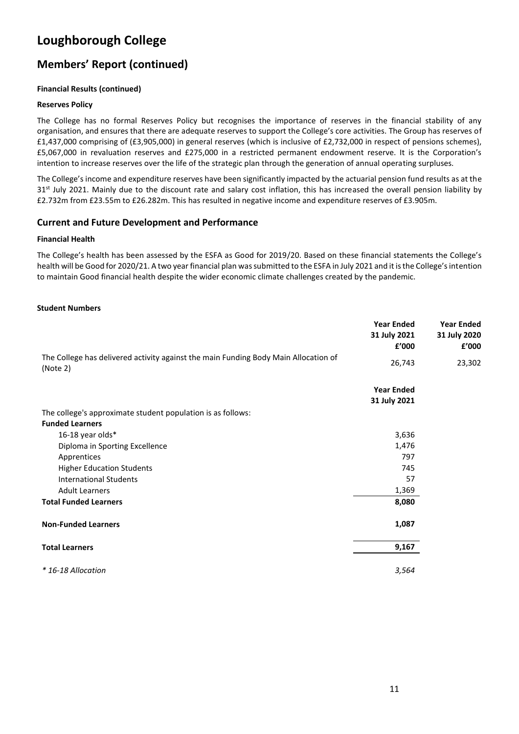# Loughborough College

## Members' Report (continued)

**Financial Results (continued)**

**Reserves Policy**

The College has no formal Reserves Policy but recognises the importance of reserves in the financial stability of any organisation, and ensures that there are adequate reserves to support the College's core activities. The Group has reserves of £1,437,000 comprising of (£3,905,000) in general reserves (which is inclusive of £2,732,000 in respect of pensions schemes), £5,067,000 in revaluation reserves and £275,000 in a restricted permanent endowment reserve. It is the Corporation's intention to increase reserves over the life of the strategic plan through the generation of annual operating surpluses.

The College's income and expenditure reserves have been significantly impacted by the actuarial pension fund results as at the 31st July 2021. Mainly due to the discount rate and salary cost inflation, this has increased the overall pension liability by £2.732m from £23.55m to £26.282m. This has resulted in negative income and expenditure reserves of £3.905m.

## Current and Future Development and Performance

**Financial Health**

The College's health has been assessed by the ESFA as Good for 2019/20. Based on these financial statements the College's health will be Good for 2020/21. A two year financial plan was submitted to the ESFA in July 2021 and it is the College's intention to maintain Good financial health despite the wider economic climate challenges created by the pandemic.

**Student Numbers**

| | Year Ended 31 July 2021 £'000 | Year Ended 31 July 2020 £'000 |
|---|---|---|
| The College has delivered activity against the main Funding Body Main Allocation of (Note 2) | 26,743 | 23,302 |

| | Year Ended 31 July 2021 |
|---|---|
| The college's approximate student population is as follows: | |
| **Funded Learners** | |
| 16-18 year olds* | 3,636 |
| Diploma in Sporting Excellence | 1,476 |
| Apprentices | 797 |
| Higher Education Students | 745 |
| International Students | 57 |
| Adult Learners | 1,369 |
| **Total Funded Learners** | **8,080** |
| **Non-Funded Learners** | **1,087** |
| **Total Learners** | **9,167** |
| *\* 16-18 Allocation* | *3,564* |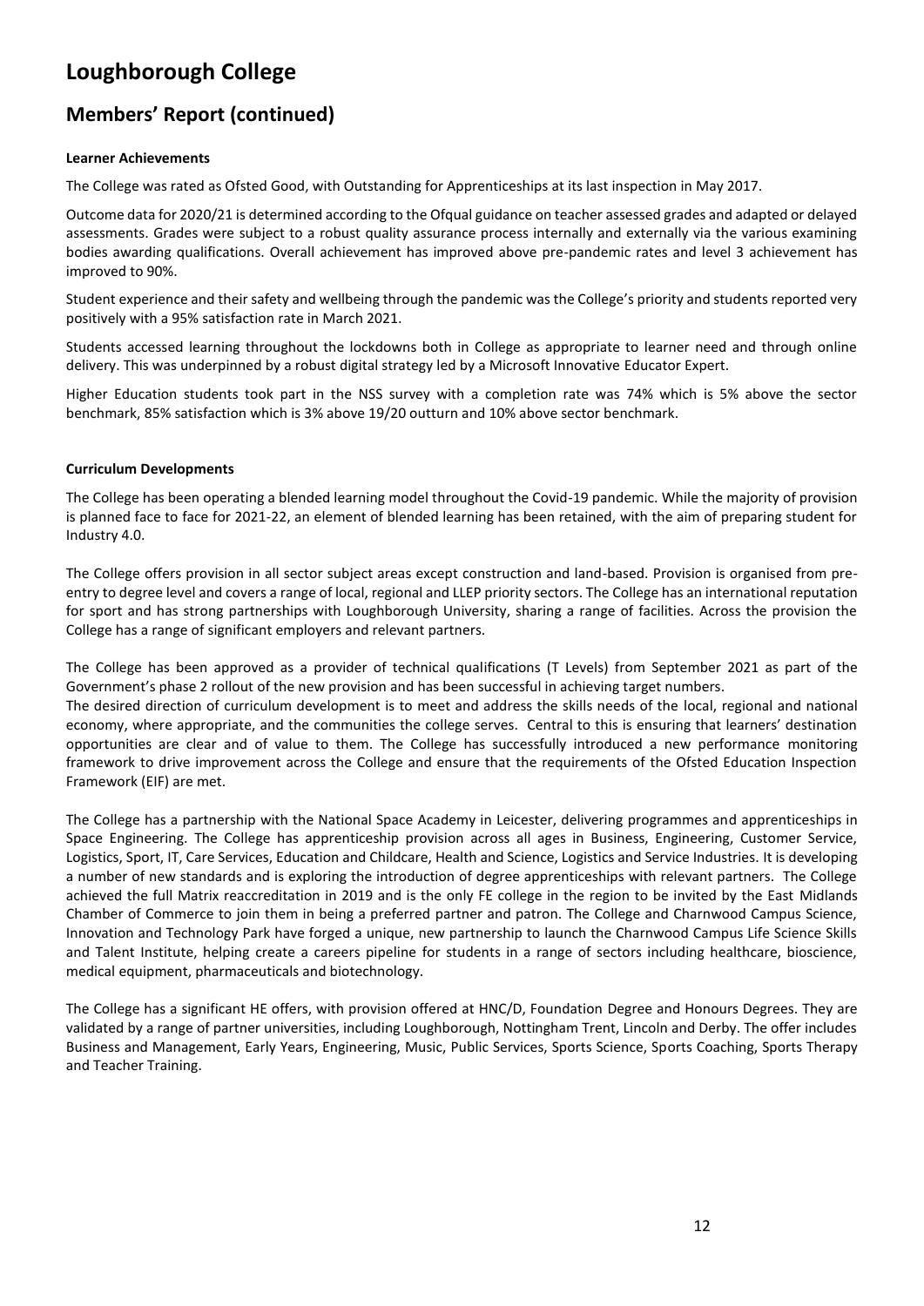# Loughborough College

## Members' Report (continued)

**Learner Achievements**

The College was rated as Ofsted Good, with Outstanding for Apprenticeships at its last inspection in May 2017.

Outcome data for 2020/21 is determined according to the Ofqual guidance on teacher assessed grades and adapted or delayed assessments. Grades were subject to a robust quality assurance process internally and externally via the various examining bodies awarding qualifications. Overall achievement has improved above pre-pandemic rates and level 3 achievement has improved to 90%.

Student experience and their safety and wellbeing through the pandemic was the College's priority and students reported very positively with a 95% satisfaction rate in March 2021.

Students accessed learning throughout the lockdowns both in College as appropriate to learner need and through online delivery. This was underpinned by a robust digital strategy led by a Microsoft Innovative Educator Expert.

Higher Education students took part in the NSS survey with a completion rate was 74% which is 5% above the sector benchmark, 85% satisfaction which is 3% above 19/20 outturn and 10% above sector benchmark.

**Curriculum Developments**

The College has been operating a blended learning model throughout the Covid-19 pandemic. While the majority of provision is planned face to face for 2021-22, an element of blended learning has been retained, with the aim of preparing student for Industry 4.0.

The College offers provision in all sector subject areas except construction and land-based. Provision is organised from pre-entry to degree level and covers a range of local, regional and LLEP priority sectors. The College has an international reputation for sport and has strong partnerships with Loughborough University, sharing a range of facilities. Across the provision the College has a range of significant employers and relevant partners.

The College has been approved as a provider of technical qualifications (T Levels) from September 2021 as part of the Government's phase 2 rollout of the new provision and has been successful in achieving target numbers.
The desired direction of curriculum development is to meet and address the skills needs of the local, regional and national economy, where appropriate, and the communities the college serves. Central to this is ensuring that learners' destination opportunities are clear and of value to them. The College has successfully introduced a new performance monitoring framework to drive improvement across the College and ensure that the requirements of the Ofsted Education Inspection Framework (EIF) are met.

The College has a partnership with the National Space Academy in Leicester, delivering programmes and apprenticeships in Space Engineering. The College has apprenticeship provision across all ages in Business, Engineering, Customer Service, Logistics, Sport, IT, Care Services, Education and Childcare, Health and Science, Logistics and Service Industries. It is developing a number of new standards and is exploring the introduction of degree apprenticeships with relevant partners. The College achieved the full Matrix reaccreditation in 2019 and is the only FE college in the region to be invited by the East Midlands Chamber of Commerce to join them in being a preferred partner and patron. The College and Charnwood Campus Science, Innovation and Technology Park have forged a unique, new partnership to launch the Charnwood Campus Life Science Skills and Talent Institute, helping create a careers pipeline for students in a range of sectors including healthcare, bioscience, medical equipment, pharmaceuticals and biotechnology.

The College has a significant HE offers, with provision offered at HNC/D, Foundation Degree and Honours Degrees. They are validated by a range of partner universities, including Loughborough, Nottingham Trent, Lincoln and Derby. The offer includes Business and Management, Early Years, Engineering, Music, Public Services, Sports Science, Sports Coaching, Sports Therapy and Teacher Training.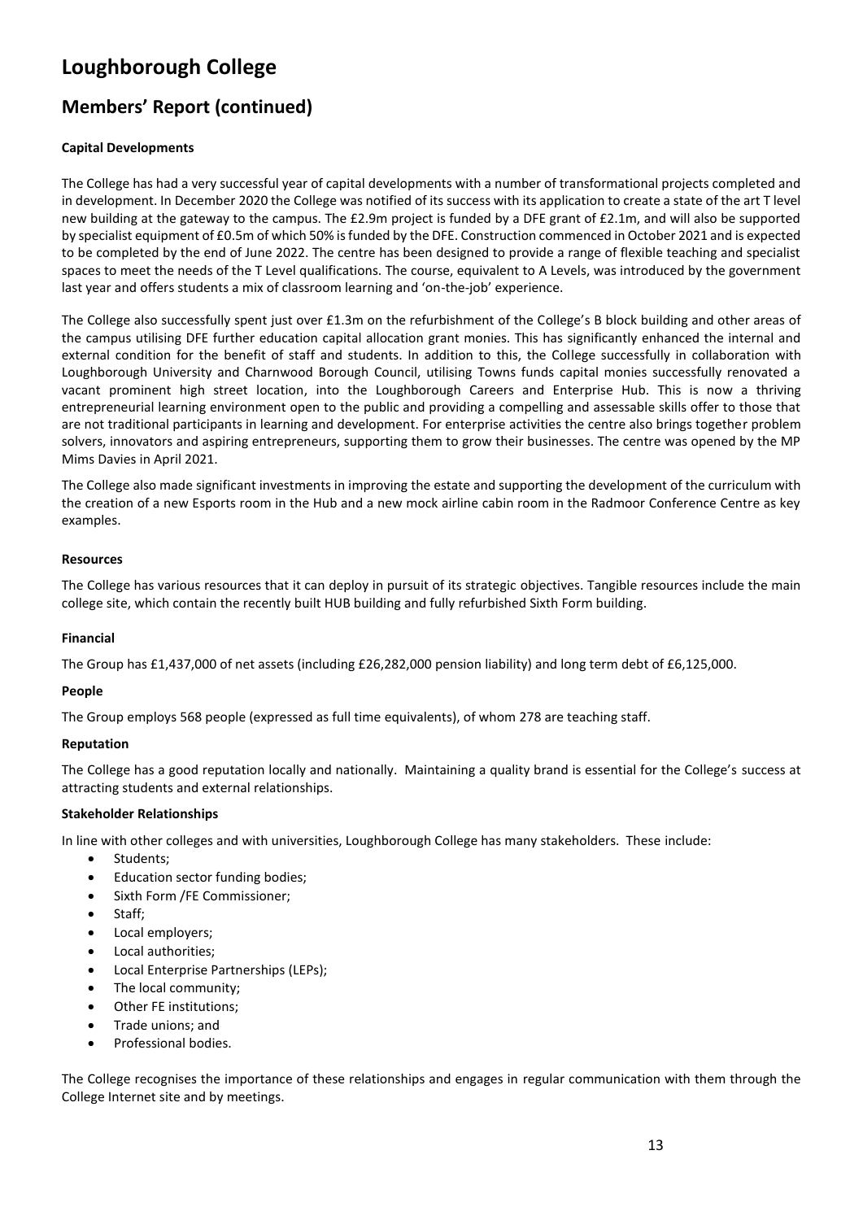# Loughborough College

## Members' Report (continued)

**Capital Developments**

The College has had a very successful year of capital developments with a number of transformational projects completed and in development. In December 2020 the College was notified of its success with its application to create a state of the art T level new building at the gateway to the campus. The £2.9m project is funded by a DFE grant of £2.1m, and will also be supported by specialist equipment of £0.5m of which 50% is funded by the DFE. Construction commenced in October 2021 and is expected to be completed by the end of June 2022. The centre has been designed to provide a range of flexible teaching and specialist spaces to meet the needs of the T Level qualifications. The course, equivalent to A Levels, was introduced by the government last year and offers students a mix of classroom learning and 'on-the-job' experience.

The College also successfully spent just over £1.3m on the refurbishment of the College's B block building and other areas of the campus utilising DFE further education capital allocation grant monies. This has significantly enhanced the internal and external condition for the benefit of staff and students. In addition to this, the College successfully in collaboration with Loughborough University and Charnwood Borough Council, utilising Towns funds capital monies successfully renovated a vacant prominent high street location, into the Loughborough Careers and Enterprise Hub. This is now a thriving entrepreneurial learning environment open to the public and providing a compelling and assessable skills offer to those that are not traditional participants in learning and development. For enterprise activities the centre also brings together problem solvers, innovators and aspiring entrepreneurs, supporting them to grow their businesses. The centre was opened by the MP Mims Davies in April 2021.

The College also made significant investments in improving the estate and supporting the development of the curriculum with the creation of a new Esports room in the Hub and a new mock airline cabin room in the Radmoor Conference Centre as key examples.

**Resources**

The College has various resources that it can deploy in pursuit of its strategic objectives. Tangible resources include the main college site, which contain the recently built HUB building and fully refurbished Sixth Form building.

**Financial**

The Group has £1,437,000 of net assets (including £26,282,000 pension liability) and long term debt of £6,125,000.

**People**

The Group employs 568 people (expressed as full time equivalents), of whom 278 are teaching staff.

**Reputation**

The College has a good reputation locally and nationally. Maintaining a quality brand is essential for the College's success at attracting students and external relationships.

**Stakeholder Relationships**

In line with other colleges and with universities, Loughborough College has many stakeholders. These include:

- Students;
- Education sector funding bodies;
- Sixth Form /FE Commissioner;
- Staff;
- Local employers;
- Local authorities;
- Local Enterprise Partnerships (LEPs);
- The local community;
- Other FE institutions;
- Trade unions; and
- Professional bodies.

The College recognises the importance of these relationships and engages in regular communication with them through the College Internet site and by meetings.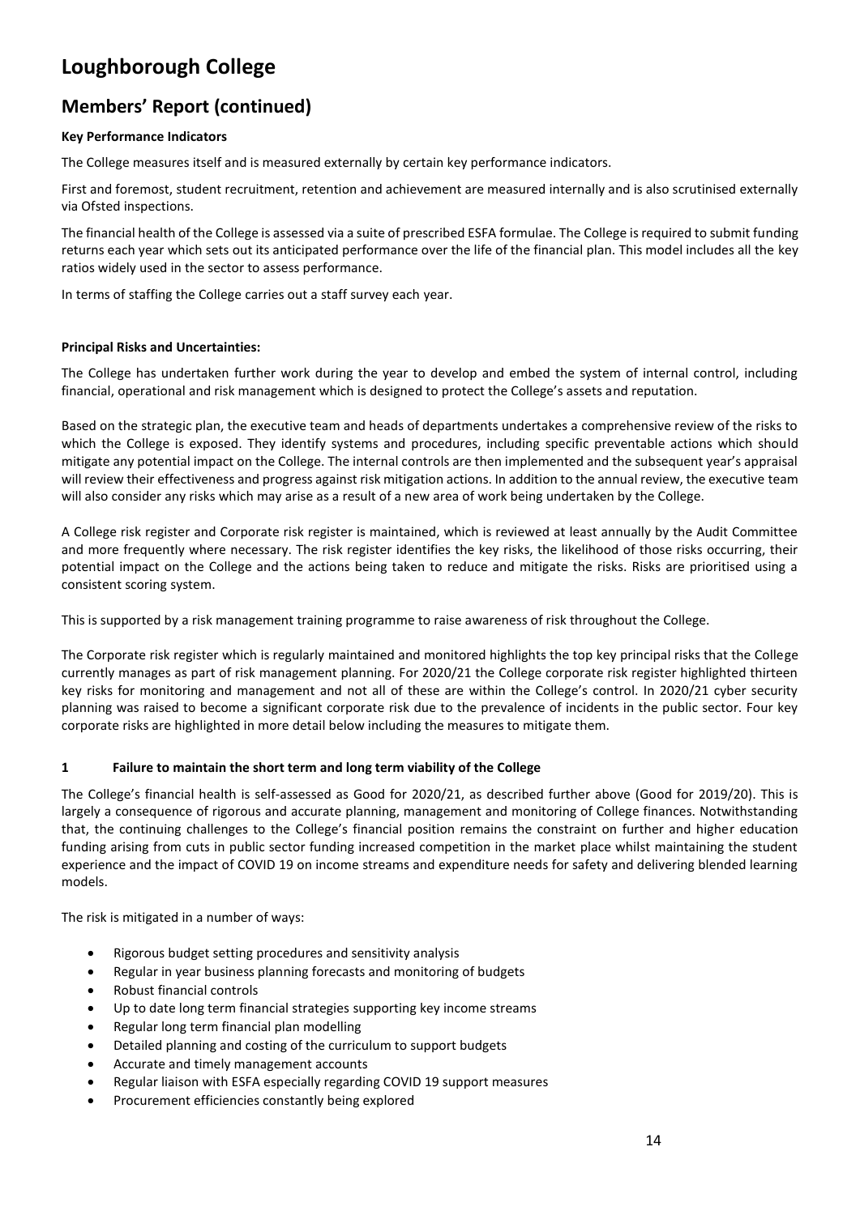# Loughborough College

## Members' Report (continued)

**Key Performance Indicators**

The College measures itself and is measured externally by certain key performance indicators.

First and foremost, student recruitment, retention and achievement are measured internally and is also scrutinised externally via Ofsted inspections.

The financial health of the College is assessed via a suite of prescribed ESFA formulae. The College is required to submit funding returns each year which sets out its anticipated performance over the life of the financial plan. This model includes all the key ratios widely used in the sector to assess performance.

In terms of staffing the College carries out a staff survey each year.

**Principal Risks and Uncertainties:**

The College has undertaken further work during the year to develop and embed the system of internal control, including financial, operational and risk management which is designed to protect the College's assets and reputation.

Based on the strategic plan, the executive team and heads of departments undertakes a comprehensive review of the risks to which the College is exposed. They identify systems and procedures, including specific preventable actions which should mitigate any potential impact on the College. The internal controls are then implemented and the subsequent year's appraisal will review their effectiveness and progress against risk mitigation actions. In addition to the annual review, the executive team will also consider any risks which may arise as a result of a new area of work being undertaken by the College.

A College risk register and Corporate risk register is maintained, which is reviewed at least annually by the Audit Committee and more frequently where necessary. The risk register identifies the key risks, the likelihood of those risks occurring, their potential impact on the College and the actions being taken to reduce and mitigate the risks. Risks are prioritised using a consistent scoring system.

This is supported by a risk management training programme to raise awareness of risk throughout the College.

The Corporate risk register which is regularly maintained and monitored highlights the top key principal risks that the College currently manages as part of risk management planning. For 2020/21 the College corporate risk register highlighted thirteen key risks for monitoring and management and not all of these are within the College's control. In 2020/21 cyber security planning was raised to become a significant corporate risk due to the prevalence of incidents in the public sector. Four key corporate risks are highlighted in more detail below including the measures to mitigate them.

**1 Failure to maintain the short term and long term viability of the College**

The College's financial health is self-assessed as Good for 2020/21, as described further above (Good for 2019/20). This is largely a consequence of rigorous and accurate planning, management and monitoring of College finances. Notwithstanding that, the continuing challenges to the College's financial position remains the constraint on further and higher education funding arising from cuts in public sector funding increased competition in the market place whilst maintaining the student experience and the impact of COVID 19 on income streams and expenditure needs for safety and delivering blended learning models.

The risk is mitigated in a number of ways:

- Rigorous budget setting procedures and sensitivity analysis
- Regular in year business planning forecasts and monitoring of budgets
- Robust financial controls
- Up to date long term financial strategies supporting key income streams
- Regular long term financial plan modelling
- Detailed planning and costing of the curriculum to support budgets
- Accurate and timely management accounts
- Regular liaison with ESFA especially regarding COVID 19 support measures
- Procurement efficiencies constantly being explored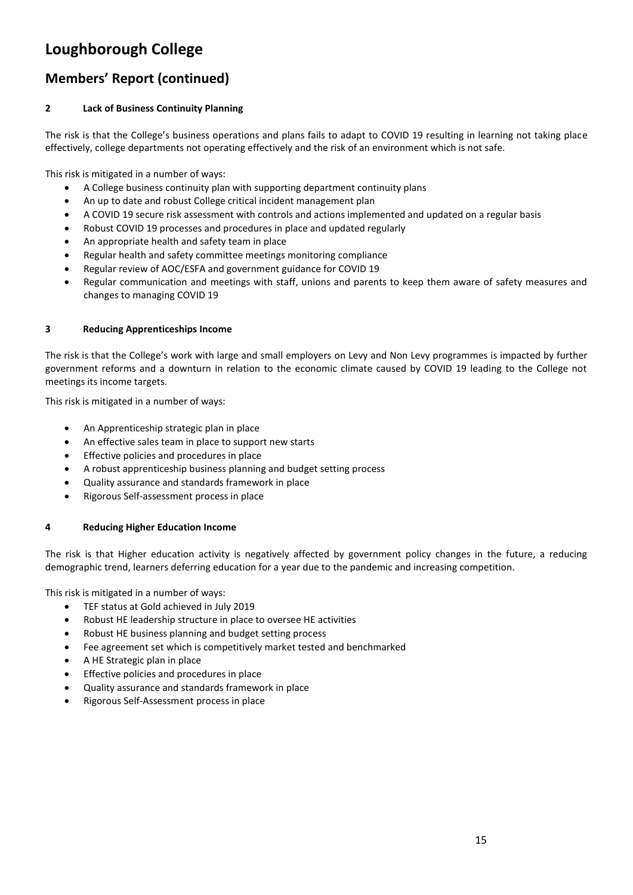# Loughborough College

## Members' Report (continued)

**2 Lack of Business Continuity Planning**

The risk is that the College's business operations and plans fails to adapt to COVID 19 resulting in learning not taking place effectively, college departments not operating effectively and the risk of an environment which is not safe.

This risk is mitigated in a number of ways:

- A College business continuity plan with supporting department continuity plans
- An up to date and robust College critical incident management plan
- A COVID 19 secure risk assessment with controls and actions implemented and updated on a regular basis
- Robust COVID 19 processes and procedures in place and updated regularly
- An appropriate health and safety team in place
- Regular health and safety committee meetings monitoring compliance
- Regular review of AOC/ESFA and government guidance for COVID 19
- Regular communication and meetings with staff, unions and parents to keep them aware of safety measures and changes to managing COVID 19

**3 Reducing Apprenticeships Income**

The risk is that the College's work with large and small employers on Levy and Non Levy programmes is impacted by further government reforms and a downturn in relation to the economic climate caused by COVID 19 leading to the College not meetings its income targets.

This risk is mitigated in a number of ways:

- An Apprenticeship strategic plan in place
- An effective sales team in place to support new starts
- Effective policies and procedures in place
- A robust apprenticeship business planning and budget setting process
- Quality assurance and standards framework in place
- Rigorous Self-assessment process in place

**4 Reducing Higher Education Income**

The risk is that Higher education activity is negatively affected by government policy changes in the future, a reducing demographic trend, learners deferring education for a year due to the pandemic and increasing competition.

This risk is mitigated in a number of ways:

- TEF status at Gold achieved in July 2019
- Robust HE leadership structure in place to oversee HE activities
- Robust HE business planning and budget setting process
- Fee agreement set which is competitively market tested and benchmarked
- A HE Strategic plan in place
- Effective policies and procedures in place
- Quality assurance and standards framework in place
- Rigorous Self-Assessment process in place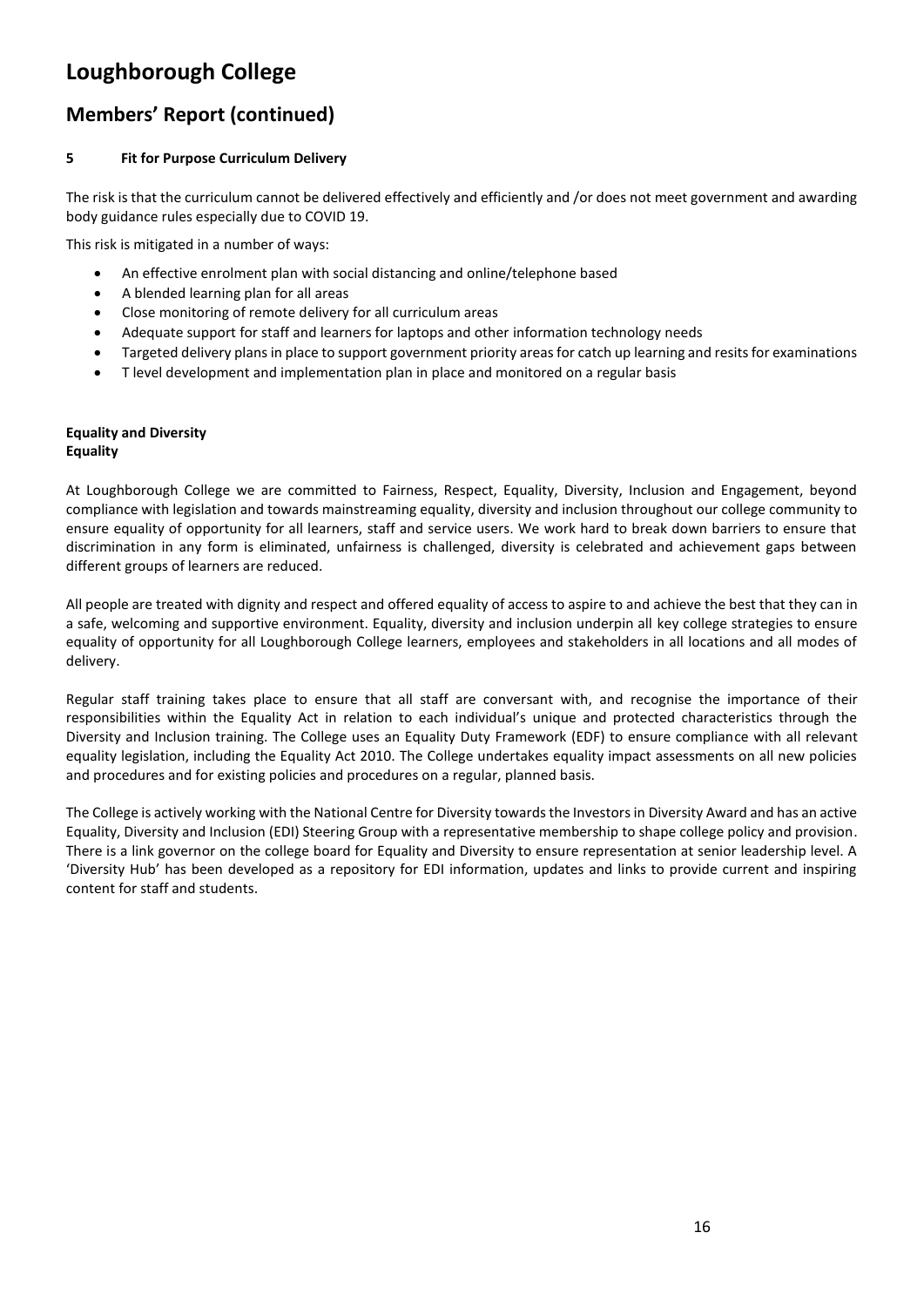# Loughborough College

## Members' Report (continued)

#### 5 Fit for Purpose Curriculum Delivery

The risk is that the curriculum cannot be delivered effectively and efficiently and /or does not meet government and awarding body guidance rules especially due to COVID 19.

This risk is mitigated in a number of ways:

- An effective enrolment plan with social distancing and online/telephone based
- A blended learning plan for all areas
- Close monitoring of remote delivery for all curriculum areas
- Adequate support for staff and learners for laptops and other information technology needs
- Targeted delivery plans in place to support government priority areas for catch up learning and resits for examinations
- T level development and implementation plan in place and monitored on a regular basis

**Equality and Diversity**
**Equality**

At Loughborough College we are committed to Fairness, Respect, Equality, Diversity, Inclusion and Engagement, beyond compliance with legislation and towards mainstreaming equality, diversity and inclusion throughout our college community to ensure equality of opportunity for all learners, staff and service users. We work hard to break down barriers to ensure that discrimination in any form is eliminated, unfairness is challenged, diversity is celebrated and achievement gaps between different groups of learners are reduced.

All people are treated with dignity and respect and offered equality of access to aspire to and achieve the best that they can in a safe, welcoming and supportive environment. Equality, diversity and inclusion underpin all key college strategies to ensure equality of opportunity for all Loughborough College learners, employees and stakeholders in all locations and all modes of delivery.

Regular staff training takes place to ensure that all staff are conversant with, and recognise the importance of their responsibilities within the Equality Act in relation to each individual's unique and protected characteristics through the Diversity and Inclusion training. The College uses an Equality Duty Framework (EDF) to ensure compliance with all relevant equality legislation, including the Equality Act 2010. The College undertakes equality impact assessments on all new policies and procedures and for existing policies and procedures on a regular, planned basis.

The College is actively working with the National Centre for Diversity towards the Investors in Diversity Award and has an active Equality, Diversity and Inclusion (EDI) Steering Group with a representative membership to shape college policy and provision. There is a link governor on the college board for Equality and Diversity to ensure representation at senior leadership level. A 'Diversity Hub' has been developed as a repository for EDI information, updates and links to provide current and inspiring content for staff and students.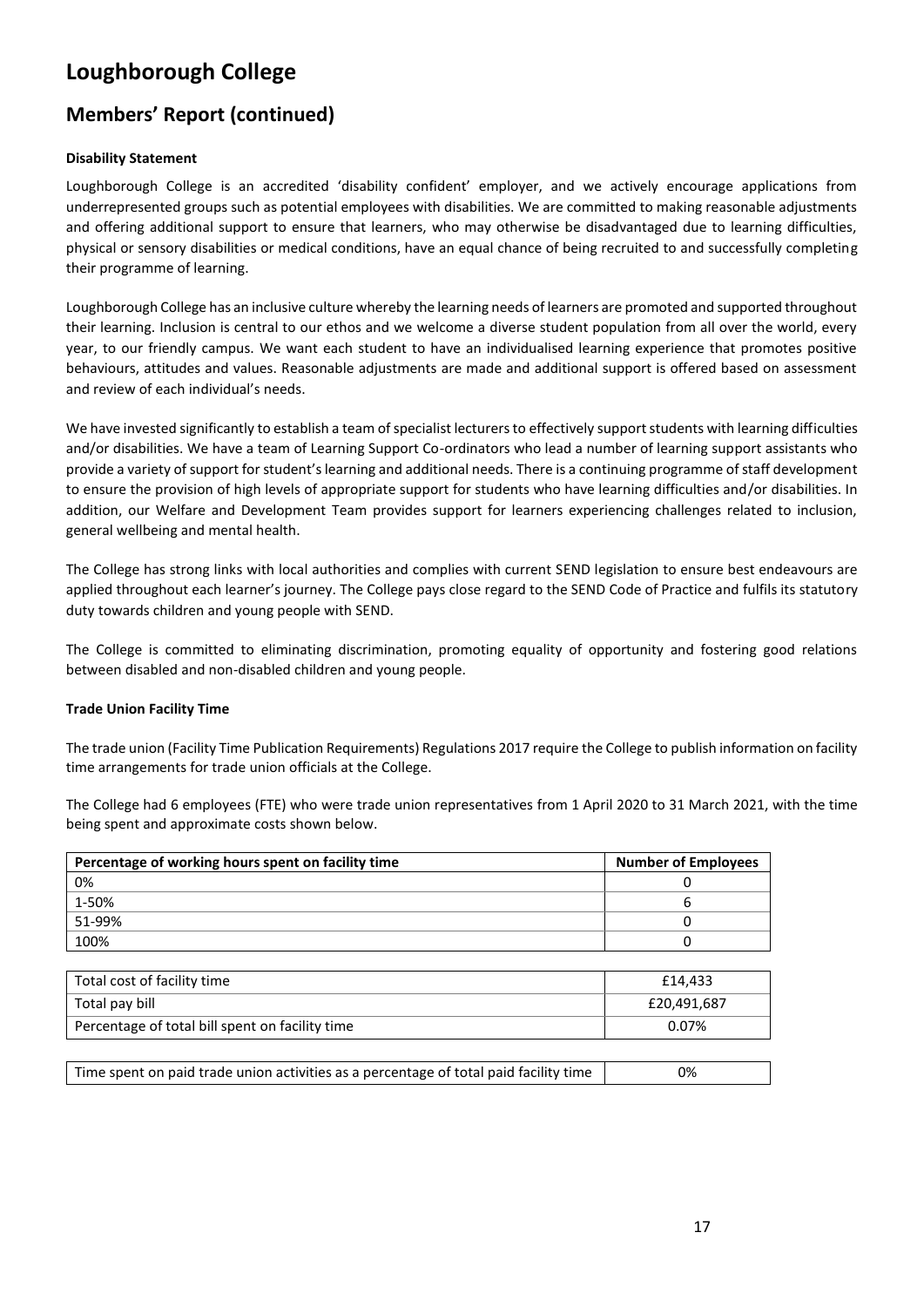# Loughborough College

## Members' Report (continued)

### Disability Statement

Loughborough College is an accredited 'disability confident' employer, and we actively encourage applications from underrepresented groups such as potential employees with disabilities. We are committed to making reasonable adjustments and offering additional support to ensure that learners, who may otherwise be disadvantaged due to learning difficulties, physical or sensory disabilities or medical conditions, have an equal chance of being recruited to and successfully completing their programme of learning.

Loughborough College has an inclusive culture whereby the learning needs of learners are promoted and supported throughout their learning. Inclusion is central to our ethos and we welcome a diverse student population from all over the world, every year, to our friendly campus. We want each student to have an individualised learning experience that promotes positive behaviours, attitudes and values. Reasonable adjustments are made and additional support is offered based on assessment and review of each individual's needs.

We have invested significantly to establish a team of specialist lecturers to effectively support students with learning difficulties and/or disabilities. We have a team of Learning Support Co-ordinators who lead a number of learning support assistants who provide a variety of support for student's learning and additional needs. There is a continuing programme of staff development to ensure the provision of high levels of appropriate support for students who have learning difficulties and/or disabilities. In addition, our Welfare and Development Team provides support for learners experiencing challenges related to inclusion, general wellbeing and mental health.

The College has strong links with local authorities and complies with current SEND legislation to ensure best endeavours are applied throughout each learner's journey. The College pays close regard to the SEND Code of Practice and fulfils its statutory duty towards children and young people with SEND.

The College is committed to eliminating discrimination, promoting equality of opportunity and fostering good relations between disabled and non-disabled children and young people.

### Trade Union Facility Time

The trade union (Facility Time Publication Requirements) Regulations 2017 require the College to publish information on facility time arrangements for trade union officials at the College.

The College had 6 employees (FTE) who were trade union representatives from 1 April 2020 to 31 March 2021, with the time being spent and approximate costs shown below.

| Percentage of working hours spent on facility time | Number of Employees |
|---|---|
| 0% | 0 |
| 1-50% | 6 |
| 51-99% | 0 |
| 100% | 0 |

| | |
|---|---|
| Total cost of facility time | £14,433 |
| Total pay bill | £20,491,687 |
| Percentage of total bill spent on facility time | 0.07% |

| | |
|---|---|
| Time spent on paid trade union activities as a percentage of total paid facility time | 0% |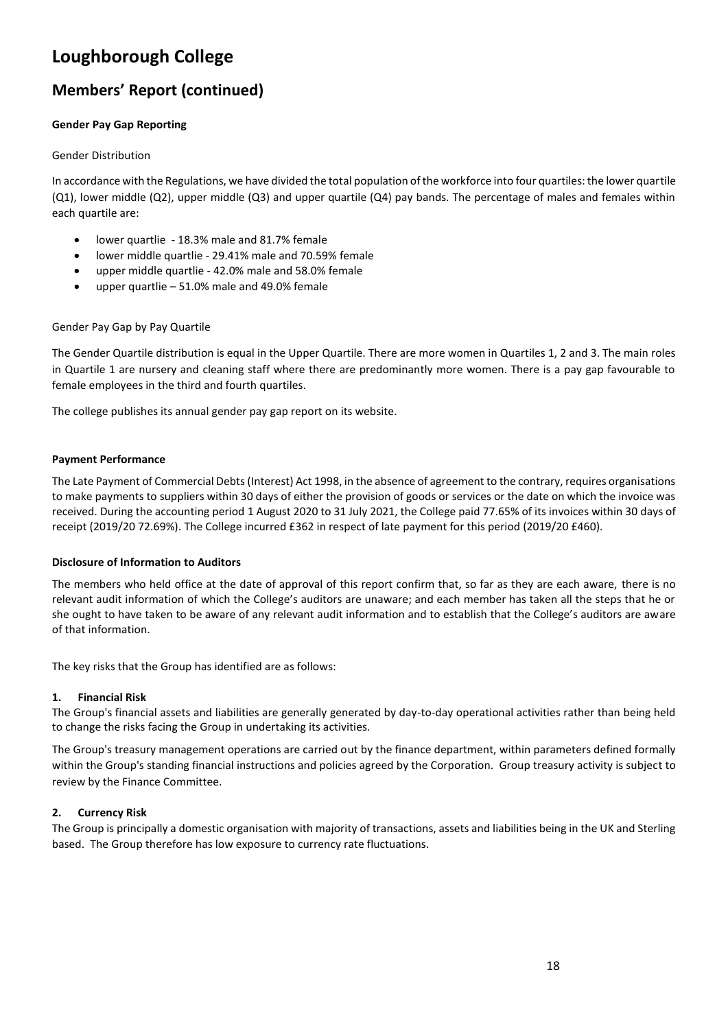# Loughborough College

## Members' Report (continued)

### Gender Pay Gap Reporting

Gender Distribution

In accordance with the Regulations, we have divided the total population of the workforce into four quartiles: the lower quartile (Q1), lower middle (Q2), upper middle (Q3) and upper quartile (Q4) pay bands. The percentage of males and females within each quartile are:

- lower quartlie - 18.3% male and 81.7% female
- lower middle quartlie - 29.41% male and 70.59% female
- upper middle quartlie - 42.0% male and 58.0% female
- upper quartlie – 51.0% male and 49.0% female

Gender Pay Gap by Pay Quartile

The Gender Quartile distribution is equal in the Upper Quartile. There are more women in Quartiles 1, 2 and 3. The main roles in Quartile 1 are nursery and cleaning staff where there are predominantly more women. There is a pay gap favourable to female employees in the third and fourth quartiles.

The college publishes its annual gender pay gap report on its website.

### Payment Performance

The Late Payment of Commercial Debts (Interest) Act 1998, in the absence of agreement to the contrary, requires organisations to make payments to suppliers within 30 days of either the provision of goods or services or the date on which the invoice was received. During the accounting period 1 August 2020 to 31 July 2021, the College paid 77.65% of its invoices within 30 days of receipt (2019/20 72.69%). The College incurred £362 in respect of late payment for this period (2019/20 £460).

### Disclosure of Information to Auditors

The members who held office at the date of approval of this report confirm that, so far as they are each aware, there is no relevant audit information of which the College's auditors are unaware; and each member has taken all the steps that he or she ought to have taken to be aware of any relevant audit information and to establish that the College's auditors are aware of that information.

The key risks that the Group has identified are as follows:

**1. Financial Risk**

The Group's financial assets and liabilities are generally generated by day-to-day operational activities rather than being held to change the risks facing the Group in undertaking its activities.

The Group's treasury management operations are carried out by the finance department, within parameters defined formally within the Group's standing financial instructions and policies agreed by the Corporation. Group treasury activity is subject to review by the Finance Committee.

**2. Currency Risk**

The Group is principally a domestic organisation with majority of transactions, assets and liabilities being in the UK and Sterling based. The Group therefore has low exposure to currency rate fluctuations.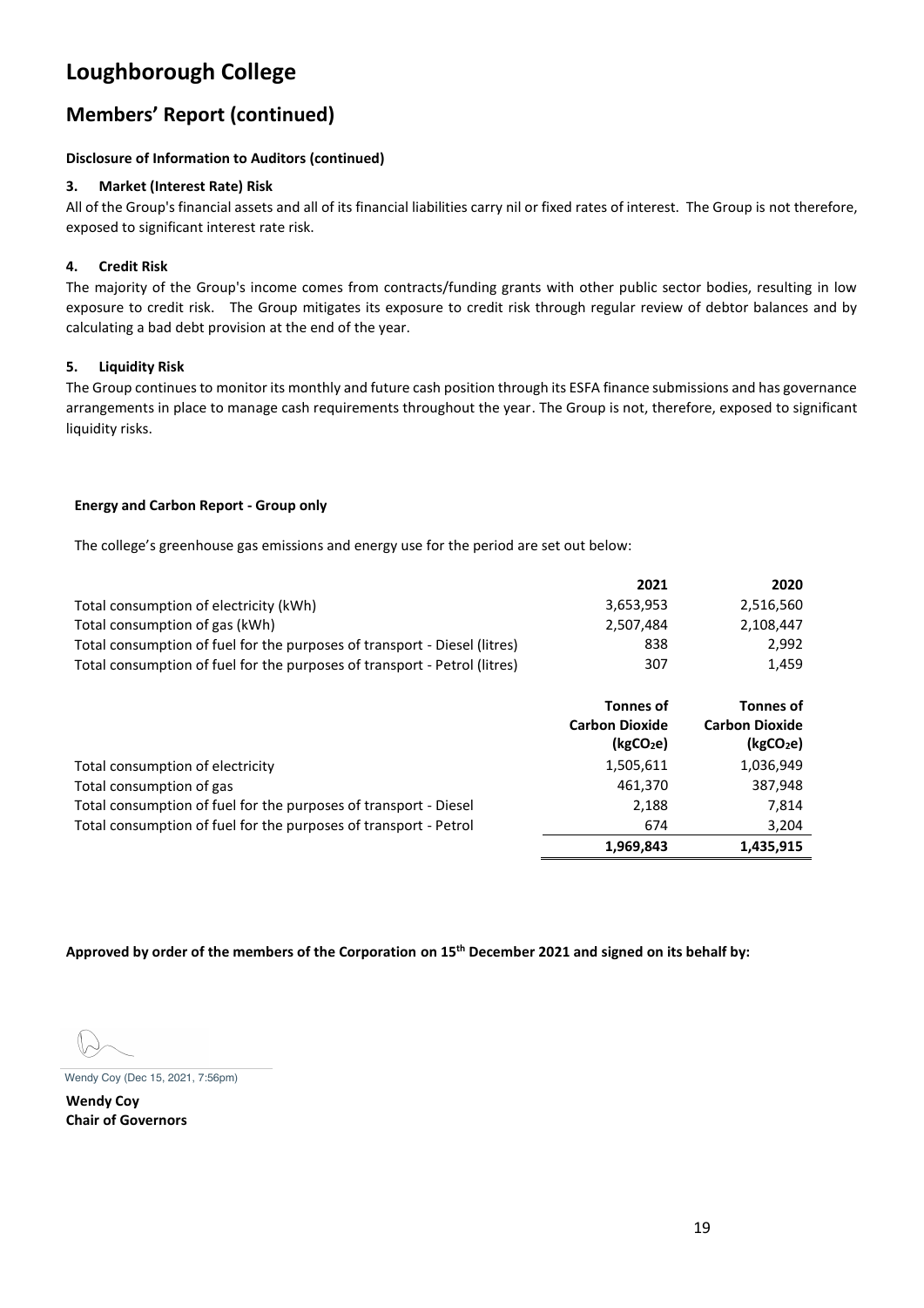# Loughborough College

## Members' Report (continued)

**Disclosure of Information to Auditors (continued)**

**3. Market (Interest Rate) Risk**

All of the Group's financial assets and all of its financial liabilities carry nil or fixed rates of interest. The Group is not therefore, exposed to significant interest rate risk.

**4. Credit Risk**

The majority of the Group's income comes from contracts/funding grants with other public sector bodies, resulting in low exposure to credit risk. The Group mitigates its exposure to credit risk through regular review of debtor balances and by calculating a bad debt provision at the end of the year.

**5. Liquidity Risk**

The Group continues to monitor its monthly and future cash position through its ESFA finance submissions and has governance arrangements in place to manage cash requirements throughout the year. The Group is not, therefore, exposed to significant liquidity risks.

**Energy and Carbon Report - Group only**

The college's greenhouse gas emissions and energy use for the period are set out below:

| | 2021 | 2020 |
|---|---|---|
| Total consumption of electricity (kWh) | 3,653,953 | 2,516,560 |
| Total consumption of gas (kWh) | 2,507,484 | 2,108,447 |
| Total consumption of fuel for the purposes of transport - Diesel (litres) | 838 | 2,992 |
| Total consumption of fuel for the purposes of transport - Petrol (litres) | 307 | 1,459 |

| | Tonnes of Carbon Dioxide ($kgCO_2e$) | Tonnes of Carbon Dioxide ($kgCO_2e$) |
|---|---|---|
| Total consumption of electricity | 1,505,611 | 1,036,949 |
| Total consumption of gas | 461,370 | 387,948 |
| Total consumption of fuel for the purposes of transport - Diesel | 2,188 | 7,814 |
| Total consumption of fuel for the purposes of transport - Petrol | 674 | 3,204 |
| | **1,969,843** | **1,435,915** |

**Approved by order of the members of the Corporation on 15th December 2021 and signed on its behalf by:**

Wendy Coy (Dec 15, 2021, 7:56pm)

**Wendy Coy**
**Chair of Governors**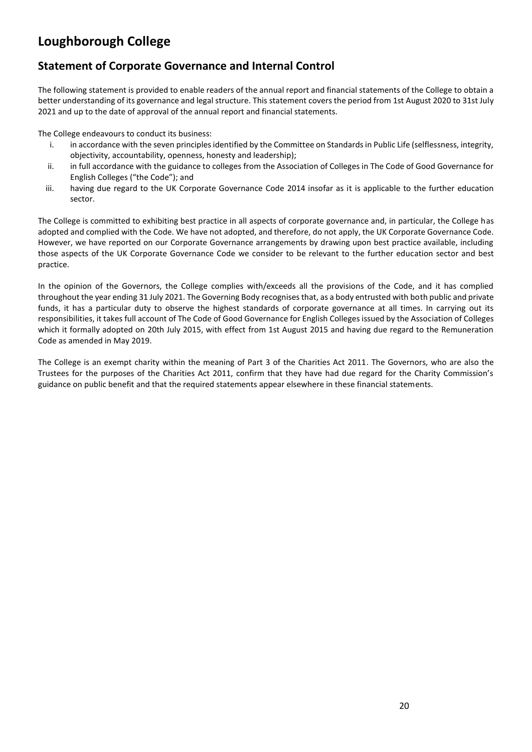# Loughborough College

## Statement of Corporate Governance and Internal Control

The following statement is provided to enable readers of the annual report and financial statements of the College to obtain a better understanding of its governance and legal structure. This statement covers the period from 1st August 2020 to 31st July 2021 and up to the date of approval of the annual report and financial statements.

The College endeavours to conduct its business:

i. in accordance with the seven principles identified by the Committee on Standards in Public Life (selflessness, integrity, objectivity, accountability, openness, honesty and leadership);
ii. in full accordance with the guidance to colleges from the Association of Colleges in The Code of Good Governance for English Colleges ("the Code"); and
iii. having due regard to the UK Corporate Governance Code 2014 insofar as it is applicable to the further education sector.

The College is committed to exhibiting best practice in all aspects of corporate governance and, in particular, the College has adopted and complied with the Code. We have not adopted, and therefore, do not apply, the UK Corporate Governance Code. However, we have reported on our Corporate Governance arrangements by drawing upon best practice available, including those aspects of the UK Corporate Governance Code we consider to be relevant to the further education sector and best practice.

In the opinion of the Governors, the College complies with/exceeds all the provisions of the Code, and it has complied throughout the year ending 31 July 2021. The Governing Body recognises that, as a body entrusted with both public and private funds, it has a particular duty to observe the highest standards of corporate governance at all times. In carrying out its responsibilities, it takes full account of The Code of Good Governance for English Colleges issued by the Association of Colleges which it formally adopted on 20th July 2015, with effect from 1st August 2015 and having due regard to the Remuneration Code as amended in May 2019.

The College is an exempt charity within the meaning of Part 3 of the Charities Act 2011. The Governors, who are also the Trustees for the purposes of the Charities Act 2011, confirm that they have had due regard for the Charity Commission's guidance on public benefit and that the required statements appear elsewhere in these financial statements.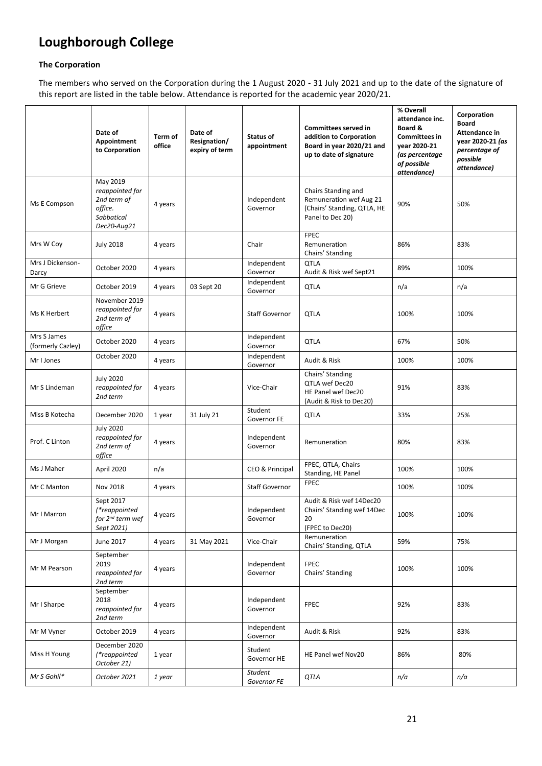# Loughborough College

### The Corporation

The members who served on the Corporation during the 1 August 2020 - 31 July 2021 and up to the date of the signature of this report are listed in the table below. Attendance is reported for the academic year 2020/21.

| | Date of Appointment to Corporation | Term of office | Date of Resignation/ expiry of term | Status of appointment | Committees served in addition to Corporation Board in year 2020/21 and up to date of signature | % Overall attendance inc. Board & Committees in year 2020-21 *(as percentage of possible attendance)* | Corporation Board Attendance in year 2020-21 *(as percentage of possible attendance)* |
|---|---|---|---|---|---|---|---|
| Ms E Compson | May 2019 *reappointed for 2nd term of office. Sabbatical Dec20-Aug21* | 4 years | | Independent Governor | Chairs Standing and Remuneration wef Aug 21 (Chairs' Standing, QTLA, HE Panel to Dec 20) | 90% | 50% |
| Mrs W Coy | July 2018 | 4 years | | Chair | FPEC Remuneration Chairs' Standing | 86% | 83% |
| Mrs J Dickenson-Darcy | October 2020 | 4 years | | Independent Governor | QTLA Audit & Risk wef Sept21 | 89% | 100% |
| Mr G Grieve | October 2019 | 4 years | 03 Sept 20 | Independent Governor | QTLA | n/a | n/a |
| Ms K Herbert | November 2019 *reappointed for 2nd term of office* | 4 years | | Staff Governor | QTLA | 100% | 100% |
| Mrs S James (formerly Cazley) | October 2020 | 4 years | | Independent Governor | QTLA | 67% | 50% |
| Mr I Jones | October 2020 | 4 years | | Independent Governor | Audit & Risk | 100% | 100% |
| Mr S Lindeman | July 2020 *reappointed for 2nd term* | 4 years | | Vice-Chair | Chairs' Standing QTLA wef Dec20 HE Panel wef Dec20 (Audit & Risk to Dec20) | 91% | 83% |
| Miss B Kotecha | December 2020 | 1 year | 31 July 21 | Student Governor FE | QTLA | 33% | 25% |
| Prof. C Linton | July 2020 *reappointed for 2nd term of office* | 4 years | | Independent Governor | Remuneration | 80% | 83% |
| Ms J Maher | April 2020 | n/a | | CEO & Principal | FPEC, QTLA, Chairs Standing, HE Panel | 100% | 100% |
| Mr C Manton | Nov 2018 | 4 years | | Staff Governor | FPEC | 100% | 100% |
| Mr I Marron | Sept 2017 *(*reappointed for 2nd term wef Sept 2021)* | 4 years | | Independent Governor | Audit & Risk wef 14Dec20 Chairs' Standing wef 14Dec 20 (FPEC to Dec20) | 100% | 100% |
| Mr J Morgan | June 2017 | 4 years | 31 May 2021 | Vice-Chair | Remuneration Chairs' Standing, QTLA | 59% | 75% |
| Mr M Pearson | September 2019 *reappointed for 2nd term* | 4 years | | Independent Governor | FPEC Chairs' Standing | 100% | 100% |
| Mr I Sharpe | September 2018 *reappointed for 2nd term* | 4 years | | Independent Governor | FPEC | 92% | 83% |
| Mr M Vyner | October 2019 | 4 years | | Independent Governor | Audit & Risk | 92% | 83% |
| Miss H Young | December 2020 *(*reappointed October 21)* | 1 year | | Student Governor HE | HE Panel wef Nov20 | 86% | 80% |
| *Mr S Gohil** | *October 2021* | *1 year* | | *Student Governor FE* | *QTLA* | *n/a* | *n/a* |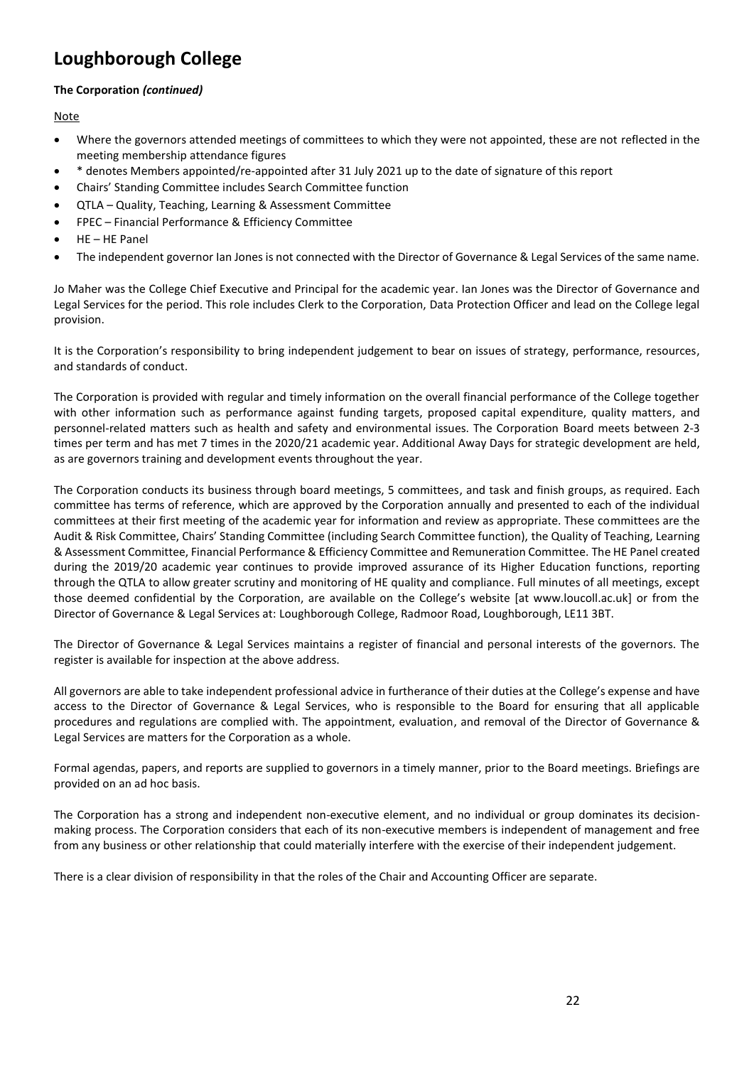# Loughborough College

**The Corporation *(continued)***

Note

- Where the governors attended meetings of committees to which they were not appointed, these are not reflected in the meeting membership attendance figures
- * denotes Members appointed/re-appointed after 31 July 2021 up to the date of signature of this report
- Chairs' Standing Committee includes Search Committee function
- QTLA – Quality, Teaching, Learning & Assessment Committee
- FPEC – Financial Performance & Efficiency Committee
- HE – HE Panel
- The independent governor Ian Jones is not connected with the Director of Governance & Legal Services of the same name.

Jo Maher was the College Chief Executive and Principal for the academic year. Ian Jones was the Director of Governance and Legal Services for the period. This role includes Clerk to the Corporation, Data Protection Officer and lead on the College legal provision.

It is the Corporation's responsibility to bring independent judgement to bear on issues of strategy, performance, resources, and standards of conduct.

The Corporation is provided with regular and timely information on the overall financial performance of the College together with other information such as performance against funding targets, proposed capital expenditure, quality matters, and personnel-related matters such as health and safety and environmental issues. The Corporation Board meets between 2-3 times per term and has met 7 times in the 2020/21 academic year. Additional Away Days for strategic development are held, as are governors training and development events throughout the year.

The Corporation conducts its business through board meetings, 5 committees, and task and finish groups, as required. Each committee has terms of reference, which are approved by the Corporation annually and presented to each of the individual committees at their first meeting of the academic year for information and review as appropriate. These committees are the Audit & Risk Committee, Chairs' Standing Committee (including Search Committee function), the Quality of Teaching, Learning & Assessment Committee, Financial Performance & Efficiency Committee and Remuneration Committee. The HE Panel created during the 2019/20 academic year continues to provide improved assurance of its Higher Education functions, reporting through the QTLA to allow greater scrutiny and monitoring of HE quality and compliance. Full minutes of all meetings, except those deemed confidential by the Corporation, are available on the College's website [at www.loucoll.ac.uk] or from the Director of Governance & Legal Services at: Loughborough College, Radmoor Road, Loughborough, LE11 3BT.

The Director of Governance & Legal Services maintains a register of financial and personal interests of the governors. The register is available for inspection at the above address.

All governors are able to take independent professional advice in furtherance of their duties at the College's expense and have access to the Director of Governance & Legal Services, who is responsible to the Board for ensuring that all applicable procedures and regulations are complied with. The appointment, evaluation, and removal of the Director of Governance & Legal Services are matters for the Corporation as a whole.

Formal agendas, papers, and reports are supplied to governors in a timely manner, prior to the Board meetings. Briefings are provided on an ad hoc basis.

The Corporation has a strong and independent non-executive element, and no individual or group dominates its decision-making process. The Corporation considers that each of its non-executive members is independent of management and free from any business or other relationship that could materially interfere with the exercise of their independent judgement.

There is a clear division of responsibility in that the roles of the Chair and Accounting Officer are separate.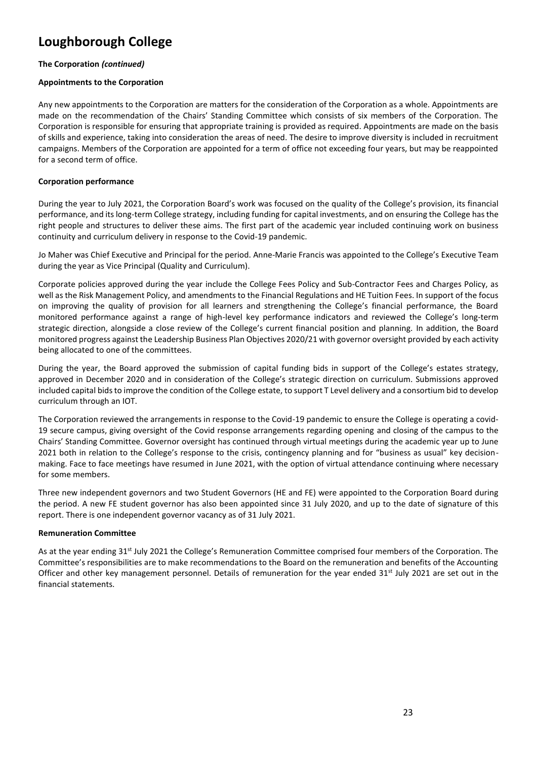# Loughborough College

**The Corporation *(continued)***

**Appointments to the Corporation**

Any new appointments to the Corporation are matters for the consideration of the Corporation as a whole. Appointments are made on the recommendation of the Chairs' Standing Committee which consists of six members of the Corporation. The Corporation is responsible for ensuring that appropriate training is provided as required. Appointments are made on the basis of skills and experience, taking into consideration the areas of need. The desire to improve diversity is included in recruitment campaigns. Members of the Corporation are appointed for a term of office not exceeding four years, but may be reappointed for a second term of office.

**Corporation performance**

During the year to July 2021, the Corporation Board's work was focused on the quality of the College's provision, its financial performance, and its long-term College strategy, including funding for capital investments, and on ensuring the College has the right people and structures to deliver these aims. The first part of the academic year included continuing work on business continuity and curriculum delivery in response to the Covid-19 pandemic.

Jo Maher was Chief Executive and Principal for the period. Anne-Marie Francis was appointed to the College's Executive Team during the year as Vice Principal (Quality and Curriculum).

Corporate policies approved during the year include the College Fees Policy and Sub-Contractor Fees and Charges Policy, as well as the Risk Management Policy, and amendments to the Financial Regulations and HE Tuition Fees. In support of the focus on improving the quality of provision for all learners and strengthening the College's financial performance, the Board monitored performance against a range of high-level key performance indicators and reviewed the College's long-term strategic direction, alongside a close review of the College's current financial position and planning. In addition, the Board monitored progress against the Leadership Business Plan Objectives 2020/21 with governor oversight provided by each activity being allocated to one of the committees.

During the year, the Board approved the submission of capital funding bids in support of the College's estates strategy, approved in December 2020 and in consideration of the College's strategic direction on curriculum. Submissions approved included capital bids to improve the condition of the College estate, to support T Level delivery and a consortium bid to develop curriculum through an IOT.

The Corporation reviewed the arrangements in response to the Covid-19 pandemic to ensure the College is operating a covid-19 secure campus, giving oversight of the Covid response arrangements regarding opening and closing of the campus to the Chairs' Standing Committee. Governor oversight has continued through virtual meetings during the academic year up to June 2021 both in relation to the College's response to the crisis, contingency planning and for "business as usual" key decision-making. Face to face meetings have resumed in June 2021, with the option of virtual attendance continuing where necessary for some members.

Three new independent governors and two Student Governors (HE and FE) were appointed to the Corporation Board during the period. A new FE student governor has also been appointed since 31 July 2020, and up to the date of signature of this report. There is one independent governor vacancy as of 31 July 2021.

**Remuneration Committee**

As at the year ending 31st July 2021 the College's Remuneration Committee comprised four members of the Corporation. The Committee's responsibilities are to make recommendations to the Board on the remuneration and benefits of the Accounting Officer and other key management personnel. Details of remuneration for the year ended 31st July 2021 are set out in the financial statements.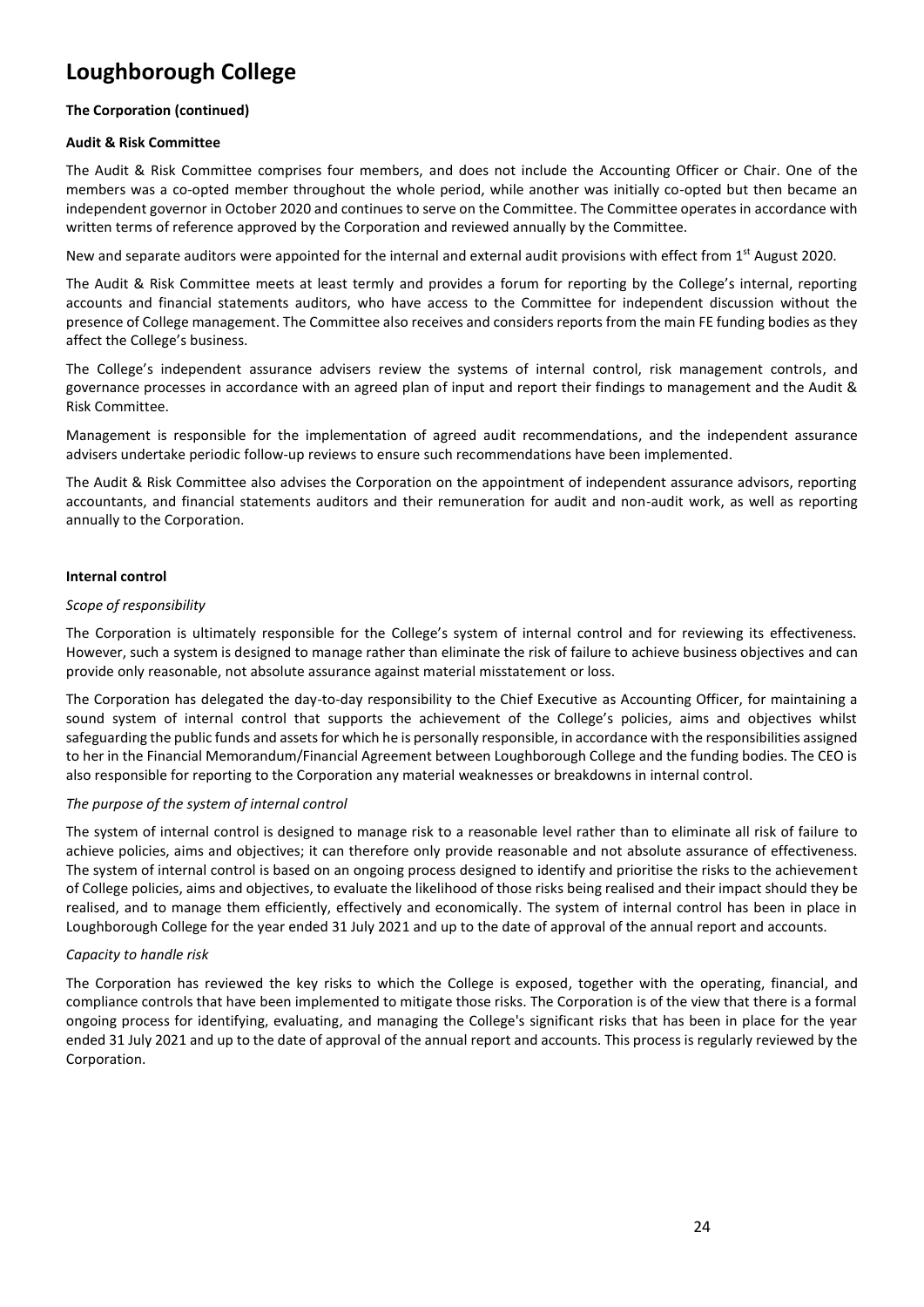# Loughborough College

**The Corporation (continued)**

**Audit & Risk Committee**

The Audit & Risk Committee comprises four members, and does not include the Accounting Officer or Chair. One of the members was a co-opted member throughout the whole period, while another was initially co-opted but then became an independent governor in October 2020 and continues to serve on the Committee. The Committee operates in accordance with written terms of reference approved by the Corporation and reviewed annually by the Committee.

New and separate auditors were appointed for the internal and external audit provisions with effect from 1st August 2020.

The Audit & Risk Committee meets at least termly and provides a forum for reporting by the College's internal, reporting accounts and financial statements auditors, who have access to the Committee for independent discussion without the presence of College management. The Committee also receives and considers reports from the main FE funding bodies as they affect the College's business.

The College's independent assurance advisers review the systems of internal control, risk management controls, and governance processes in accordance with an agreed plan of input and report their findings to management and the Audit & Risk Committee.

Management is responsible for the implementation of agreed audit recommendations, and the independent assurance advisers undertake periodic follow-up reviews to ensure such recommendations have been implemented.

The Audit & Risk Committee also advises the Corporation on the appointment of independent assurance advisors, reporting accountants, and financial statements auditors and their remuneration for audit and non-audit work, as well as reporting annually to the Corporation.

**Internal control**

*Scope of responsibility*

The Corporation is ultimately responsible for the College's system of internal control and for reviewing its effectiveness. However, such a system is designed to manage rather than eliminate the risk of failure to achieve business objectives and can provide only reasonable, not absolute assurance against material misstatement or loss.

The Corporation has delegated the day-to-day responsibility to the Chief Executive as Accounting Officer, for maintaining a sound system of internal control that supports the achievement of the College's policies, aims and objectives whilst safeguarding the public funds and assets for which he is personally responsible, in accordance with the responsibilities assigned to her in the Financial Memorandum/Financial Agreement between Loughborough College and the funding bodies. The CEO is also responsible for reporting to the Corporation any material weaknesses or breakdowns in internal control.

*The purpose of the system of internal control*

The system of internal control is designed to manage risk to a reasonable level rather than to eliminate all risk of failure to achieve policies, aims and objectives; it can therefore only provide reasonable and not absolute assurance of effectiveness. The system of internal control is based on an ongoing process designed to identify and prioritise the risks to the achievement of College policies, aims and objectives, to evaluate the likelihood of those risks being realised and their impact should they be realised, and to manage them efficiently, effectively and economically. The system of internal control has been in place in Loughborough College for the year ended 31 July 2021 and up to the date of approval of the annual report and accounts.

*Capacity to handle risk*

The Corporation has reviewed the key risks to which the College is exposed, together with the operating, financial, and compliance controls that have been implemented to mitigate those risks. The Corporation is of the view that there is a formal ongoing process for identifying, evaluating, and managing the College's significant risks that has been in place for the year ended 31 July 2021 and up to the date of approval of the annual report and accounts. This process is regularly reviewed by the Corporation.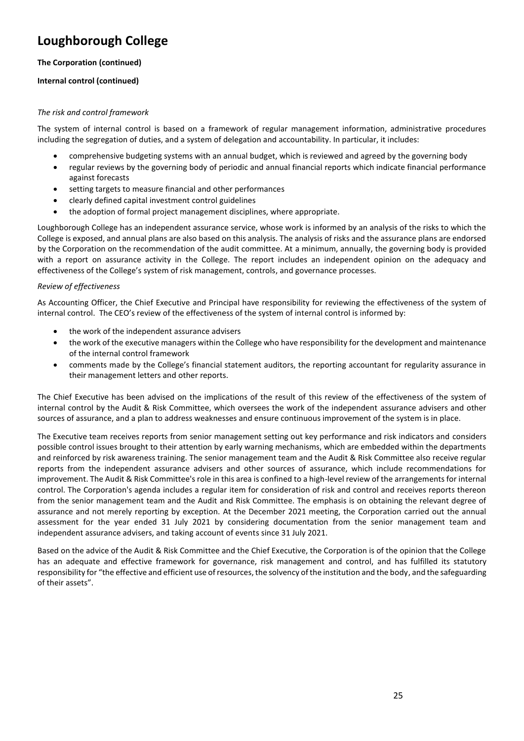# Loughborough College

**The Corporation (continued)**

**Internal control (continued)**

*The risk and control framework*

The system of internal control is based on a framework of regular management information, administrative procedures including the segregation of duties, and a system of delegation and accountability. In particular, it includes:

- comprehensive budgeting systems with an annual budget, which is reviewed and agreed by the governing body
- regular reviews by the governing body of periodic and annual financial reports which indicate financial performance against forecasts
- setting targets to measure financial and other performances
- clearly defined capital investment control guidelines
- the adoption of formal project management disciplines, where appropriate.

Loughborough College has an independent assurance service, whose work is informed by an analysis of the risks to which the College is exposed, and annual plans are also based on this analysis. The analysis of risks and the assurance plans are endorsed by the Corporation on the recommendation of the audit committee. At a minimum, annually, the governing body is provided with a report on assurance activity in the College. The report includes an independent opinion on the adequacy and effectiveness of the College's system of risk management, controls, and governance processes.

*Review of effectiveness*

As Accounting Officer, the Chief Executive and Principal have responsibility for reviewing the effectiveness of the system of internal control. The CEO's review of the effectiveness of the system of internal control is informed by:

- the work of the independent assurance advisers
- the work of the executive managers within the College who have responsibility for the development and maintenance of the internal control framework
- comments made by the College's financial statement auditors, the reporting accountant for regularity assurance in their management letters and other reports.

The Chief Executive has been advised on the implications of the result of this review of the effectiveness of the system of internal control by the Audit & Risk Committee, which oversees the work of the independent assurance advisers and other sources of assurance, and a plan to address weaknesses and ensure continuous improvement of the system is in place.

The Executive team receives reports from senior management setting out key performance and risk indicators and considers possible control issues brought to their attention by early warning mechanisms, which are embedded within the departments and reinforced by risk awareness training. The senior management team and the Audit & Risk Committee also receive regular reports from the independent assurance advisers and other sources of assurance, which include recommendations for improvement. The Audit & Risk Committee's role in this area is confined to a high-level review of the arrangements for internal control. The Corporation's agenda includes a regular item for consideration of risk and control and receives reports thereon from the senior management team and the Audit and Risk Committee. The emphasis is on obtaining the relevant degree of assurance and not merely reporting by exception. At the December 2021 meeting, the Corporation carried out the annual assessment for the year ended 31 July 2021 by considering documentation from the senior management team and independent assurance advisers, and taking account of events since 31 July 2021.

Based on the advice of the Audit & Risk Committee and the Chief Executive, the Corporation is of the opinion that the College has an adequate and effective framework for governance, risk management and control, and has fulfilled its statutory responsibility for "the effective and efficient use of resources, the solvency of the institution and the body, and the safeguarding of their assets".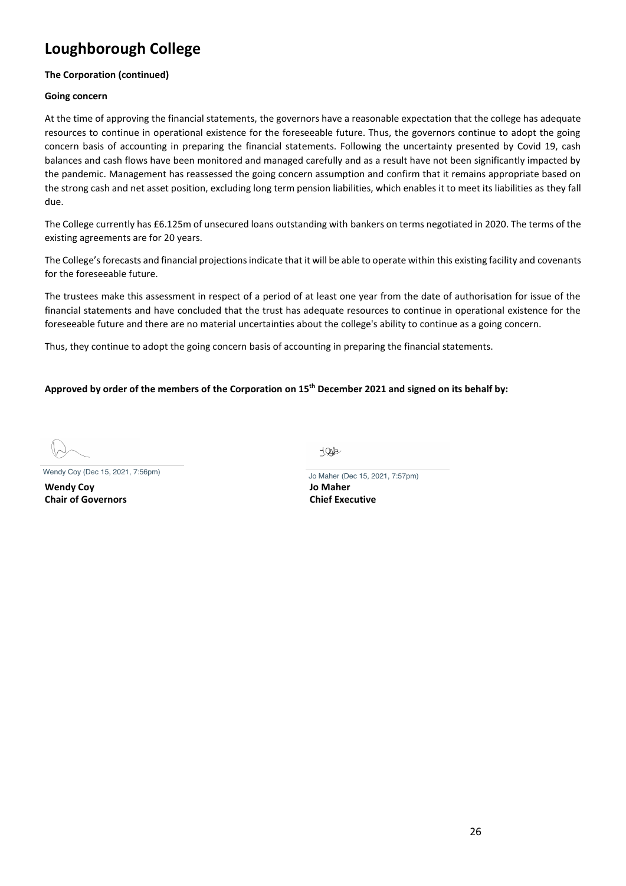# Loughborough College

**The Corporation (continued)**

**Going concern**

At the time of approving the financial statements, the governors have a reasonable expectation that the college has adequate resources to continue in operational existence for the foreseeable future. Thus, the governors continue to adopt the going concern basis of accounting in preparing the financial statements. Following the uncertainty presented by Covid 19, cash balances and cash flows have been monitored and managed carefully and as a result have not been significantly impacted by the pandemic. Management has reassessed the going concern assumption and confirm that it remains appropriate based on the strong cash and net asset position, excluding long term pension liabilities, which enables it to meet its liabilities as they fall due.

The College currently has £6.125m of unsecured loans outstanding with bankers on terms negotiated in 2020. The terms of the existing agreements are for 20 years.

The College's forecasts and financial projections indicate that it will be able to operate within this existing facility and covenants for the foreseeable future.

The trustees make this assessment in respect of a period of at least one year from the date of authorisation for issue of the financial statements and have concluded that the trust has adequate resources to continue in operational existence for the foreseeable future and there are no material uncertainties about the college's ability to continue as a going concern.

Thus, they continue to adopt the going concern basis of accounting in preparing the financial statements.

**Approved by order of the members of the Corporation on 15th December 2021 and signed on its behalf by:**

Wendy Coy (Dec 15, 2021, 7:56pm)

**Wendy Coy**
**Chair of Governors**

Jo Maher (Dec 15, 2021, 7:57pm)

**Jo Maher**
**Chief Executive**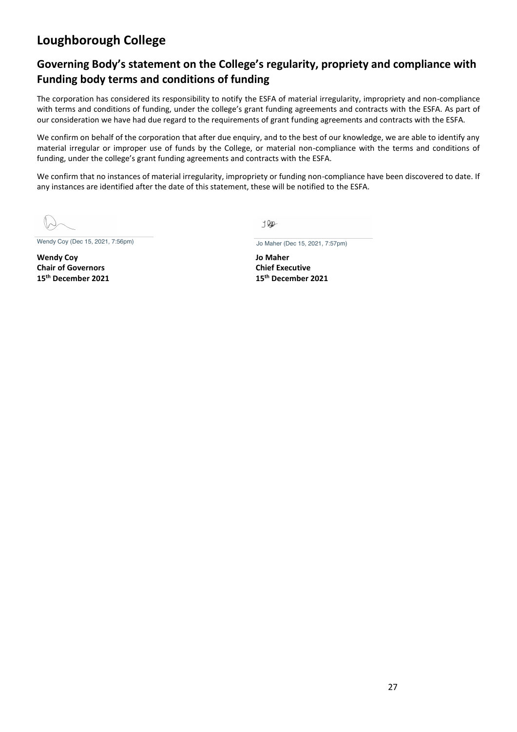# Loughborough College

## Governing Body's statement on the College's regularity, propriety and compliance with Funding body terms and conditions of funding

The corporation has considered its responsibility to notify the ESFA of material irregularity, impropriety and non-compliance with terms and conditions of funding, under the college's grant funding agreements and contracts with the ESFA. As part of our consideration we have had due regard to the requirements of grant funding agreements and contracts with the ESFA.

We confirm on behalf of the corporation that after due enquiry, and to the best of our knowledge, we are able to identify any material irregular or improper use of funds by the College, or material non-compliance with the terms and conditions of funding, under the college's grant funding agreements and contracts with the ESFA.

We confirm that no instances of material irregularity, impropriety or funding non-compliance have been discovered to date. If any instances are identified after the date of this statement, these will be notified to the ESFA.

Wendy Coy (Dec 15, 2021, 7:56pm)

**Wendy Coy**
**Chair of Governors**
**15th December 2021**

Jo Maher (Dec 15, 2021, 7:57pm)

**Jo Maher**
**Chief Executive**
**15th December 2021**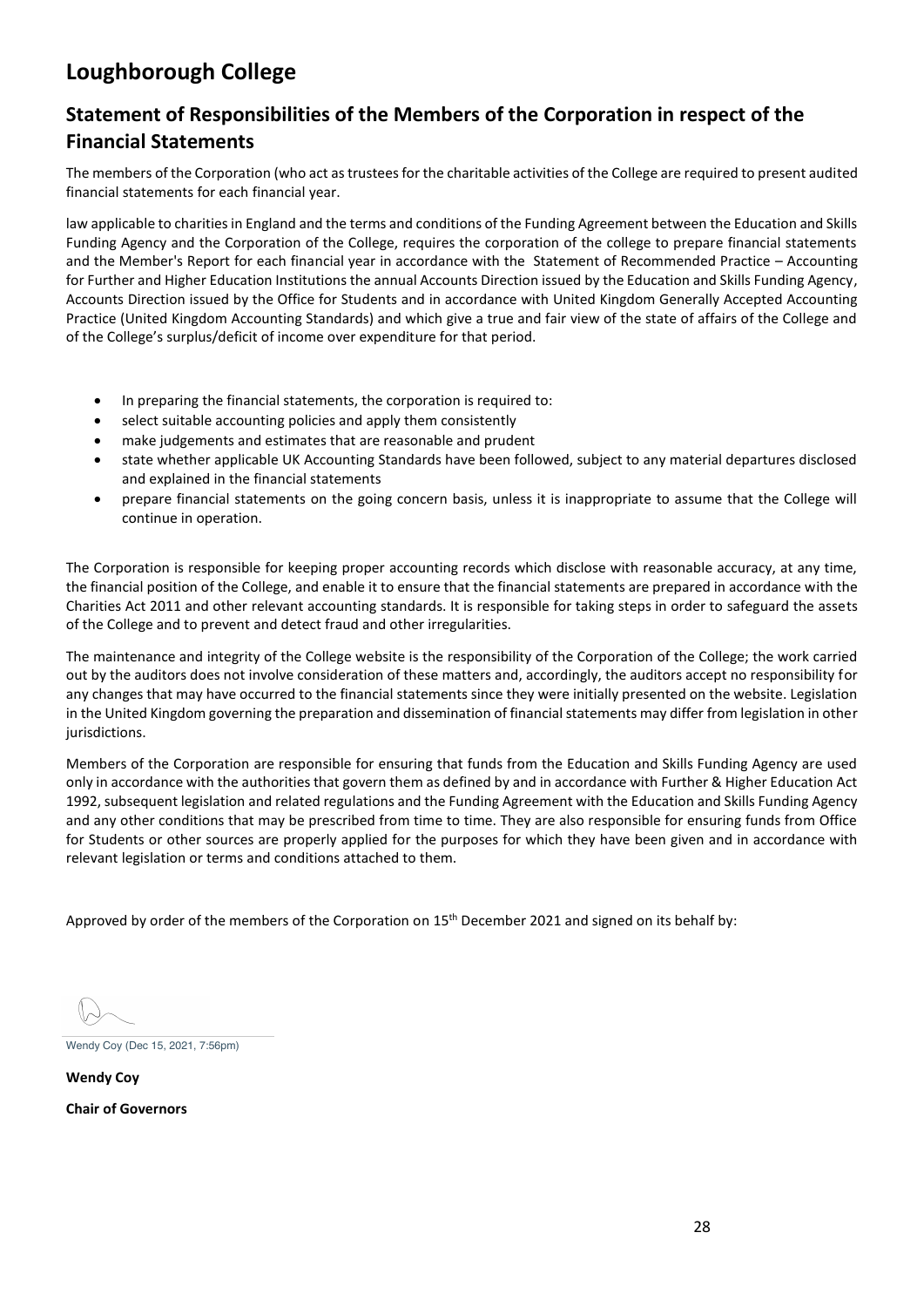# Loughborough College

## Statement of Responsibilities of the Members of the Corporation in respect of the Financial Statements

The members of the Corporation (who act as trustees for the charitable activities of the College are required to present audited financial statements for each financial year.

law applicable to charities in England and the terms and conditions of the Funding Agreement between the Education and Skills Funding Agency and the Corporation of the College, requires the corporation of the college to prepare financial statements and the Member's Report for each financial year in accordance with the Statement of Recommended Practice – Accounting for Further and Higher Education Institutions the annual Accounts Direction issued by the Education and Skills Funding Agency, Accounts Direction issued by the Office for Students and in accordance with United Kingdom Generally Accepted Accounting Practice (United Kingdom Accounting Standards) and which give a true and fair view of the state of affairs of the College and of the College's surplus/deficit of income over expenditure for that period.

- In preparing the financial statements, the corporation is required to:
- select suitable accounting policies and apply them consistently
- make judgements and estimates that are reasonable and prudent
- state whether applicable UK Accounting Standards have been followed, subject to any material departures disclosed and explained in the financial statements
- prepare financial statements on the going concern basis, unless it is inappropriate to assume that the College will continue in operation.

The Corporation is responsible for keeping proper accounting records which disclose with reasonable accuracy, at any time, the financial position of the College, and enable it to ensure that the financial statements are prepared in accordance with the Charities Act 2011 and other relevant accounting standards. It is responsible for taking steps in order to safeguard the assets of the College and to prevent and detect fraud and other irregularities.

The maintenance and integrity of the College website is the responsibility of the Corporation of the College; the work carried out by the auditors does not involve consideration of these matters and, accordingly, the auditors accept no responsibility for any changes that may have occurred to the financial statements since they were initially presented on the website. Legislation in the United Kingdom governing the preparation and dissemination of financial statements may differ from legislation in other jurisdictions.

Members of the Corporation are responsible for ensuring that funds from the Education and Skills Funding Agency are used only in accordance with the authorities that govern them as defined by and in accordance with Further & Higher Education Act 1992, subsequent legislation and related regulations and the Funding Agreement with the Education and Skills Funding Agency and any other conditions that may be prescribed from time to time. They are also responsible for ensuring funds from Office for Students or other sources are properly applied for the purposes for which they have been given and in accordance with relevant legislation or terms and conditions attached to them.

Approved by order of the members of the Corporation on 15th December 2021 and signed on its behalf by:

Wendy Coy (Dec 15, 2021, 7:56pm)

**Wendy Coy**

**Chair of Governors**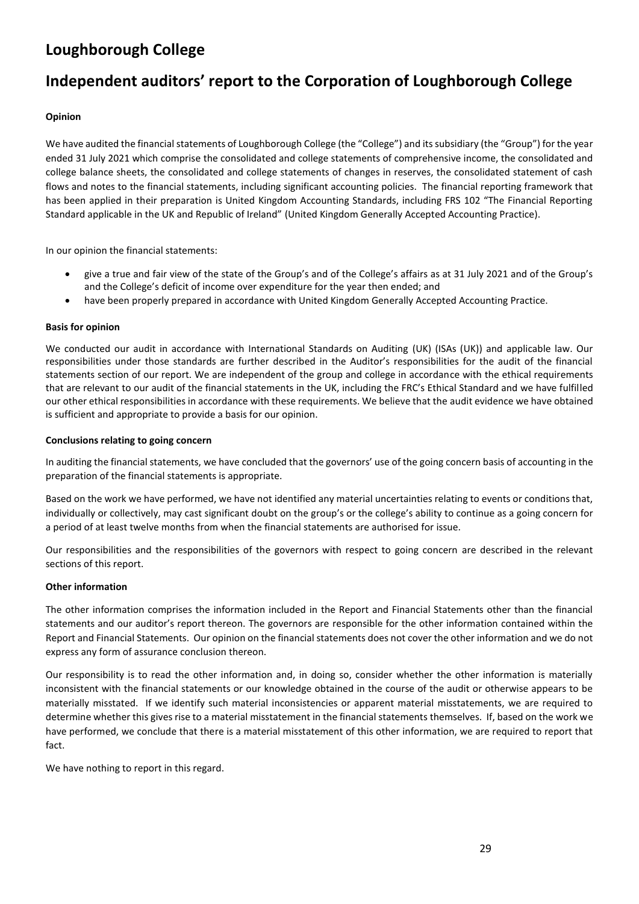# Loughborough College

## Independent auditors' report to the Corporation of Loughborough College

**Opinion**

We have audited the financial statements of Loughborough College (the "College") and its subsidiary (the "Group") for the year ended 31 July 2021 which comprise the consolidated and college statements of comprehensive income, the consolidated and college balance sheets, the consolidated and college statements of changes in reserves, the consolidated statement of cash flows and notes to the financial statements, including significant accounting policies. The financial reporting framework that has been applied in their preparation is United Kingdom Accounting Standards, including FRS 102 "The Financial Reporting Standard applicable in the UK and Republic of Ireland" (United Kingdom Generally Accepted Accounting Practice).

In our opinion the financial statements:

- give a true and fair view of the state of the Group's and of the College's affairs as at 31 July 2021 and of the Group's and the College's deficit of income over expenditure for the year then ended; and
- have been properly prepared in accordance with United Kingdom Generally Accepted Accounting Practice.

**Basis for opinion**

We conducted our audit in accordance with International Standards on Auditing (UK) (ISAs (UK)) and applicable law. Our responsibilities under those standards are further described in the Auditor's responsibilities for the audit of the financial statements section of our report. We are independent of the group and college in accordance with the ethical requirements that are relevant to our audit of the financial statements in the UK, including the FRC's Ethical Standard and we have fulfilled our other ethical responsibilities in accordance with these requirements. We believe that the audit evidence we have obtained is sufficient and appropriate to provide a basis for our opinion.

**Conclusions relating to going concern**

In auditing the financial statements, we have concluded that the governors' use of the going concern basis of accounting in the preparation of the financial statements is appropriate.

Based on the work we have performed, we have not identified any material uncertainties relating to events or conditions that, individually or collectively, may cast significant doubt on the group's or the college's ability to continue as a going concern for a period of at least twelve months from when the financial statements are authorised for issue.

Our responsibilities and the responsibilities of the governors with respect to going concern are described in the relevant sections of this report.

**Other information**

The other information comprises the information included in the Report and Financial Statements other than the financial statements and our auditor's report thereon. The governors are responsible for the other information contained within the Report and Financial Statements. Our opinion on the financial statements does not cover the other information and we do not express any form of assurance conclusion thereon.

Our responsibility is to read the other information and, in doing so, consider whether the other information is materially inconsistent with the financial statements or our knowledge obtained in the course of the audit or otherwise appears to be materially misstated. If we identify such material inconsistencies or apparent material misstatements, we are required to determine whether this gives rise to a material misstatement in the financial statements themselves. If, based on the work we have performed, we conclude that there is a material misstatement of this other information, we are required to report that fact.

We have nothing to report in this regard.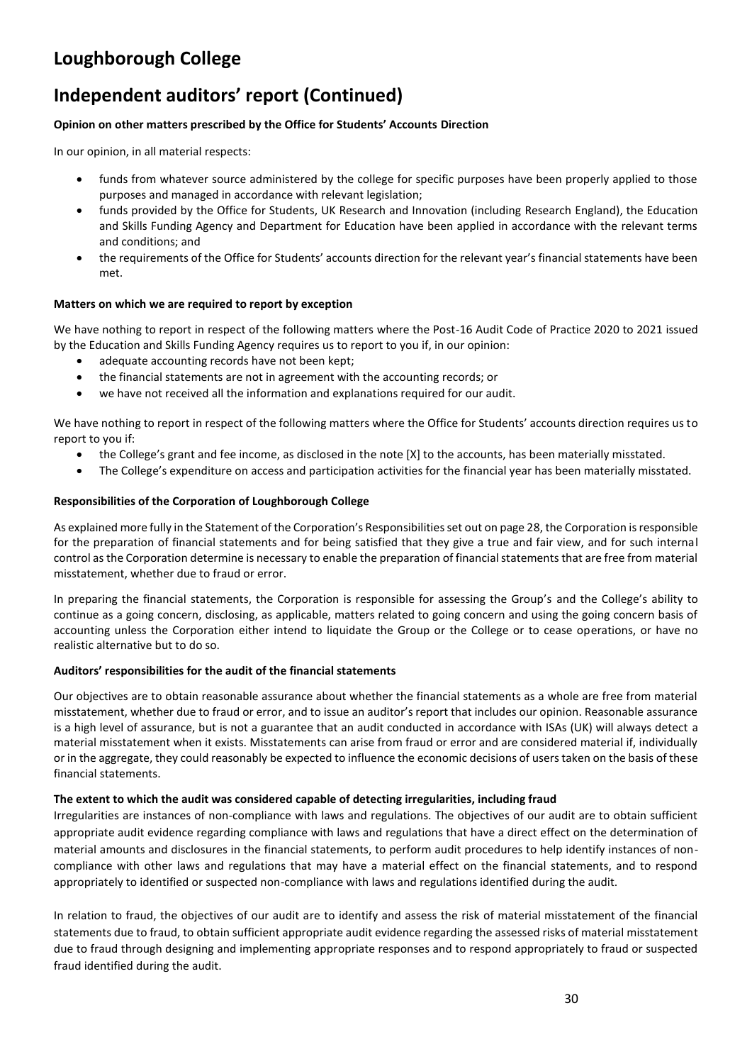# Loughborough College

# Independent auditors' report (Continued)

**Opinion on other matters prescribed by the Office for Students' Accounts Direction**

In our opinion, in all material respects:

- funds from whatever source administered by the college for specific purposes have been properly applied to those purposes and managed in accordance with relevant legislation;
- funds provided by the Office for Students, UK Research and Innovation (including Research England), the Education and Skills Funding Agency and Department for Education have been applied in accordance with the relevant terms and conditions; and
- the requirements of the Office for Students' accounts direction for the relevant year's financial statements have been met.

**Matters on which we are required to report by exception**

We have nothing to report in respect of the following matters where the Post-16 Audit Code of Practice 2020 to 2021 issued by the Education and Skills Funding Agency requires us to report to you if, in our opinion:

- adequate accounting records have not been kept;
- the financial statements are not in agreement with the accounting records; or
- we have not received all the information and explanations required for our audit.

We have nothing to report in respect of the following matters where the Office for Students' accounts direction requires us to report to you if:

- the College's grant and fee income, as disclosed in the note [X] to the accounts, has been materially misstated.
- The College's expenditure on access and participation activities for the financial year has been materially misstated.

**Responsibilities of the Corporation of Loughborough College**

As explained more fully in the Statement of the Corporation's Responsibilities set out on page 28, the Corporation is responsible for the preparation of financial statements and for being satisfied that they give a true and fair view, and for such internal control as the Corporation determine is necessary to enable the preparation of financial statements that are free from material misstatement, whether due to fraud or error.

In preparing the financial statements, the Corporation is responsible for assessing the Group's and the College's ability to continue as a going concern, disclosing, as applicable, matters related to going concern and using the going concern basis of accounting unless the Corporation either intend to liquidate the Group or the College or to cease operations, or have no realistic alternative but to do so.

**Auditors' responsibilities for the audit of the financial statements**

Our objectives are to obtain reasonable assurance about whether the financial statements as a whole are free from material misstatement, whether due to fraud or error, and to issue an auditor's report that includes our opinion. Reasonable assurance is a high level of assurance, but is not a guarantee that an audit conducted in accordance with ISAs (UK) will always detect a material misstatement when it exists. Misstatements can arise from fraud or error and are considered material if, individually or in the aggregate, they could reasonably be expected to influence the economic decisions of users taken on the basis of these financial statements.

**The extent to which the audit was considered capable of detecting irregularities, including fraud**

Irregularities are instances of non-compliance with laws and regulations. The objectives of our audit are to obtain sufficient appropriate audit evidence regarding compliance with laws and regulations that have a direct effect on the determination of material amounts and disclosures in the financial statements, to perform audit procedures to help identify instances of non-compliance with other laws and regulations that may have a material effect on the financial statements, and to respond appropriately to identified or suspected non-compliance with laws and regulations identified during the audit.

In relation to fraud, the objectives of our audit are to identify and assess the risk of material misstatement of the financial statements due to fraud, to obtain sufficient appropriate audit evidence regarding the assessed risks of material misstatement due to fraud through designing and implementing appropriate responses and to respond appropriately to fraud or suspected fraud identified during the audit.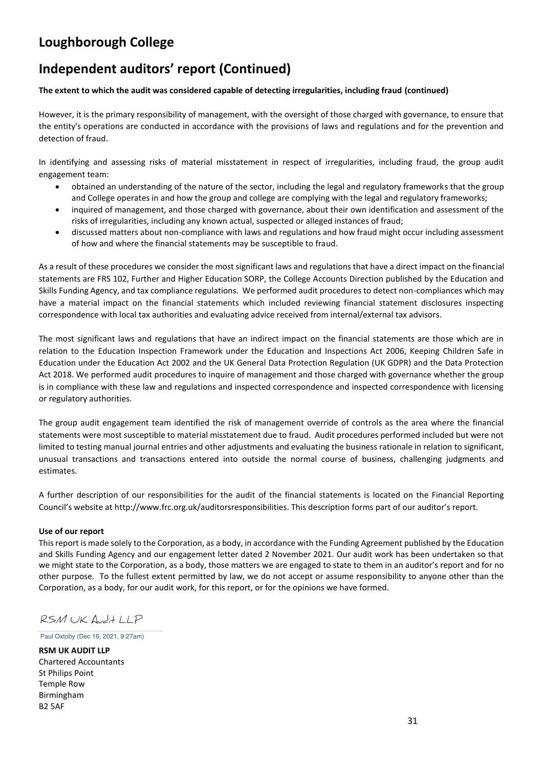# Loughborough College

# Independent auditors' report (Continued)

**The extent to which the audit was considered capable of detecting irregularities, including fraud (continued)**

However, it is the primary responsibility of management, with the oversight of those charged with governance, to ensure that the entity's operations are conducted in accordance with the provisions of laws and regulations and for the prevention and detection of fraud.

In identifying and assessing risks of material misstatement in respect of irregularities, including fraud, the group audit engagement team:

- obtained an understanding of the nature of the sector, including the legal and regulatory frameworks that the group and College operates in and how the group and college are complying with the legal and regulatory frameworks;
- inquired of management, and those charged with governance, about their own identification and assessment of the risks of irregularities, including any known actual, suspected or alleged instances of fraud;
- discussed matters about non-compliance with laws and regulations and how fraud might occur including assessment of how and where the financial statements may be susceptible to fraud.

As a result of these procedures we consider the most significant laws and regulations that have a direct impact on the financial statements are FRS 102, Further and Higher Education SORP, the College Accounts Direction published by the Education and Skills Funding Agency, and tax compliance regulations. We performed audit procedures to detect non-compliances which may have a material impact on the financial statements which included reviewing financial statement disclosures inspecting correspondence with local tax authorities and evaluating advice received from internal/external tax advisors.

The most significant laws and regulations that have an indirect impact on the financial statements are those which are in relation to the Education Inspection Framework under the Education and Inspections Act 2006, Keeping Children Safe in Education under the Education Act 2002 and the UK General Data Protection Regulation (UK GDPR) and the Data Protection Act 2018. We performed audit procedures to inquire of management and those charged with governance whether the group is in compliance with these law and regulations and inspected correspondence and inspected correspondence with licensing or regulatory authorities.

The group audit engagement team identified the risk of management override of controls as the area where the financial statements were most susceptible to material misstatement due to fraud. Audit procedures performed included but were not limited to testing manual journal entries and other adjustments and evaluating the business rationale in relation to significant, unusual transactions and transactions entered into outside the normal course of business, challenging judgments and estimates.

A further description of our responsibilities for the audit of the financial statements is located on the Financial Reporting Council's website at http://www.frc.org.uk/auditorsresponsibilities. This description forms part of our auditor's report.

**Use of our report**

This report is made solely to the Corporation, as a body, in accordance with the Funding Agreement published by the Education and Skills Funding Agency and our engagement letter dated 2 November 2021. Our audit work has been undertaken so that we might state to the Corporation, as a body, those matters we are engaged to state to them in an auditor's report and for no other purpose. To the fullest extent permitted by law, we do not accept or assume responsibility to anyone other than the Corporation, as a body, for our audit work, for this report, or for the opinions we have formed.

RSM UK Audit LLP

Paul Oxtoby (Dec 16, 2021, 9:27am)

**RSM UK AUDIT LLP**
Chartered Accountants
St Philips Point
Temple Row
Birmingham
B2 5AF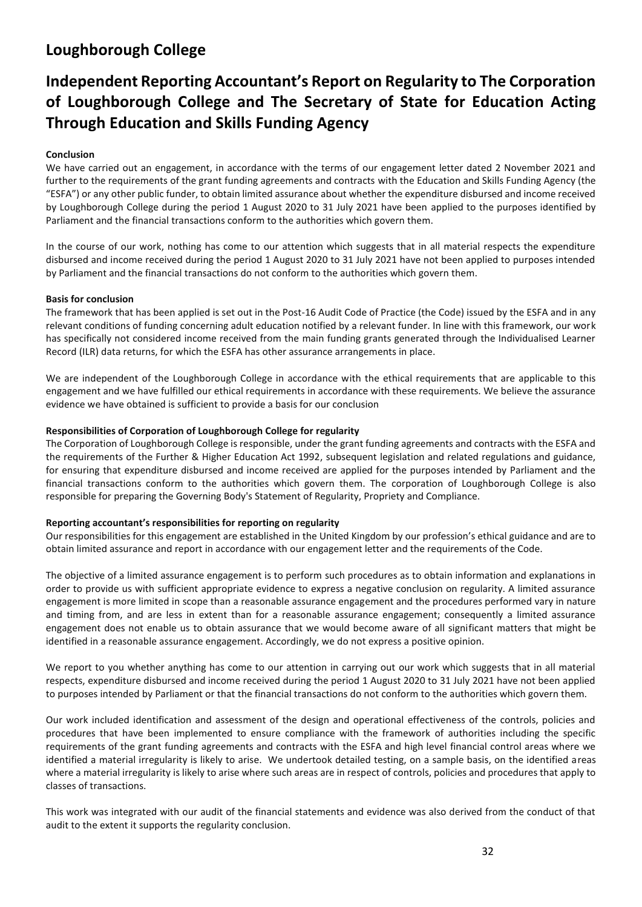# Loughborough College

## Independent Reporting Accountant's Report on Regularity to The Corporation of Loughborough College and The Secretary of State for Education Acting Through Education and Skills Funding Agency

**Conclusion**

We have carried out an engagement, in accordance with the terms of our engagement letter dated 2 November 2021 and further to the requirements of the grant funding agreements and contracts with the Education and Skills Funding Agency (the "ESFA") or any other public funder, to obtain limited assurance about whether the expenditure disbursed and income received by Loughborough College during the period 1 August 2020 to 31 July 2021 have been applied to the purposes identified by Parliament and the financial transactions conform to the authorities which govern them.

In the course of our work, nothing has come to our attention which suggests that in all material respects the expenditure disbursed and income received during the period 1 August 2020 to 31 July 2021 have not been applied to purposes intended by Parliament and the financial transactions do not conform to the authorities which govern them.

**Basis for conclusion**

The framework that has been applied is set out in the Post-16 Audit Code of Practice (the Code) issued by the ESFA and in any relevant conditions of funding concerning adult education notified by a relevant funder. In line with this framework, our work has specifically not considered income received from the main funding grants generated through the Individualised Learner Record (ILR) data returns, for which the ESFA has other assurance arrangements in place.

We are independent of the Loughborough College in accordance with the ethical requirements that are applicable to this engagement and we have fulfilled our ethical requirements in accordance with these requirements. We believe the assurance evidence we have obtained is sufficient to provide a basis for our conclusion

**Responsibilities of Corporation of Loughborough College for regularity**

The Corporation of Loughborough College is responsible, under the grant funding agreements and contracts with the ESFA and the requirements of the Further & Higher Education Act 1992, subsequent legislation and related regulations and guidance, for ensuring that expenditure disbursed and income received are applied for the purposes intended by Parliament and the financial transactions conform to the authorities which govern them. The corporation of Loughborough College is also responsible for preparing the Governing Body's Statement of Regularity, Propriety and Compliance.

**Reporting accountant's responsibilities for reporting on regularity**

Our responsibilities for this engagement are established in the United Kingdom by our profession's ethical guidance and are to obtain limited assurance and report in accordance with our engagement letter and the requirements of the Code.

The objective of a limited assurance engagement is to perform such procedures as to obtain information and explanations in order to provide us with sufficient appropriate evidence to express a negative conclusion on regularity. A limited assurance engagement is more limited in scope than a reasonable assurance engagement and the procedures performed vary in nature and timing from, and are less in extent than for a reasonable assurance engagement; consequently a limited assurance engagement does not enable us to obtain assurance that we would become aware of all significant matters that might be identified in a reasonable assurance engagement. Accordingly, we do not express a positive opinion.

We report to you whether anything has come to our attention in carrying out our work which suggests that in all material respects, expenditure disbursed and income received during the period 1 August 2020 to 31 July 2021 have not been applied to purposes intended by Parliament or that the financial transactions do not conform to the authorities which govern them.

Our work included identification and assessment of the design and operational effectiveness of the controls, policies and procedures that have been implemented to ensure compliance with the framework of authorities including the specific requirements of the grant funding agreements and contracts with the ESFA and high level financial control areas where we identified a material irregularity is likely to arise. We undertook detailed testing, on a sample basis, on the identified areas where a material irregularity is likely to arise where such areas are in respect of controls, policies and procedures that apply to classes of transactions.

This work was integrated with our audit of the financial statements and evidence was also derived from the conduct of that audit to the extent it supports the regularity conclusion.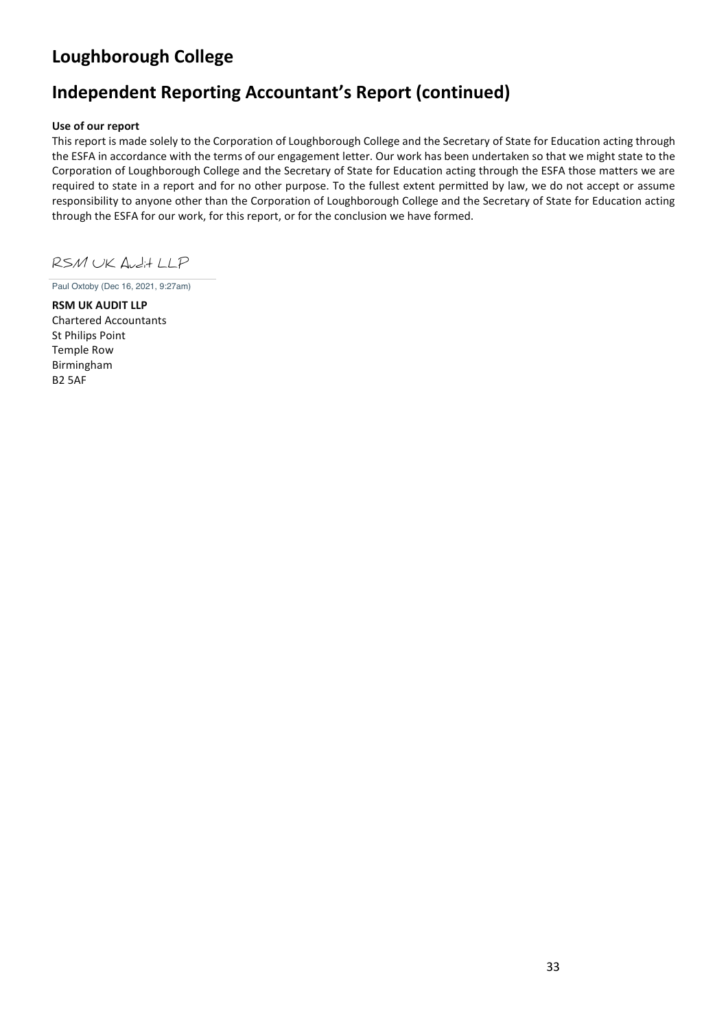# Loughborough College

## Independent Reporting Accountant's Report (continued)

**Use of our report**

This report is made solely to the Corporation of Loughborough College and the Secretary of State for Education acting through the ESFA in accordance with the terms of our engagement letter. Our work has been undertaken so that we might state to the Corporation of Loughborough College and the Secretary of State for Education acting through the ESFA those matters we are required to state in a report and for no other purpose. To the fullest extent permitted by law, we do not accept or assume responsibility to anyone other than the Corporation of Loughborough College and the Secretary of State for Education acting through the ESFA for our work, for this report, or for the conclusion we have formed.

RSM UK Audit LLP

Paul Oxtoby (Dec 16, 2021, 9:27am)

**RSM UK AUDIT LLP**
Chartered Accountants
St Philips Point
Temple Row
Birmingham
B2 5AF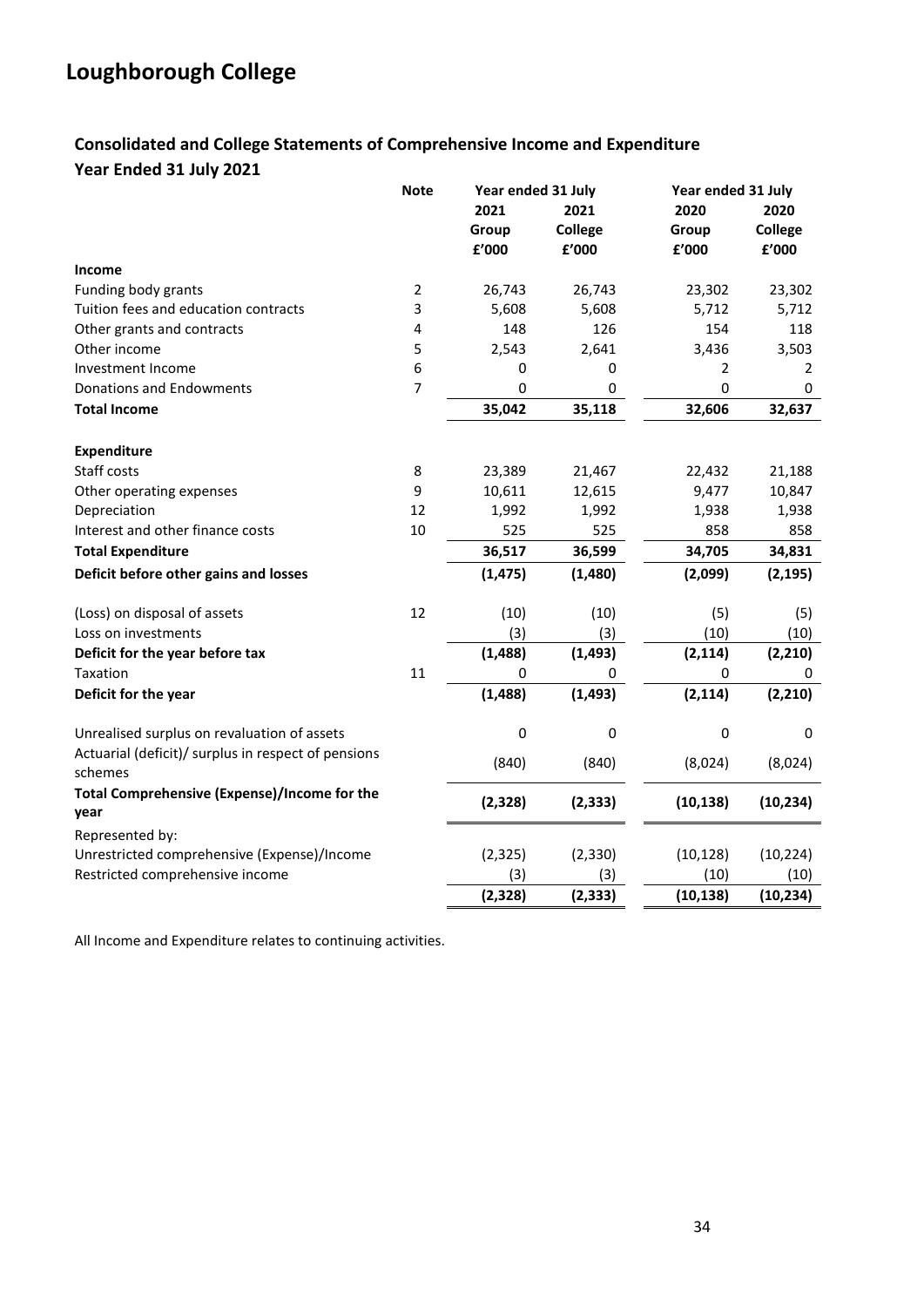# Loughborough College

## Consolidated and College Statements of Comprehensive Income and Expenditure

### Year Ended 31 July 2021

| | Note | Year ended 31 July | | Year ended 31 July | |
|---|---|---|---|---|---|
| | | 2021 Group £'000 | 2021 College £'000 | 2020 Group £'000 | 2020 College £'000 |
| **Income** | | | | | |
| Funding body grants | 2 | 26,743 | 26,743 | 23,302 | 23,302 |
| Tuition fees and education contracts | 3 | 5,608 | 5,608 | 5,712 | 5,712 |
| Other grants and contracts | 4 | 148 | 126 | 154 | 118 |
| Other income | 5 | 2,543 | 2,641 | 3,436 | 3,503 |
| Investment Income | 6 | 0 | 0 | 2 | 2 |
| Donations and Endowments | 7 | 0 | 0 | 0 | 0 |
| **Total Income** | | **35,042** | **35,118** | **32,606** | **32,637** |
| | | | | | |
| **Expenditure** | | | | | |
| Staff costs | 8 | 23,389 | 21,467 | 22,432 | 21,188 |
| Other operating expenses | 9 | 10,611 | 12,615 | 9,477 | 10,847 |
| Depreciation | 12 | 1,992 | 1,992 | 1,938 | 1,938 |
| Interest and other finance costs | 10 | 525 | 525 | 858 | 858 |
| **Total Expenditure** | | **36,517** | **36,599** | **34,705** | **34,831** |
| **Deficit before other gains and losses** | | **(1,475)** | **(1,480)** | **(2,099)** | **(2,195)** |
| | | | | | |
| (Loss) on disposal of assets | 12 | (10) | (10) | (5) | (5) |
| Loss on investments | | (3) | (3) | (10) | (10) |
| **Deficit for the year before tax** | | **(1,488)** | **(1,493)** | **(2,114)** | **(2,210)** |
| Taxation | 11 | 0 | 0 | 0 | 0 |
| **Deficit for the year** | | **(1,488)** | **(1,493)** | **(2,114)** | **(2,210)** |
| | | | | | |
| Unrealised surplus on revaluation of assets | | 0 | 0 | 0 | 0 |
| Actuarial (deficit)/ surplus in respect of pensions schemes | | (840) | (840) | (8,024) | (8,024) |
| **Total Comprehensive (Expense)/Income for the year** | | **(2,328)** | **(2,333)** | **(10,138)** | **(10,234)** |
| Represented by: | | | | | |
| Unrestricted comprehensive (Expense)/Income | | (2,325) | (2,330) | (10,128) | (10,224) |
| Restricted comprehensive income | | (3) | (3) | (10) | (10) |
| | | **(2,328)** | **(2,333)** | **(10,138)** | **(10,234)** |

All Income and Expenditure relates to continuing activities.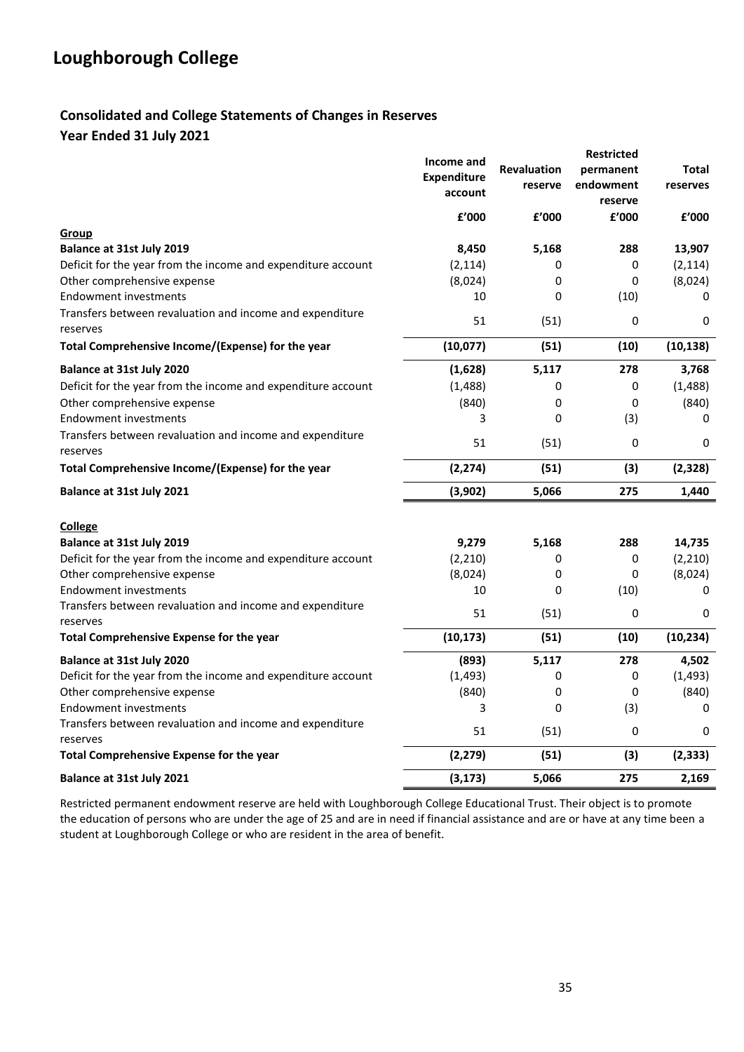# Loughborough College

## Consolidated and College Statements of Changes in Reserves

### Year Ended 31 July 2021

| | Income and Expenditure account | Revaluation reserve | Restricted permanent endowment reserve | Total reserves |
|---|---|---|---|---|
| | £'000 | £'000 | £'000 | £'000 |
| **Group** | | | | |
| **Balance at 31st July 2019** | **8,450** | **5,168** | **288** | **13,907** |
| Deficit for the year from the income and expenditure account | (2,114) | 0 | 0 | (2,114) |
| Other comprehensive expense | (8,024) | 0 | 0 | (8,024) |
| Endowment investments | 10 | 0 | (10) | 0 |
| Transfers between revaluation and income and expenditure reserves | 51 | (51) | 0 | 0 |
| **Total Comprehensive Income/(Expense) for the year** | **(10,077)** | **(51)** | **(10)** | **(10,138)** |
| **Balance at 31st July 2020** | **(1,628)** | **5,117** | **278** | **3,768** |
| Deficit for the year from the income and expenditure account | (1,488) | 0 | 0 | (1,488) |
| Other comprehensive expense | (840) | 0 | 0 | (840) |
| Endowment investments | 3 | 0 | (3) | 0 |
| Transfers between revaluation and income and expenditure reserves | 51 | (51) | 0 | 0 |
| **Total Comprehensive Income/(Expense) for the year** | **(2,274)** | **(51)** | **(3)** | **(2,328)** |
| **Balance at 31st July 2021** | **(3,902)** | **5,066** | **275** | **1,440** |
| | | | | |
| **College** | | | | |
| **Balance at 31st July 2019** | **9,279** | **5,168** | **288** | **14,735** |
| Deficit for the year from the income and expenditure account | (2,210) | 0 | 0 | (2,210) |
| Other comprehensive expense | (8,024) | 0 | 0 | (8,024) |
| Endowment investments | 10 | 0 | (10) | 0 |
| Transfers between revaluation and income and expenditure reserves | 51 | (51) | 0 | 0 |
| **Total Comprehensive Expense for the year** | **(10,173)** | **(51)** | **(10)** | **(10,234)** |
| **Balance at 31st July 2020** | **(893)** | **5,117** | **278** | **4,502** |
| Deficit for the year from the income and expenditure account | (1,493) | 0 | 0 | (1,493) |
| Other comprehensive expense | (840) | 0 | 0 | (840) |
| Endowment investments | 3 | 0 | (3) | 0 |
| Transfers between revaluation and income and expenditure reserves | 51 | (51) | 0 | 0 |
| **Total Comprehensive Expense for the year** | **(2,279)** | **(51)** | **(3)** | **(2,333)** |
| **Balance at 31st July 2021** | **(3,173)** | **5,066** | **275** | **2,169** |

Restricted permanent endowment reserve are held with Loughborough College Educational Trust. Their object is to promote the education of persons who are under the age of 25 and are in need if financial assistance and are or have at any time been a student at Loughborough College or who are resident in the area of benefit.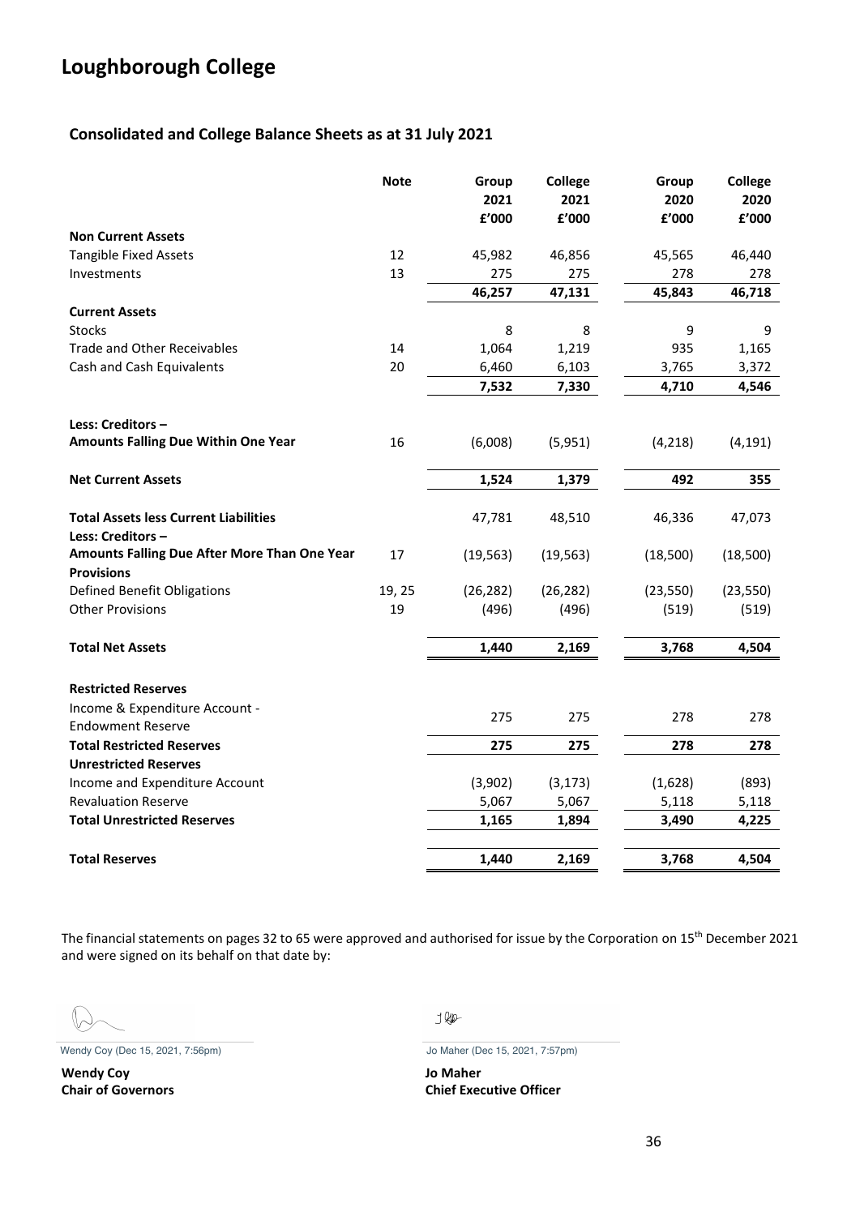# Loughborough College

## Consolidated and College Balance Sheets as at 31 July 2021

| | Note | Group 2021 £'000 | College 2021 £'000 | Group 2020 £'000 | College 2020 £'000 |
|---|---|---|---|---|---|
| **Non Current Assets** | | | | | |
| Tangible Fixed Assets | 12 | 45,982 | 46,856 | 45,565 | 46,440 |
| Investments | 13 | 275 | 275 | 278 | 278 |
| | | **46,257** | **47,131** | **45,843** | **46,718** |
| **Current Assets** | | | | | |
| Stocks | | 8 | 8 | 9 | 9 |
| Trade and Other Receivables | 14 | 1,064 | 1,219 | 935 | 1,165 |
| Cash and Cash Equivalents | 20 | 6,460 | 6,103 | 3,765 | 3,372 |
| | | **7,532** | **7,330** | **4,710** | **4,546** |
| **Less: Creditors – Amounts Falling Due Within One Year** | 16 | (6,008) | (5,951) | (4,218) | (4,191) |
| **Net Current Assets** | | **1,524** | **1,379** | **492** | **355** |
| **Total Assets less Current Liabilities** | | 47,781 | 48,510 | 46,336 | 47,073 |
| **Less: Creditors – Amounts Falling Due After More Than One Year** | 17 | (19,563) | (19,563) | (18,500) | (18,500) |
| **Provisions** | | | | | |
| Defined Benefit Obligations | 19, 25 | (26,282) | (26,282) | (23,550) | (23,550) |
| Other Provisions | 19 | (496) | (496) | (519) | (519) |
| **Total Net Assets** | | **1,440** | **2,169** | **3,768** | **4,504** |
| **Restricted Reserves** | | | | | |
| Income & Expenditure Account - Endowment Reserve | | 275 | 275 | 278 | 278 |
| **Total Restricted Reserves** | | **275** | **275** | **278** | **278** |
| **Unrestricted Reserves** | | | | | |
| Income and Expenditure Account | | (3,902) | (3,173) | (1,628) | (893) |
| Revaluation Reserve | | 5,067 | 5,067 | 5,118 | 5,118 |
| **Total Unrestricted Reserves** | | **1,165** | **1,894** | **3,490** | **4,225** |
| **Total Reserves** | | **1,440** | **2,169** | **3,768** | **4,504** |

The financial statements on pages 32 to 65 were approved and authorised for issue by the Corporation on 15th December 2021 and were signed on its behalf on that date by:

Wendy Coy (Dec 15, 2021, 7:56pm)

**Wendy Coy**
**Chair of Governors**

Jo Maher (Dec 15, 2021, 7:57pm)

**Jo Maher**
**Chief Executive Officer**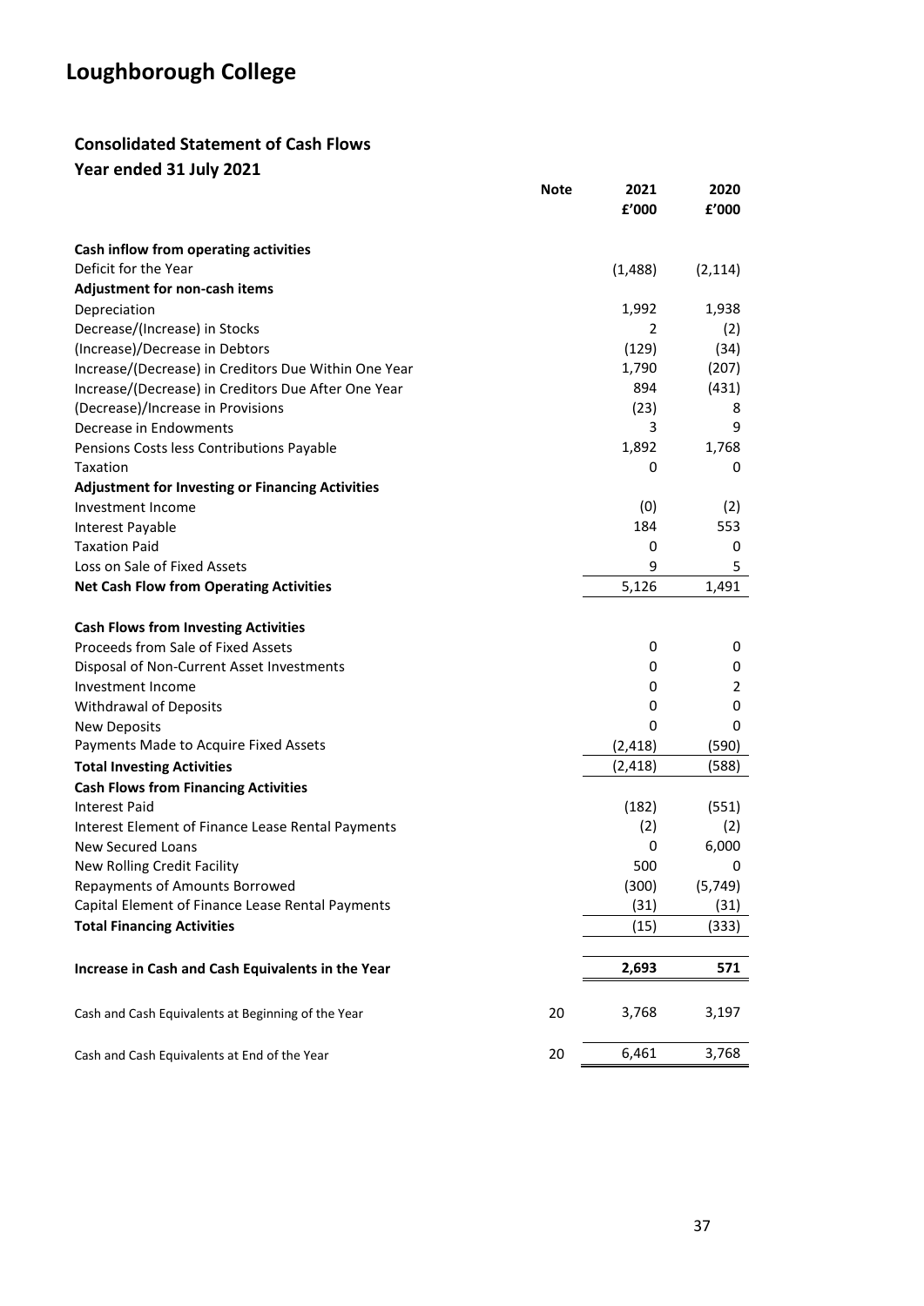# Loughborough College

## Consolidated Statement of Cash Flows

### Year ended 31 July 2021

| | Note | 2021 £'000 | 2020 £'000 |
|---|---|---|---|
| **Cash inflow from operating activities** | | | |
| Deficit for the Year | | (1,488) | (2,114) |
| **Adjustment for non-cash items** | | | |
| Depreciation | | 1,992 | 1,938 |
| Decrease/(Increase) in Stocks | | 2 | (2) |
| (Increase)/Decrease in Debtors | | (129) | (34) |
| Increase/(Decrease) in Creditors Due Within One Year | | 1,790 | (207) |
| Increase/(Decrease) in Creditors Due After One Year | | 894 | (431) |
| (Decrease)/Increase in Provisions | | (23) | 8 |
| Decrease in Endowments | | 3 | 9 |
| Pensions Costs less Contributions Payable | | 1,892 | 1,768 |
| Taxation | | 0 | 0 |
| **Adjustment for Investing or Financing Activities** | | | |
| Investment Income | | (0) | (2) |
| Interest Payable | | 184 | 553 |
| Taxation Paid | | 0 | 0 |
| Loss on Sale of Fixed Assets | | 9 | 5 |
| **Net Cash Flow from Operating Activities** | | 5,126 | 1,491 |
| | | | |
| **Cash Flows from Investing Activities** | | | |
| Proceeds from Sale of Fixed Assets | | 0 | 0 |
| Disposal of Non-Current Asset Investments | | 0 | 0 |
| Investment Income | | 0 | 2 |
| Withdrawal of Deposits | | 0 | 0 |
| New Deposits | | 0 | 0 |
| Payments Made to Acquire Fixed Assets | | (2,418) | (590) |
| **Total Investing Activities** | | (2,418) | (588) |
| **Cash Flows from Financing Activities** | | | |
| Interest Paid | | (182) | (551) |
| Interest Element of Finance Lease Rental Payments | | (2) | (2) |
| New Secured Loans | | 0 | 6,000 |
| New Rolling Credit Facility | | 500 | 0 |
| Repayments of Amounts Borrowed | | (300) | (5,749) |
| Capital Element of Finance Lease Rental Payments | | (31) | (31) |
| **Total Financing Activities** | | (15) | (333) |
| | | | |
| **Increase in Cash and Cash Equivalents in the Year** | | **2,693** | **571** |
| | | | |
| Cash and Cash Equivalents at Beginning of the Year | 20 | 3,768 | 3,197 |
| | | | |
| Cash and Cash Equivalents at End of the Year | 20 | 6,461 | 3,768 |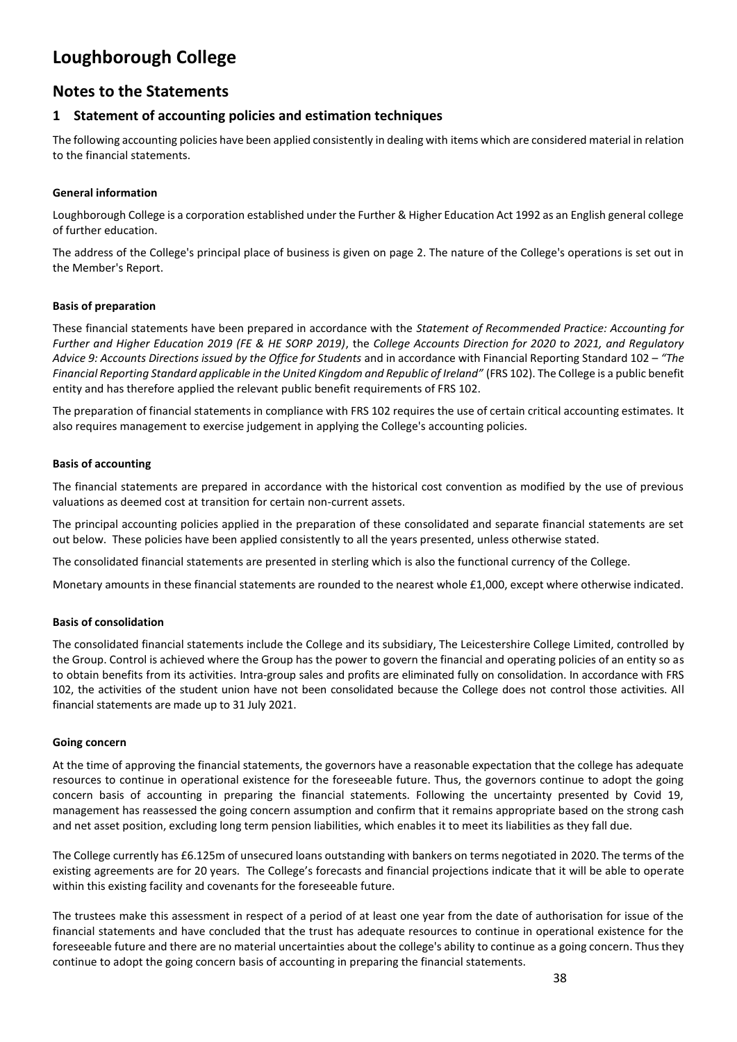# Loughborough College

## Notes to the Statements

### 1 Statement of accounting policies and estimation techniques

The following accounting policies have been applied consistently in dealing with items which are considered material in relation to the financial statements.

**General information**

Loughborough College is a corporation established under the Further & Higher Education Act 1992 as an English general college of further education.

The address of the College's principal place of business is given on page 2. The nature of the College's operations is set out in the Member's Report.

**Basis of preparation**

These financial statements have been prepared in accordance with the *Statement of Recommended Practice: Accounting for Further and Higher Education 2019 (FE & HE SORP 2019)*, the *College Accounts Direction for 2020 to 2021, and Regulatory Advice 9: Accounts Directions issued by the Office for Students* and in accordance with Financial Reporting Standard 102 – *"The Financial Reporting Standard applicable in the United Kingdom and Republic of Ireland"* (FRS 102). The College is a public benefit entity and has therefore applied the relevant public benefit requirements of FRS 102.

The preparation of financial statements in compliance with FRS 102 requires the use of certain critical accounting estimates. It also requires management to exercise judgement in applying the College's accounting policies.

**Basis of accounting**

The financial statements are prepared in accordance with the historical cost convention as modified by the use of previous valuations as deemed cost at transition for certain non-current assets.

The principal accounting policies applied in the preparation of these consolidated and separate financial statements are set out below. These policies have been applied consistently to all the years presented, unless otherwise stated.

The consolidated financial statements are presented in sterling which is also the functional currency of the College.

Monetary amounts in these financial statements are rounded to the nearest whole £1,000, except where otherwise indicated.

**Basis of consolidation**

The consolidated financial statements include the College and its subsidiary, The Leicestershire College Limited, controlled by the Group. Control is achieved where the Group has the power to govern the financial and operating policies of an entity so as to obtain benefits from its activities. Intra-group sales and profits are eliminated fully on consolidation. In accordance with FRS 102, the activities of the student union have not been consolidated because the College does not control those activities. All financial statements are made up to 31 July 2021.

**Going concern**

At the time of approving the financial statements, the governors have a reasonable expectation that the college has adequate resources to continue in operational existence for the foreseeable future. Thus, the governors continue to adopt the going concern basis of accounting in preparing the financial statements. Following the uncertainty presented by Covid 19, management has reassessed the going concern assumption and confirm that it remains appropriate based on the strong cash and net asset position, excluding long term pension liabilities, which enables it to meet its liabilities as they fall due.

The College currently has £6.125m of unsecured loans outstanding with bankers on terms negotiated in 2020. The terms of the existing agreements are for 20 years. The College's forecasts and financial projections indicate that it will be able to operate within this existing facility and covenants for the foreseeable future.

The trustees make this assessment in respect of a period of at least one year from the date of authorisation for issue of the financial statements and have concluded that the trust has adequate resources to continue in operational existence for the foreseeable future and there are no material uncertainties about the college's ability to continue as a going concern. Thus they continue to adopt the going concern basis of accounting in preparing the financial statements.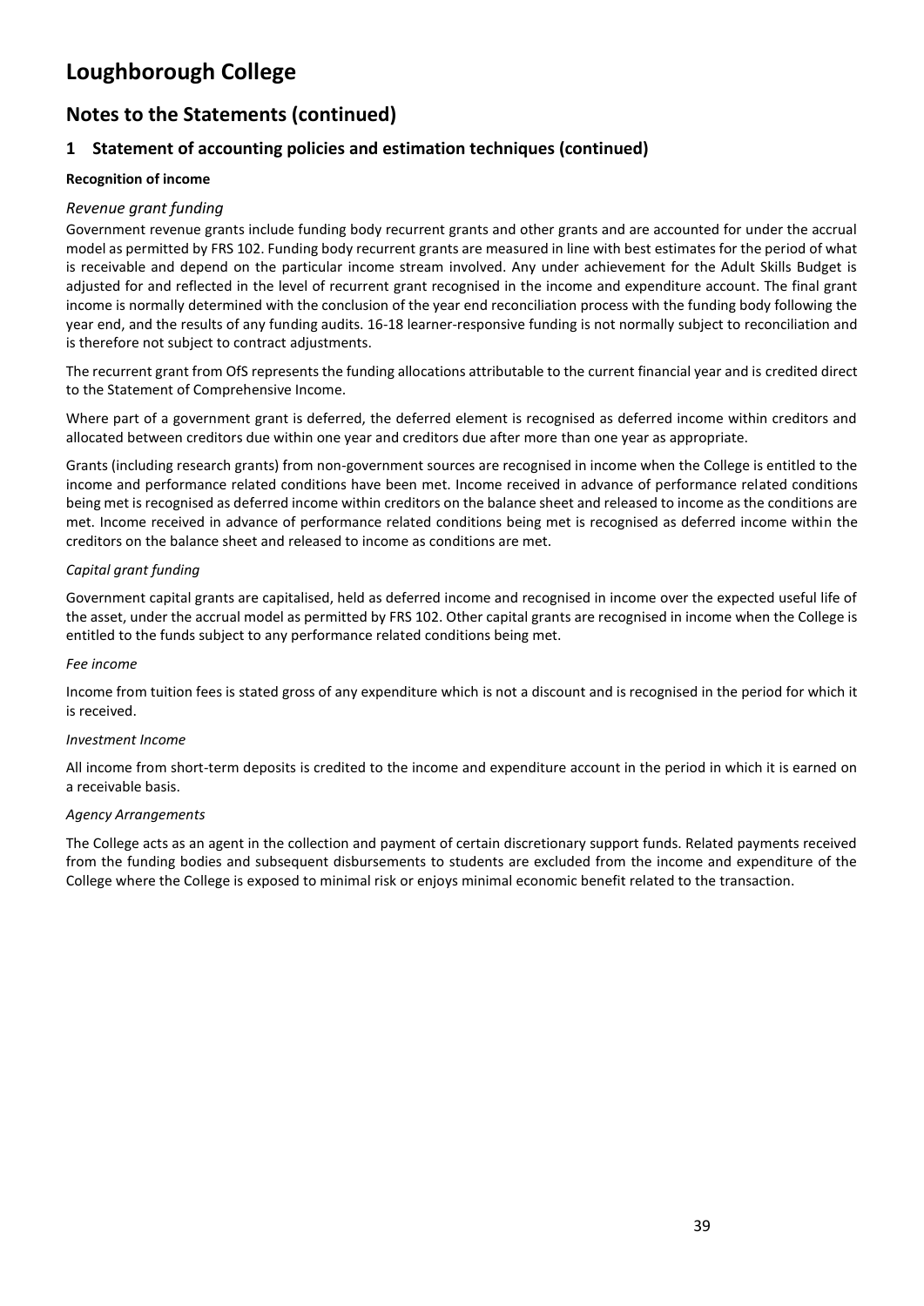# Loughborough College

## Notes to the Statements (continued)

### 1 Statement of accounting policies and estimation techniques (continued)

**Recognition of income**

*Revenue grant funding*

Government revenue grants include funding body recurrent grants and other grants and are accounted for under the accrual model as permitted by FRS 102. Funding body recurrent grants are measured in line with best estimates for the period of what is receivable and depend on the particular income stream involved. Any under achievement for the Adult Skills Budget is adjusted for and reflected in the level of recurrent grant recognised in the income and expenditure account. The final grant income is normally determined with the conclusion of the year end reconciliation process with the funding body following the year end, and the results of any funding audits. 16-18 learner-responsive funding is not normally subject to reconciliation and is therefore not subject to contract adjustments.

The recurrent grant from OfS represents the funding allocations attributable to the current financial year and is credited direct to the Statement of Comprehensive Income.

Where part of a government grant is deferred, the deferred element is recognised as deferred income within creditors and allocated between creditors due within one year and creditors due after more than one year as appropriate.

Grants (including research grants) from non-government sources are recognised in income when the College is entitled to the income and performance related conditions have been met. Income received in advance of performance related conditions being met is recognised as deferred income within creditors on the balance sheet and released to income as the conditions are met. Income received in advance of performance related conditions being met is recognised as deferred income within the creditors on the balance sheet and released to income as conditions are met.

*Capital grant funding*

Government capital grants are capitalised, held as deferred income and recognised in income over the expected useful life of the asset, under the accrual model as permitted by FRS 102. Other capital grants are recognised in income when the College is entitled to the funds subject to any performance related conditions being met.

*Fee income*

Income from tuition fees is stated gross of any expenditure which is not a discount and is recognised in the period for which it is received.

*Investment Income*

All income from short-term deposits is credited to the income and expenditure account in the period in which it is earned on a receivable basis.

*Agency Arrangements*

The College acts as an agent in the collection and payment of certain discretionary support funds. Related payments received from the funding bodies and subsequent disbursements to students are excluded from the income and expenditure of the College where the College is exposed to minimal risk or enjoys minimal economic benefit related to the transaction.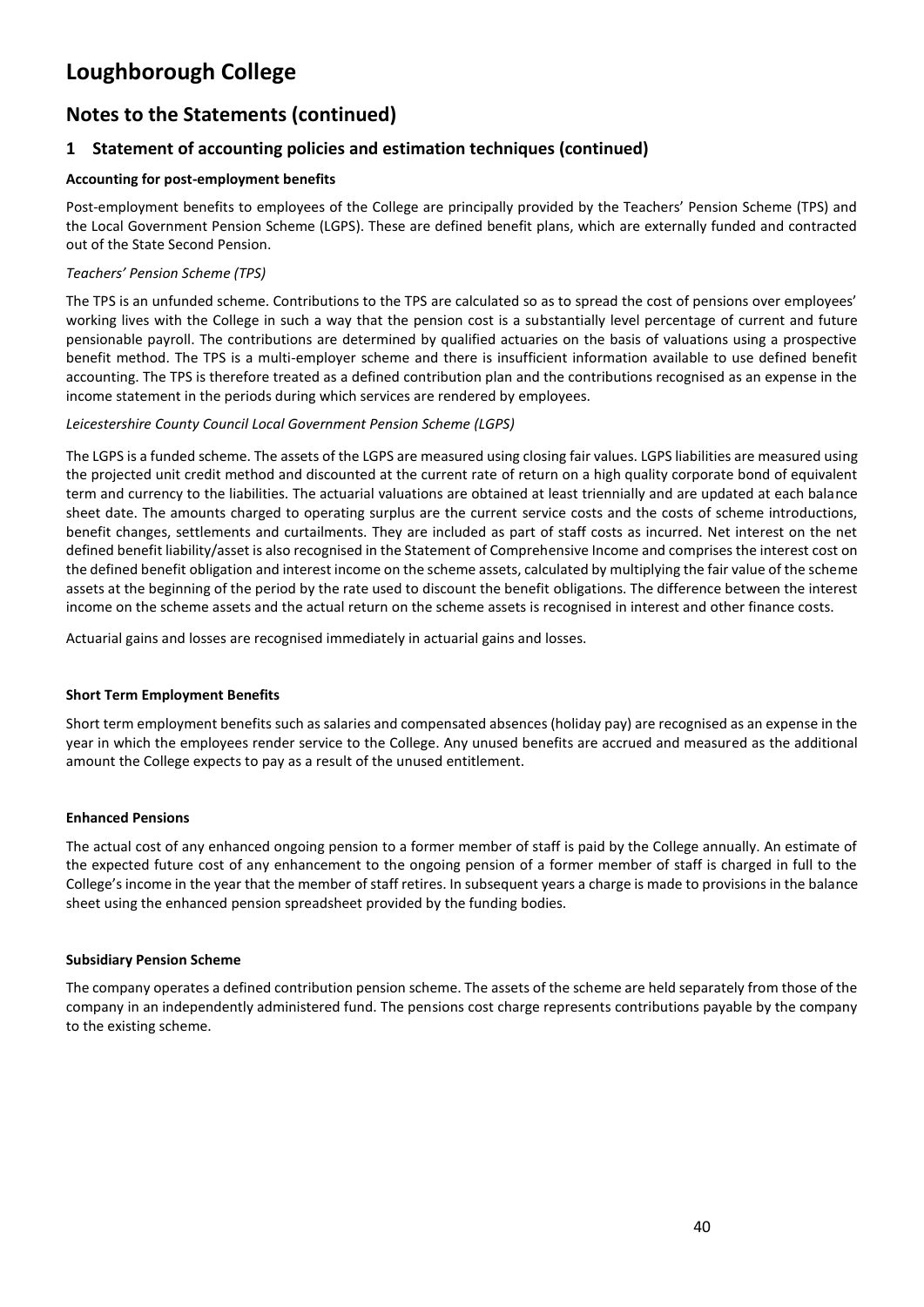# Loughborough College

## Notes to the Statements (continued)

### 1 Statement of accounting policies and estimation techniques (continued)

**Accounting for post-employment benefits**

Post-employment benefits to employees of the College are principally provided by the Teachers' Pension Scheme (TPS) and the Local Government Pension Scheme (LGPS). These are defined benefit plans, which are externally funded and contracted out of the State Second Pension.

*Teachers' Pension Scheme (TPS)*

The TPS is an unfunded scheme. Contributions to the TPS are calculated so as to spread the cost of pensions over employees' working lives with the College in such a way that the pension cost is a substantially level percentage of current and future pensionable payroll. The contributions are determined by qualified actuaries on the basis of valuations using a prospective benefit method. The TPS is a multi-employer scheme and there is insufficient information available to use defined benefit accounting. The TPS is therefore treated as a defined contribution plan and the contributions recognised as an expense in the income statement in the periods during which services are rendered by employees.

*Leicestershire County Council Local Government Pension Scheme (LGPS)*

The LGPS is a funded scheme. The assets of the LGPS are measured using closing fair values. LGPS liabilities are measured using the projected unit credit method and discounted at the current rate of return on a high quality corporate bond of equivalent term and currency to the liabilities. The actuarial valuations are obtained at least triennially and are updated at each balance sheet date. The amounts charged to operating surplus are the current service costs and the costs of scheme introductions, benefit changes, settlements and curtailments. They are included as part of staff costs as incurred. Net interest on the net defined benefit liability/asset is also recognised in the Statement of Comprehensive Income and comprises the interest cost on the defined benefit obligation and interest income on the scheme assets, calculated by multiplying the fair value of the scheme assets at the beginning of the period by the rate used to discount the benefit obligations. The difference between the interest income on the scheme assets and the actual return on the scheme assets is recognised in interest and other finance costs.

Actuarial gains and losses are recognised immediately in actuarial gains and losses.

**Short Term Employment Benefits**

Short term employment benefits such as salaries and compensated absences (holiday pay) are recognised as an expense in the year in which the employees render service to the College. Any unused benefits are accrued and measured as the additional amount the College expects to pay as a result of the unused entitlement.

**Enhanced Pensions**

The actual cost of any enhanced ongoing pension to a former member of staff is paid by the College annually. An estimate of the expected future cost of any enhancement to the ongoing pension of a former member of staff is charged in full to the College's income in the year that the member of staff retires. In subsequent years a charge is made to provisions in the balance sheet using the enhanced pension spreadsheet provided by the funding bodies.

**Subsidiary Pension Scheme**

The company operates a defined contribution pension scheme. The assets of the scheme are held separately from those of the company in an independently administered fund. The pensions cost charge represents contributions payable by the company to the existing scheme.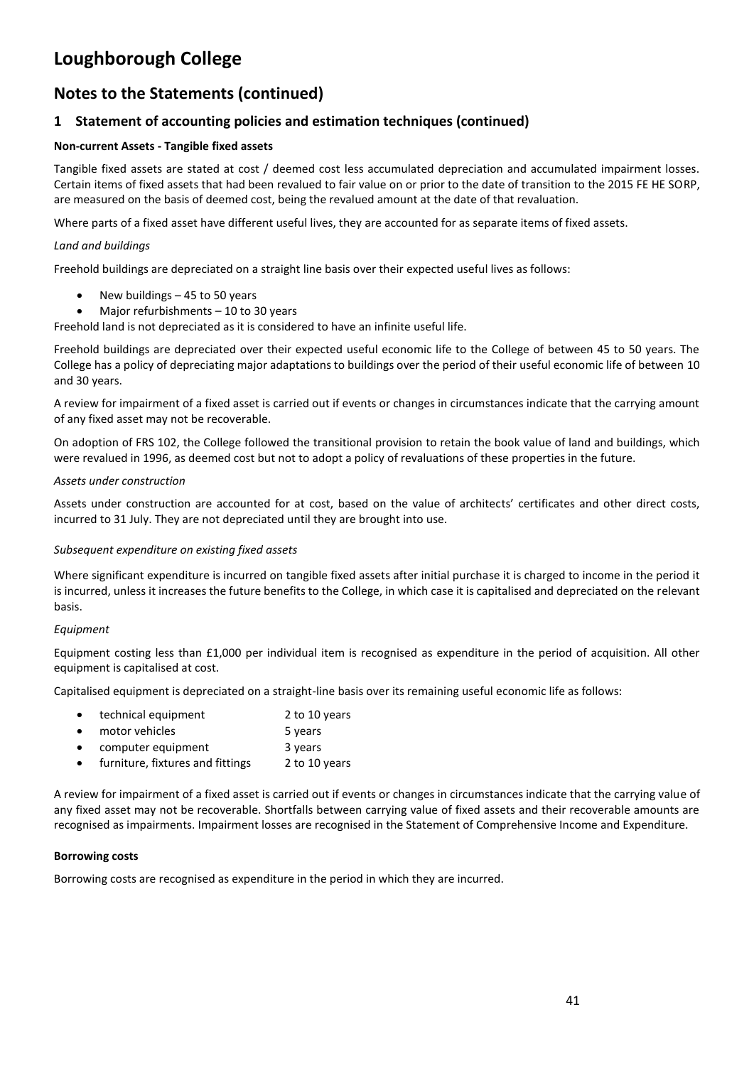# Loughborough College

## Notes to the Statements (continued)

### 1 Statement of accounting policies and estimation techniques (continued)

**Non-current Assets - Tangible fixed assets**

Tangible fixed assets are stated at cost / deemed cost less accumulated depreciation and accumulated impairment losses. Certain items of fixed assets that had been revalued to fair value on or prior to the date of transition to the 2015 FE HE SORP, are measured on the basis of deemed cost, being the revalued amount at the date of that revaluation.

Where parts of a fixed asset have different useful lives, they are accounted for as separate items of fixed assets.

*Land and buildings*

Freehold buildings are depreciated on a straight line basis over their expected useful lives as follows:

- New buildings – 45 to 50 years
- Major refurbishments – 10 to 30 years

Freehold land is not depreciated as it is considered to have an infinite useful life.

Freehold buildings are depreciated over their expected useful economic life to the College of between 45 to 50 years. The College has a policy of depreciating major adaptations to buildings over the period of their useful economic life of between 10 and 30 years.

A review for impairment of a fixed asset is carried out if events or changes in circumstances indicate that the carrying amount of any fixed asset may not be recoverable.

On adoption of FRS 102, the College followed the transitional provision to retain the book value of land and buildings, which were revalued in 1996, as deemed cost but not to adopt a policy of revaluations of these properties in the future.

*Assets under construction*

Assets under construction are accounted for at cost, based on the value of architects' certificates and other direct costs, incurred to 31 July. They are not depreciated until they are brought into use.

*Subsequent expenditure on existing fixed assets*

Where significant expenditure is incurred on tangible fixed assets after initial purchase it is charged to income in the period it is incurred, unless it increases the future benefits to the College, in which case it is capitalised and depreciated on the relevant basis.

*Equipment*

Equipment costing less than £1,000 per individual item is recognised as expenditure in the period of acquisition. All other equipment is capitalised at cost.

Capitalised equipment is depreciated on a straight-line basis over its remaining useful economic life as follows:

- technical equipment 2 to 10 years
- motor vehicles 5 years
- computer equipment 3 years
- furniture, fixtures and fittings 2 to 10 years

A review for impairment of a fixed asset is carried out if events or changes in circumstances indicate that the carrying value of any fixed asset may not be recoverable. Shortfalls between carrying value of fixed assets and their recoverable amounts are recognised as impairments. Impairment losses are recognised in the Statement of Comprehensive Income and Expenditure.

**Borrowing costs**

Borrowing costs are recognised as expenditure in the period in which they are incurred.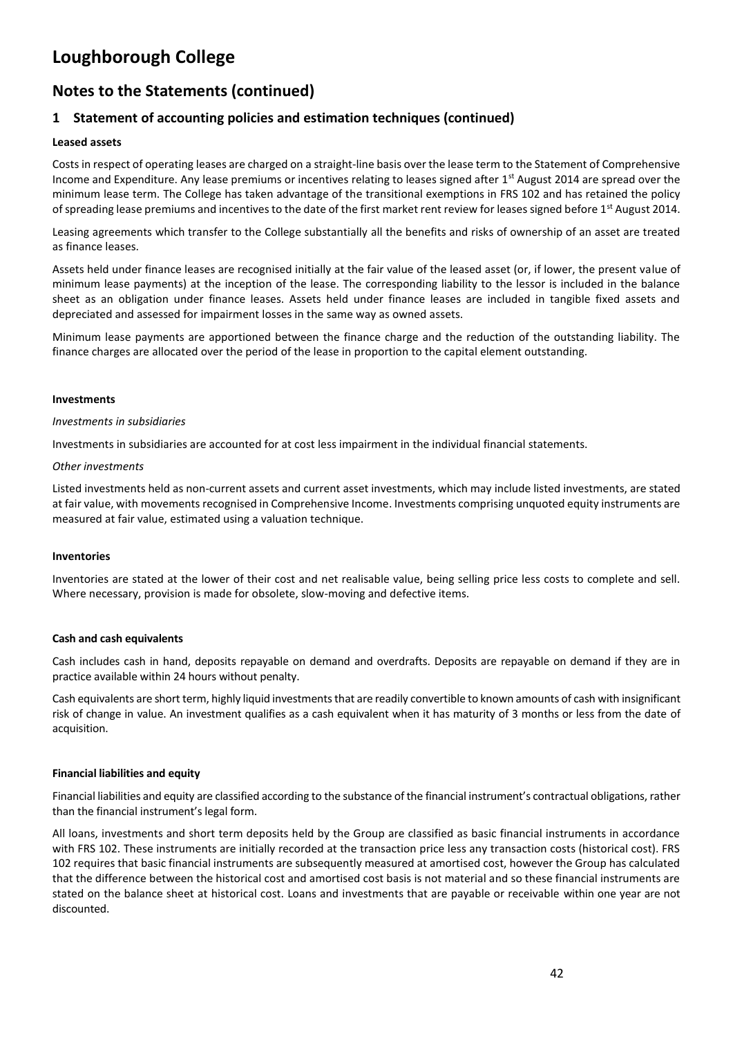# Loughborough College

## Notes to the Statements (continued)

### 1 Statement of accounting policies and estimation techniques (continued)

**Leased assets**

Costs in respect of operating leases are charged on a straight-line basis over the lease term to the Statement of Comprehensive Income and Expenditure. Any lease premiums or incentives relating to leases signed after 1st August 2014 are spread over the minimum lease term. The College has taken advantage of the transitional exemptions in FRS 102 and has retained the policy of spreading lease premiums and incentives to the date of the first market rent review for leases signed before 1st August 2014.

Leasing agreements which transfer to the College substantially all the benefits and risks of ownership of an asset are treated as finance leases.

Assets held under finance leases are recognised initially at the fair value of the leased asset (or, if lower, the present value of minimum lease payments) at the inception of the lease. The corresponding liability to the lessor is included in the balance sheet as an obligation under finance leases. Assets held under finance leases are included in tangible fixed assets and depreciated and assessed for impairment losses in the same way as owned assets.

Minimum lease payments are apportioned between the finance charge and the reduction of the outstanding liability. The finance charges are allocated over the period of the lease in proportion to the capital element outstanding.

**Investments**

*Investments in subsidiaries*

Investments in subsidiaries are accounted for at cost less impairment in the individual financial statements.

*Other investments*

Listed investments held as non-current assets and current asset investments, which may include listed investments, are stated at fair value, with movements recognised in Comprehensive Income. Investments comprising unquoted equity instruments are measured at fair value, estimated using a valuation technique.

**Inventories**

Inventories are stated at the lower of their cost and net realisable value, being selling price less costs to complete and sell. Where necessary, provision is made for obsolete, slow-moving and defective items.

**Cash and cash equivalents**

Cash includes cash in hand, deposits repayable on demand and overdrafts. Deposits are repayable on demand if they are in practice available within 24 hours without penalty.

Cash equivalents are short term, highly liquid investments that are readily convertible to known amounts of cash with insignificant risk of change in value. An investment qualifies as a cash equivalent when it has maturity of 3 months or less from the date of acquisition.

**Financial liabilities and equity**

Financial liabilities and equity are classified according to the substance of the financial instrument's contractual obligations, rather than the financial instrument's legal form.

All loans, investments and short term deposits held by the Group are classified as basic financial instruments in accordance with FRS 102. These instruments are initially recorded at the transaction price less any transaction costs (historical cost). FRS 102 requires that basic financial instruments are subsequently measured at amortised cost, however the Group has calculated that the difference between the historical cost and amortised cost basis is not material and so these financial instruments are stated on the balance sheet at historical cost. Loans and investments that are payable or receivable within one year are not discounted.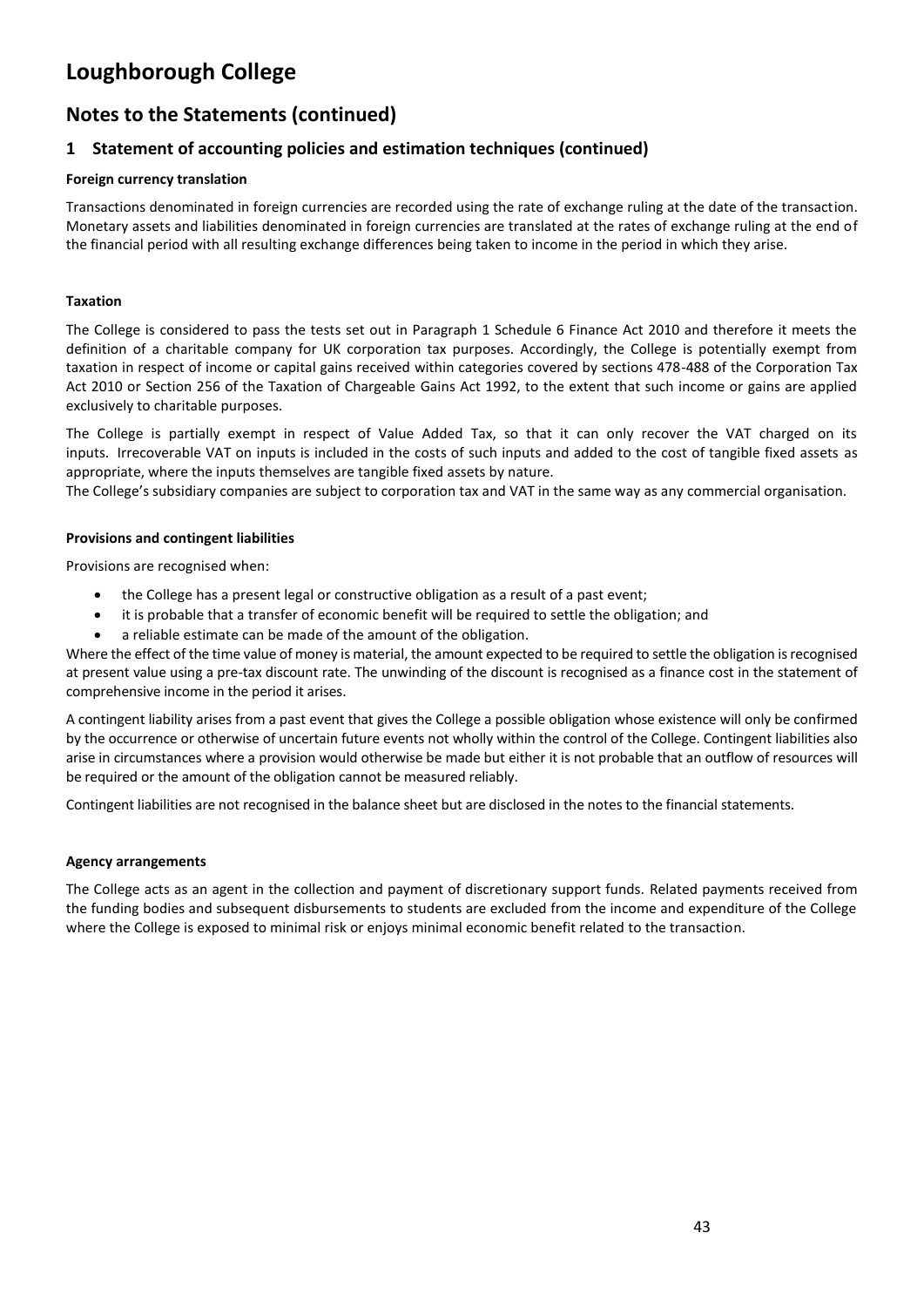# Loughborough College

## Notes to the Statements (continued)

### 1 Statement of accounting policies and estimation techniques (continued)

**Foreign currency translation**

Transactions denominated in foreign currencies are recorded using the rate of exchange ruling at the date of the transaction. Monetary assets and liabilities denominated in foreign currencies are translated at the rates of exchange ruling at the end of the financial period with all resulting exchange differences being taken to income in the period in which they arise.

**Taxation**

The College is considered to pass the tests set out in Paragraph 1 Schedule 6 Finance Act 2010 and therefore it meets the definition of a charitable company for UK corporation tax purposes. Accordingly, the College is potentially exempt from taxation in respect of income or capital gains received within categories covered by sections 478-488 of the Corporation Tax Act 2010 or Section 256 of the Taxation of Chargeable Gains Act 1992, to the extent that such income or gains are applied exclusively to charitable purposes.

The College is partially exempt in respect of Value Added Tax, so that it can only recover the VAT charged on its inputs. Irrecoverable VAT on inputs is included in the costs of such inputs and added to the cost of tangible fixed assets as appropriate, where the inputs themselves are tangible fixed assets by nature.

The College's subsidiary companies are subject to corporation tax and VAT in the same way as any commercial organisation.

**Provisions and contingent liabilities**

Provisions are recognised when:

- the College has a present legal or constructive obligation as a result of a past event;
- it is probable that a transfer of economic benefit will be required to settle the obligation; and
- a reliable estimate can be made of the amount of the obligation.

Where the effect of the time value of money is material, the amount expected to be required to settle the obligation is recognised at present value using a pre-tax discount rate. The unwinding of the discount is recognised as a finance cost in the statement of comprehensive income in the period it arises.

A contingent liability arises from a past event that gives the College a possible obligation whose existence will only be confirmed by the occurrence or otherwise of uncertain future events not wholly within the control of the College. Contingent liabilities also arise in circumstances where a provision would otherwise be made but either it is not probable that an outflow of resources will be required or the amount of the obligation cannot be measured reliably.

Contingent liabilities are not recognised in the balance sheet but are disclosed in the notes to the financial statements.

**Agency arrangements**

The College acts as an agent in the collection and payment of discretionary support funds. Related payments received from the funding bodies and subsequent disbursements to students are excluded from the income and expenditure of the College where the College is exposed to minimal risk or enjoys minimal economic benefit related to the transaction.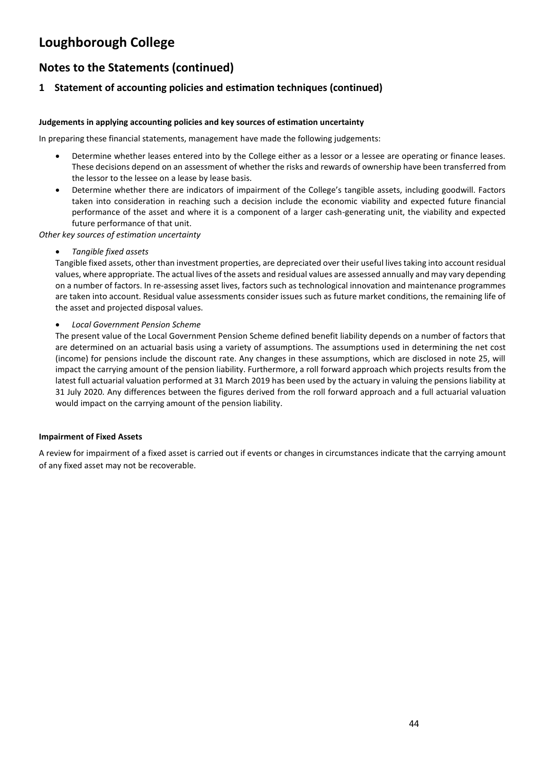# Loughborough College

## Notes to the Statements (continued)

### 1 Statement of accounting policies and estimation techniques (continued)

**Judgements in applying accounting policies and key sources of estimation uncertainty**

In preparing these financial statements, management have made the following judgements:

- Determine whether leases entered into by the College either as a lessor or a lessee are operating or finance leases. These decisions depend on an assessment of whether the risks and rewards of ownership have been transferred from the lessor to the lessee on a lease by lease basis.
- Determine whether there are indicators of impairment of the College's tangible assets, including goodwill. Factors taken into consideration in reaching such a decision include the economic viability and expected future financial performance of the asset and where it is a component of a larger cash-generating unit, the viability and expected future performance of that unit.

*Other key sources of estimation uncertainty*

- *Tangible fixed assets*

  Tangible fixed assets, other than investment properties, are depreciated over their useful lives taking into account residual values, where appropriate. The actual lives of the assets and residual values are assessed annually and may vary depending on a number of factors. In re-assessing asset lives, factors such as technological innovation and maintenance programmes are taken into account. Residual value assessments consider issues such as future market conditions, the remaining life of the asset and projected disposal values.

- *Local Government Pension Scheme*

  The present value of the Local Government Pension Scheme defined benefit liability depends on a number of factors that are determined on an actuarial basis using a variety of assumptions. The assumptions used in determining the net cost (income) for pensions include the discount rate. Any changes in these assumptions, which are disclosed in note 25, will impact the carrying amount of the pension liability. Furthermore, a roll forward approach which projects results from the latest full actuarial valuation performed at 31 March 2019 has been used by the actuary in valuing the pensions liability at 31 July 2020. Any differences between the figures derived from the roll forward approach and a full actuarial valuation would impact on the carrying amount of the pension liability.

**Impairment of Fixed Assets**

A review for impairment of a fixed asset is carried out if events or changes in circumstances indicate that the carrying amount of any fixed asset may not be recoverable.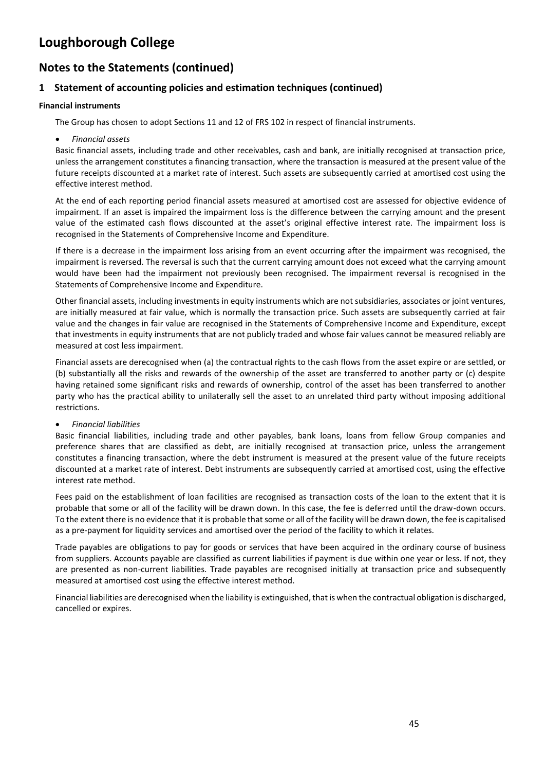# Loughborough College

## Notes to the Statements (continued)

### 1 Statement of accounting policies and estimation techniques (continued)

**Financial instruments**

The Group has chosen to adopt Sections 11 and 12 of FRS 102 in respect of financial instruments.

- *Financial assets*

Basic financial assets, including trade and other receivables, cash and bank, are initially recognised at transaction price, unless the arrangement constitutes a financing transaction, where the transaction is measured at the present value of the future receipts discounted at a market rate of interest. Such assets are subsequently carried at amortised cost using the effective interest method.

At the end of each reporting period financial assets measured at amortised cost are assessed for objective evidence of impairment. If an asset is impaired the impairment loss is the difference between the carrying amount and the present value of the estimated cash flows discounted at the asset's original effective interest rate. The impairment loss is recognised in the Statements of Comprehensive Income and Expenditure.

If there is a decrease in the impairment loss arising from an event occurring after the impairment was recognised, the impairment is reversed. The reversal is such that the current carrying amount does not exceed what the carrying amount would have been had the impairment not previously been recognised. The impairment reversal is recognised in the Statements of Comprehensive Income and Expenditure.

Other financial assets, including investments in equity instruments which are not subsidiaries, associates or joint ventures, are initially measured at fair value, which is normally the transaction price. Such assets are subsequently carried at fair value and the changes in fair value are recognised in the Statements of Comprehensive Income and Expenditure, except that investments in equity instruments that are not publicly traded and whose fair values cannot be measured reliably are measured at cost less impairment.

Financial assets are derecognised when (a) the contractual rights to the cash flows from the asset expire or are settled, or (b) substantially all the risks and rewards of the ownership of the asset are transferred to another party or (c) despite having retained some significant risks and rewards of ownership, control of the asset has been transferred to another party who has the practical ability to unilaterally sell the asset to an unrelated third party without imposing additional restrictions.

- *Financial liabilities*

Basic financial liabilities, including trade and other payables, bank loans, loans from fellow Group companies and preference shares that are classified as debt, are initially recognised at transaction price, unless the arrangement constitutes a financing transaction, where the debt instrument is measured at the present value of the future receipts discounted at a market rate of interest. Debt instruments are subsequently carried at amortised cost, using the effective interest rate method.

Fees paid on the establishment of loan facilities are recognised as transaction costs of the loan to the extent that it is probable that some or all of the facility will be drawn down. In this case, the fee is deferred until the draw-down occurs. To the extent there is no evidence that it is probable that some or all of the facility will be drawn down, the fee is capitalised as a pre-payment for liquidity services and amortised over the period of the facility to which it relates.

Trade payables are obligations to pay for goods or services that have been acquired in the ordinary course of business from suppliers. Accounts payable are classified as current liabilities if payment is due within one year or less. If not, they are presented as non-current liabilities. Trade payables are recognised initially at transaction price and subsequently measured at amortised cost using the effective interest method.

Financial liabilities are derecognised when the liability is extinguished, that is when the contractual obligation is discharged, cancelled or expires.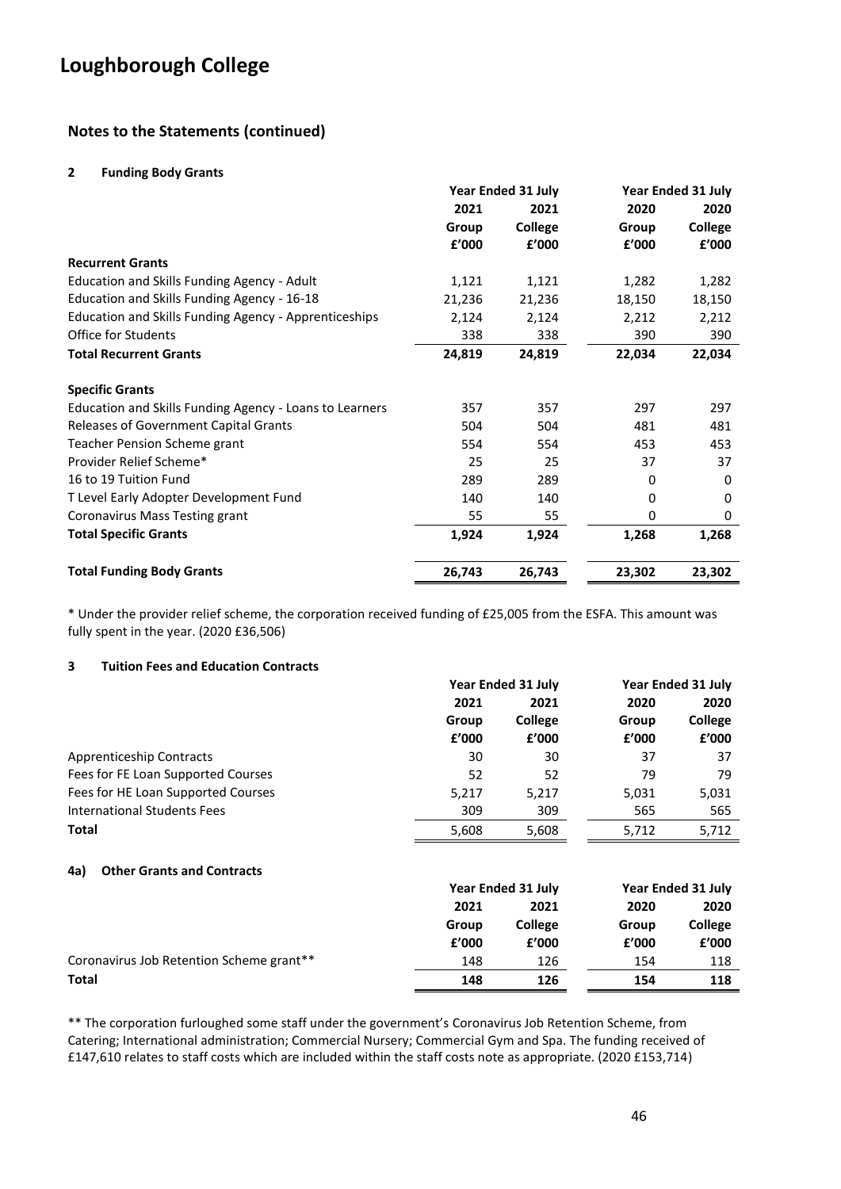# Loughborough College

## Notes to the Statements (continued)

### 2 Funding Body Grants

| | Year Ended 31 July | | Year Ended 31 July | |
|---|---|---|---|---|
| | 2021 | 2021 | 2020 | 2020 |
| | Group | College | Group | College |
| | £'000 | £'000 | £'000 | £'000 |
| **Recurrent Grants** | | | | |
| Education and Skills Funding Agency - Adult | 1,121 | 1,121 | 1,282 | 1,282 |
| Education and Skills Funding Agency - 16-18 | 21,236 | 21,236 | 18,150 | 18,150 |
| Education and Skills Funding Agency - Apprenticeships | 2,124 | 2,124 | 2,212 | 2,212 |
| Office for Students | 338 | 338 | 390 | 390 |
| **Total Recurrent Grants** | **24,819** | **24,819** | **22,034** | **22,034** |
| **Specific Grants** | | | | |
| Education and Skills Funding Agency - Loans to Learners | 357 | 357 | 297 | 297 |
| Releases of Government Capital Grants | 504 | 504 | 481 | 481 |
| Teacher Pension Scheme grant | 554 | 554 | 453 | 453 |
| Provider Relief Scheme* | 25 | 25 | 37 | 37 |
| 16 to 19 Tuition Fund | 289 | 289 | 0 | 0 |
| T Level Early Adopter Development Fund | 140 | 140 | 0 | 0 |
| Coronavirus Mass Testing grant | 55 | 55 | 0 | 0 |
| **Total Specific Grants** | **1,924** | **1,924** | **1,268** | **1,268** |
| **Total Funding Body Grants** | **26,743** | **26,743** | **23,302** | **23,302** |

* Under the provider relief scheme, the corporation received funding of £25,005 from the ESFA. This amount was fully spent in the year. (2020 £36,506)

### 3 Tuition Fees and Education Contracts

| | Year Ended 31 July | | Year Ended 31 July | |
|---|---|---|---|---|
| | 2021 | 2021 | 2020 | 2020 |
| | Group | College | Group | College |
| | £'000 | £'000 | £'000 | £'000 |
| Apprenticeship Contracts | 30 | 30 | 37 | 37 |
| Fees for FE Loan Supported Courses | 52 | 52 | 79 | 79 |
| Fees for HE Loan Supported Courses | 5,217 | 5,217 | 5,031 | 5,031 |
| International Students Fees | 309 | 309 | 565 | 565 |
| **Total** | 5,608 | 5,608 | 5,712 | 5,712 |

### 4a) Other Grants and Contracts

| | Year Ended 31 July | | Year Ended 31 July | |
|---|---|---|---|---|
| | 2021 | 2021 | 2020 | 2020 |
| | Group | College | Group | College |
| | £'000 | £'000 | £'000 | £'000 |
| Coronavirus Job Retention Scheme grant** | 148 | 126 | 154 | 118 |
| **Total** | **148** | **126** | **154** | **118** |

** The corporation furloughed some staff under the government's Coronavirus Job Retention Scheme, from Catering; International administration; Commercial Nursery; Commercial Gym and Spa. The funding received of £147,610 relates to staff costs which are included within the staff costs note as appropriate. (2020 £153,714)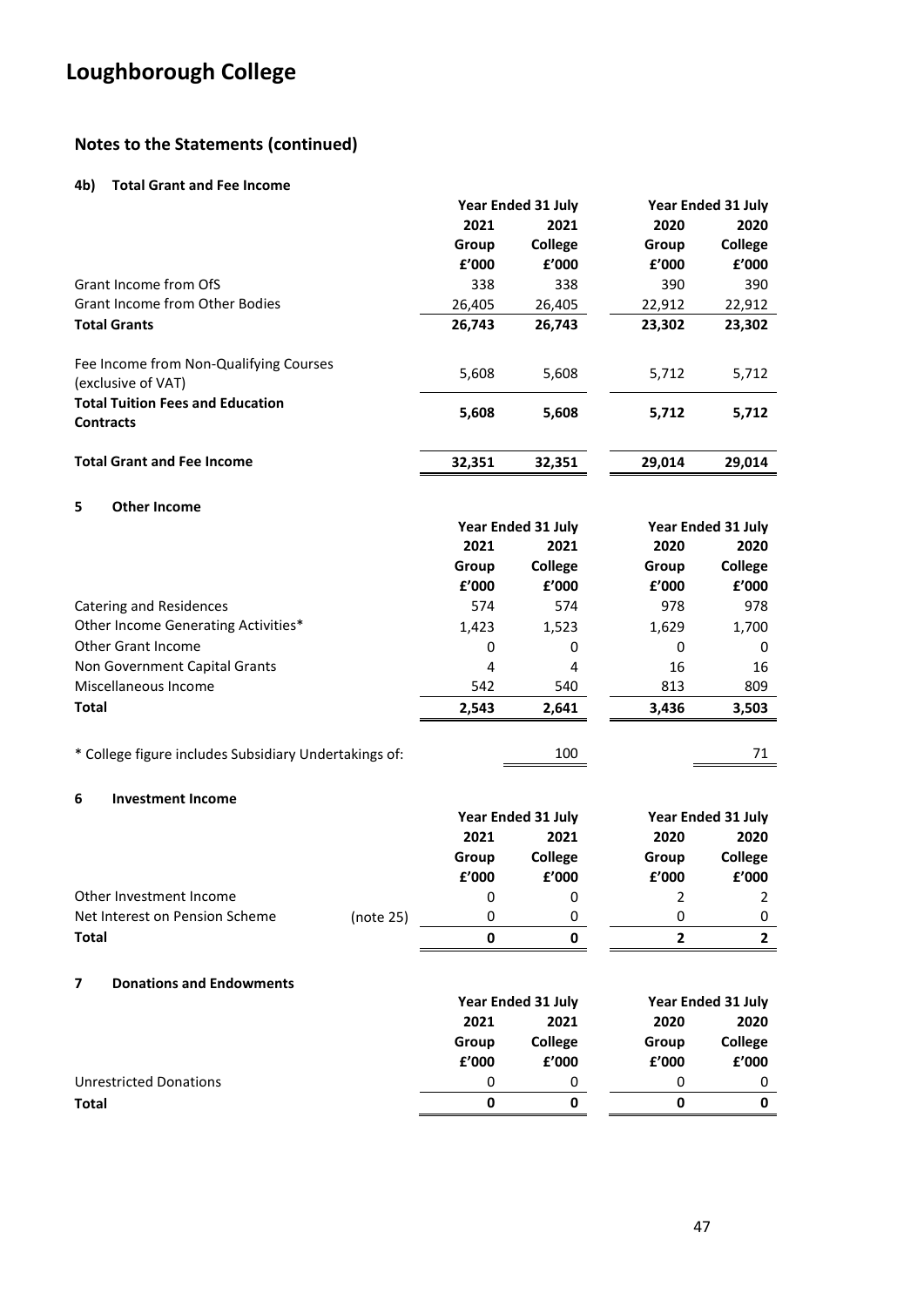## Loughborough College

### Notes to the Statements (continued)

#### 4b) Total Grant and Fee Income

| | Year Ended 31 July | | Year Ended 31 July | |
|---|---|---|---|---|
| | 2021 | 2021 | 2020 | 2020 |
| | Group | College | Group | College |
| | £'000 | £'000 | £'000 | £'000 |
| Grant Income from OfS | 338 | 338 | 390 | 390 |
| Grant Income from Other Bodies | 26,405 | 26,405 | 22,912 | 22,912 |
| **Total Grants** | **26,743** | **26,743** | **23,302** | **23,302** |
| Fee Income from Non-Qualifying Courses (exclusive of VAT) | 5,608 | 5,608 | 5,712 | 5,712 |
| **Total Tuition Fees and Education Contracts** | **5,608** | **5,608** | **5,712** | **5,712** |
| **Total Grant and Fee Income** | **32,351** | **32,351** | **29,014** | **29,014** |

#### 5 Other Income

| | Year Ended 31 July | | Year Ended 31 July | |
|---|---|---|---|---|
| | 2021 | 2021 | 2020 | 2020 |
| | Group | College | Group | College |
| | £'000 | £'000 | £'000 | £'000 |
| Catering and Residences | 574 | 574 | 978 | 978 |
| Other Income Generating Activities* | 1,423 | 1,523 | 1,629 | 1,700 |
| Other Grant Income | 0 | 0 | 0 | 0 |
| Non Government Capital Grants | 4 | 4 | 16 | 16 |
| Miscellaneous Income | 542 | 540 | 813 | 809 |
| **Total** | **2,543** | **2,641** | **3,436** | **3,503** |
| * College figure includes Subsidiary Undertakings of: | | 100 | | 71 |

#### 6 Investment Income

| | | Year Ended 31 July | | Year Ended 31 July | |
|---|---|---|---|---|---|
| | | 2021 | 2021 | 2020 | 2020 |
| | | Group | College | Group | College |
| | | £'000 | £'000 | £'000 | £'000 |
| Other Investment Income | | 0 | 0 | 2 | 2 |
| Net Interest on Pension Scheme | (note 25) | 0 | 0 | 0 | 0 |
| **Total** | | **0** | **0** | **2** | **2** |

#### 7 Donations and Endowments

| | Year Ended 31 July | | Year Ended 31 July | |
|---|---|---|---|---|
| | 2021 | 2021 | 2020 | 2020 |
| | Group | College | Group | College |
| | £'000 | £'000 | £'000 | £'000 |
| Unrestricted Donations | 0 | 0 | 0 | 0 |
| **Total** | **0** | **0** | **0** | **0** |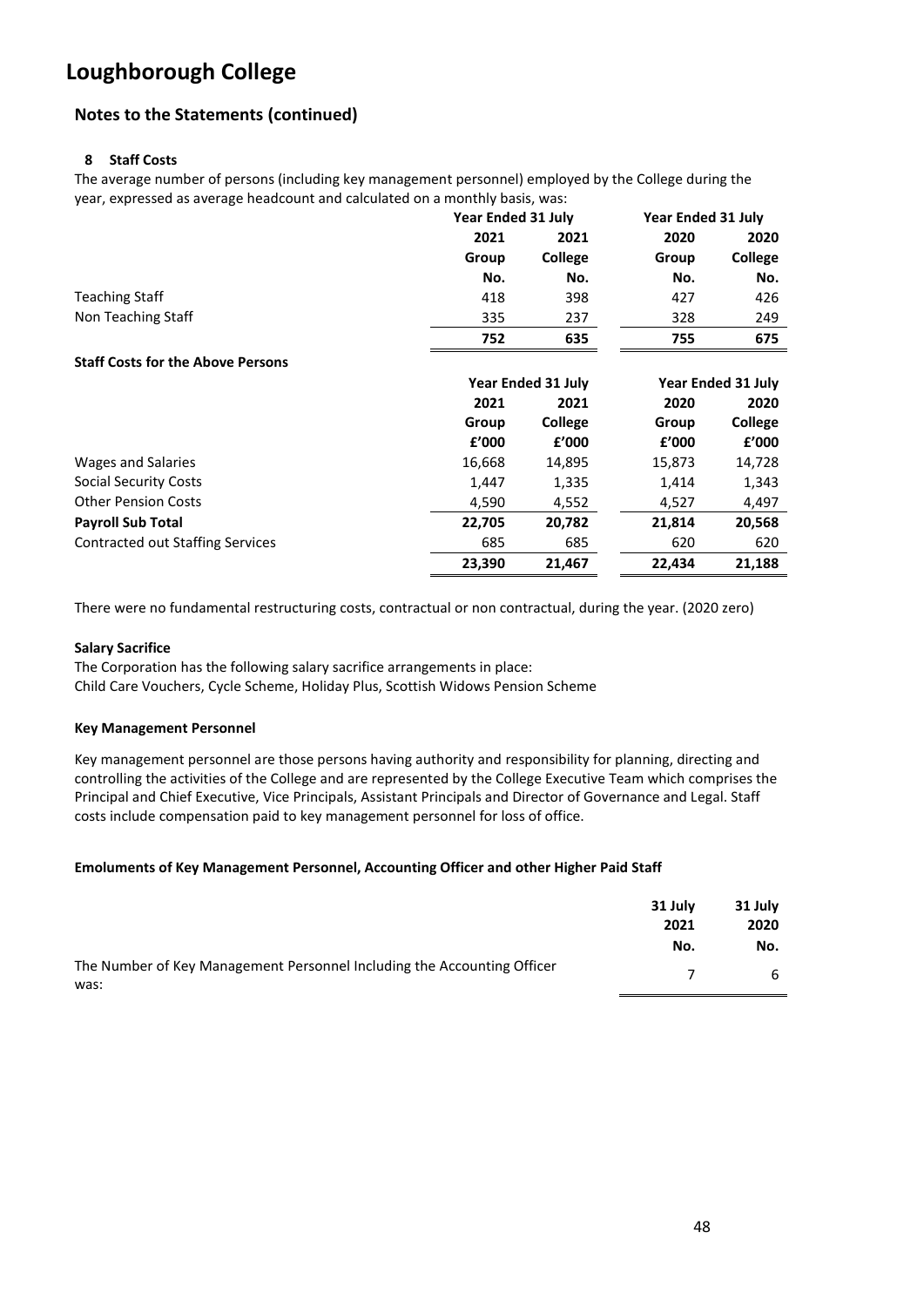# Loughborough College

## Notes to the Statements (continued)

### 8 Staff Costs

The average number of persons (including key management personnel) employed by the College during the year, expressed as average headcount and calculated on a monthly basis, was:

| | Year Ended 31 July | | Year Ended 31 July | |
|---|---|---|---|---|
| | 2021 | 2021 | 2020 | 2020 |
| | Group | College | Group | College |
| | No. | No. | No. | No. |
| Teaching Staff | 418 | 398 | 427 | 426 |
| Non Teaching Staff | 335 | 237 | 328 | 249 |
| | **752** | **635** | **755** | **675** |

**Staff Costs for the Above Persons**

| | Year Ended 31 July | | Year Ended 31 July | |
|---|---|---|---|---|
| | 2021 | 2021 | 2020 | 2020 |
| | Group | College | Group | College |
| | £'000 | £'000 | £'000 | £'000 |
| Wages and Salaries | 16,668 | 14,895 | 15,873 | 14,728 |
| Social Security Costs | 1,447 | 1,335 | 1,414 | 1,343 |
| Other Pension Costs | 4,590 | 4,552 | 4,527 | 4,497 |
| **Payroll Sub Total** | **22,705** | **20,782** | **21,814** | **20,568** |
| Contracted out Staffing Services | 685 | 685 | 620 | 620 |
| | **23,390** | **21,467** | **22,434** | **21,188** |

There were no fundamental restructuring costs, contractual or non contractual, during the year. (2020 zero)

**Salary Sacrifice**

The Corporation has the following salary sacrifice arrangements in place:
Child Care Vouchers, Cycle Scheme, Holiday Plus, Scottish Widows Pension Scheme

**Key Management Personnel**

Key management personnel are those persons having authority and responsibility for planning, directing and controlling the activities of the College and are represented by the College Executive Team which comprises the Principal and Chief Executive, Vice Principals, Assistant Principals and Director of Governance and Legal. Staff costs include compensation paid to key management personnel for loss of office.

**Emoluments of Key Management Personnel, Accounting Officer and other Higher Paid Staff**

| | 31 July 2021 | 31 July 2020 |
|---|---|---|
| | No. | No. |
| The Number of Key Management Personnel Including the Accounting Officer was: | 7 | 6 |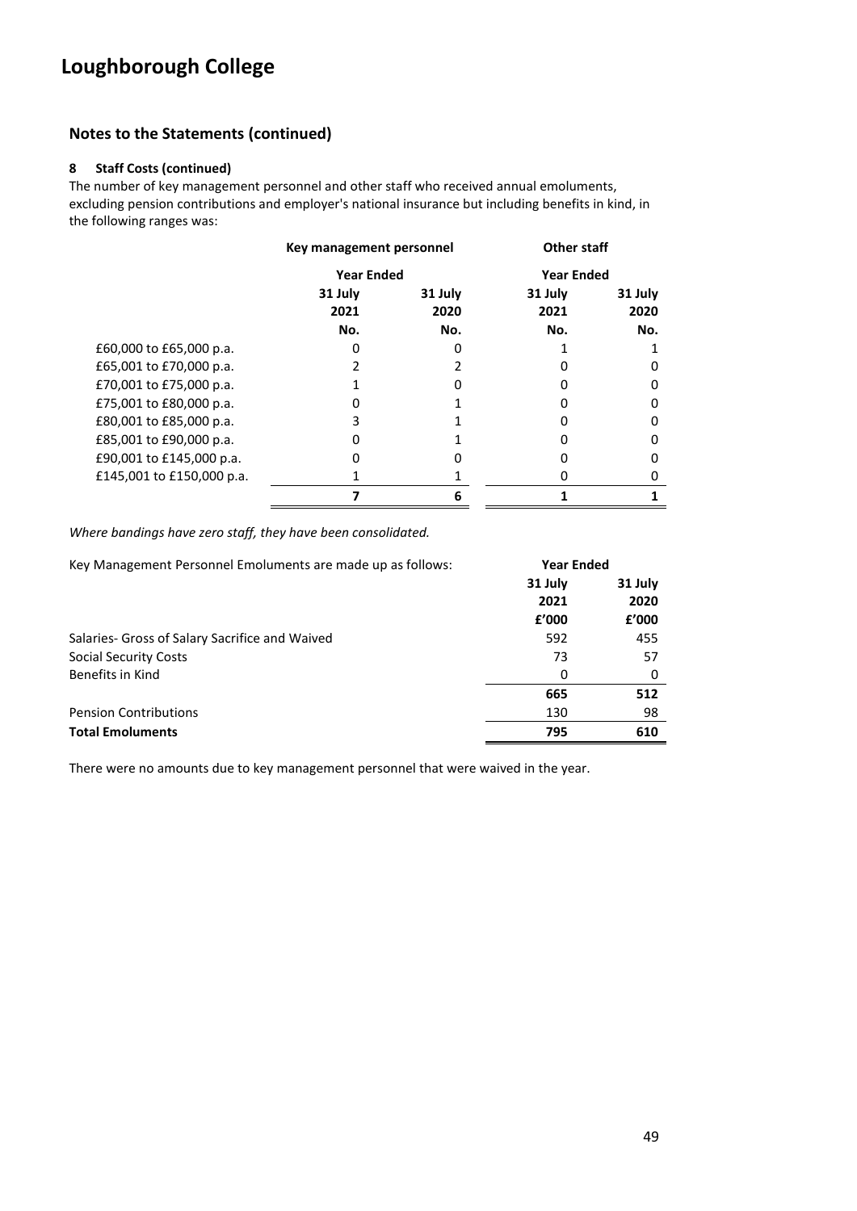## Notes to the Statements (continued)

### 8 Staff Costs (continued)

The number of key management personnel and other staff who received annual emoluments, excluding pension contributions and employer's national insurance but including benefits in kind, in the following ranges was:

| | Key management personnel | | Other staff | |
|---|---|---|---|---|
| | Year Ended | | Year Ended | |
| | 31 July 2021 | 31 July 2020 | 31 July 2021 | 31 July 2020 |
| | No. | No. | No. | No. |
| £60,000 to £65,000 p.a. | 0 | 0 | 1 | 1 |
| £65,001 to £70,000 p.a. | 2 | 2 | 0 | 0 |
| £70,001 to £75,000 p.a. | 1 | 0 | 0 | 0 |
| £75,001 to £80,000 p.a. | 0 | 1 | 0 | 0 |
| £80,001 to £85,000 p.a. | 3 | 1 | 0 | 0 |
| £85,001 to £90,000 p.a. | 0 | 1 | 0 | 0 |
| £90,001 to £145,000 p.a. | 0 | 0 | 0 | 0 |
| £145,001 to £150,000 p.a. | 1 | 1 | 0 | 0 |
| | **7** | **6** | **1** | **1** |

*Where bandings have zero staff, they have been consolidated.*

| Key Management Personnel Emoluments are made up as follows: | Year Ended | |
|---|---|---|
| | 31 July 2021 | 31 July 2020 |
| | £'000 | £'000 |
| Salaries- Gross of Salary Sacrifice and Waived | 592 | 455 |
| Social Security Costs | 73 | 57 |
| Benefits in Kind | 0 | 0 |
| | **665** | **512** |
| Pension Contributions | 130 | 98 |
| **Total Emoluments** | **795** | **610** |

There were no amounts due to key management personnel that were waived in the year.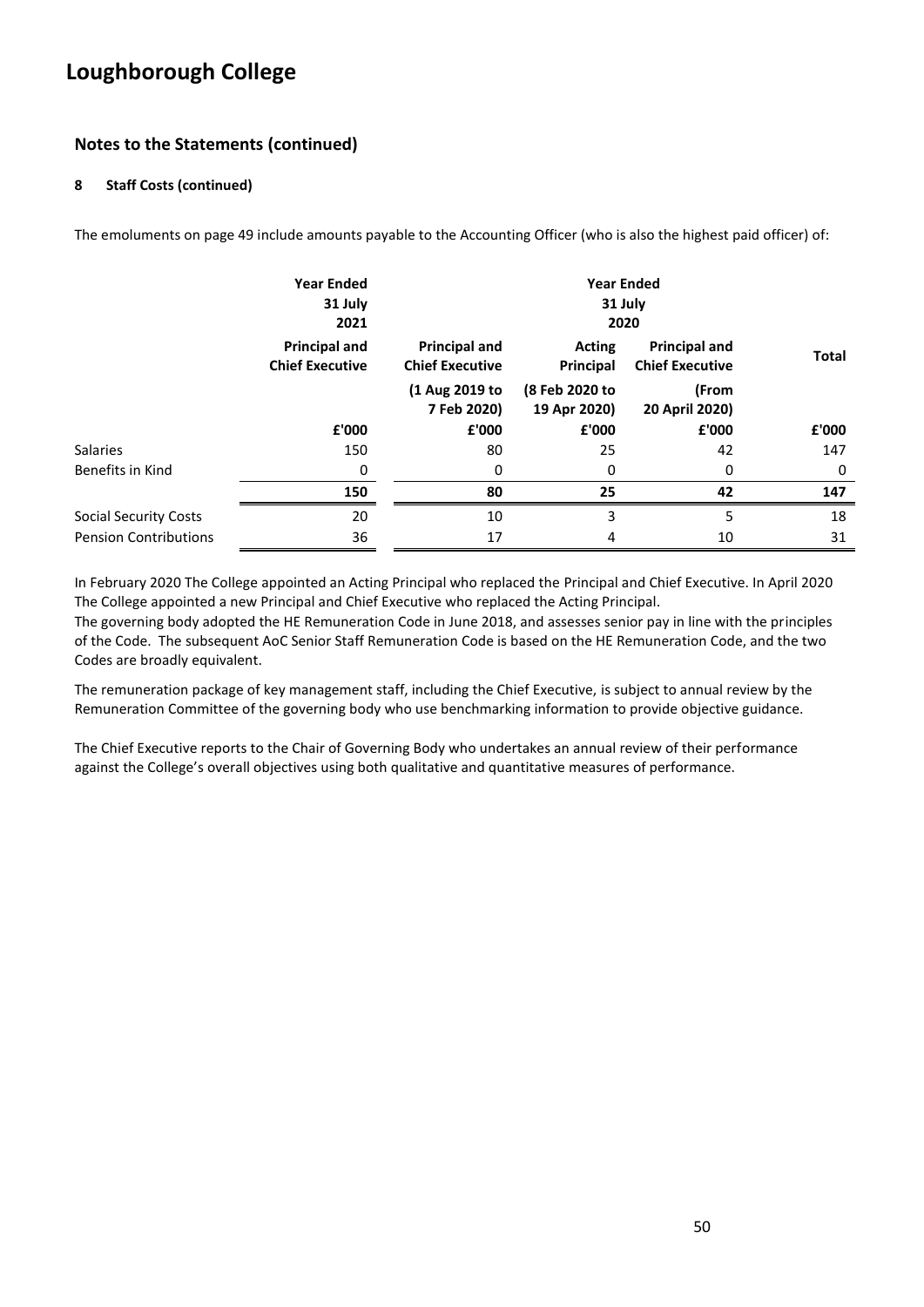## Notes to the Statements (continued)

### 8 Staff Costs (continued)

The emoluments on page 49 include amounts payable to the Accounting Officer (who is also the highest paid officer) of:

| | Year Ended 31 July 2021 | Year Ended 31 July 2020 | | | |
|---|---|---|---|---|---|
| | Principal and Chief Executive | Principal and Chief Executive | Acting Principal | Principal and Chief Executive | Total |
| | | (1 Aug 2019 to 7 Feb 2020) | (8 Feb 2020 to 19 Apr 2020) | (From 20 April 2020) | |
| | £'000 | £'000 | £'000 | £'000 | £'000 |
| Salaries | 150 | 80 | 25 | 42 | 147 |
| Benefits in Kind | 0 | 0 | 0 | 0 | 0 |
| | **150** | **80** | **25** | **42** | **147** |
| Social Security Costs | 20 | 10 | 3 | 5 | 18 |
| Pension Contributions | 36 | 17 | 4 | 10 | 31 |

In February 2020 The College appointed an Acting Principal who replaced the Principal and Chief Executive. In April 2020 The College appointed a new Principal and Chief Executive who replaced the Acting Principal.
The governing body adopted the HE Remuneration Code in June 2018, and assesses senior pay in line with the principles of the Code. The subsequent AoC Senior Staff Remuneration Code is based on the HE Remuneration Code, and the two Codes are broadly equivalent.

The remuneration package of key management staff, including the Chief Executive, is subject to annual review by the Remuneration Committee of the governing body who use benchmarking information to provide objective guidance.

The Chief Executive reports to the Chair of Governing Body who undertakes an annual review of their performance against the College's overall objectives using both qualitative and quantitative measures of performance.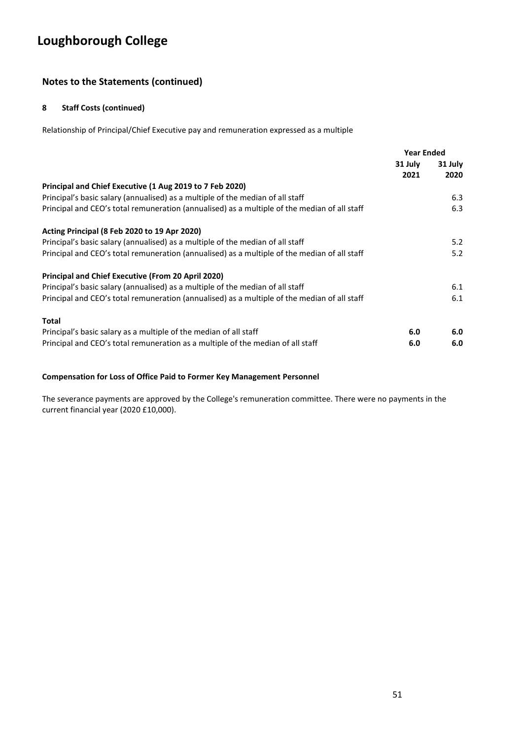# Loughborough College

## Notes to the Statements (continued)

### 8 Staff Costs (continued)

Relationship of Principal/Chief Executive pay and remuneration expressed as a multiple

| | Year Ended | |
|---|---|---|
| | 31 July 2021 | 31 July 2020 |
| **Principal and Chief Executive (1 Aug 2019 to 7 Feb 2020)** | | |
| Principal's basic salary (annualised) as a multiple of the median of all staff | | 6.3 |
| Principal and CEO's total remuneration (annualised) as a multiple of the median of all staff | | 6.3 |
| **Acting Principal (8 Feb 2020 to 19 Apr 2020)** | | |
| Principal's basic salary (annualised) as a multiple of the median of all staff | | 5.2 |
| Principal and CEO's total remuneration (annualised) as a multiple of the median of all staff | | 5.2 |
| **Principal and Chief Executive (From 20 April 2020)** | | |
| Principal's basic salary (annualised) as a multiple of the median of all staff | | 6.1 |
| Principal and CEO's total remuneration (annualised) as a multiple of the median of all staff | | 6.1 |
| **Total** | | |
| Principal's basic salary as a multiple of the median of all staff | **6.0** | **6.0** |
| Principal and CEO's total remuneration as a multiple of the median of all staff | **6.0** | **6.0** |

**Compensation for Loss of Office Paid to Former Key Management Personnel**

The severance payments are approved by the College's remuneration committee. There were no payments in the current financial year (2020 £10,000).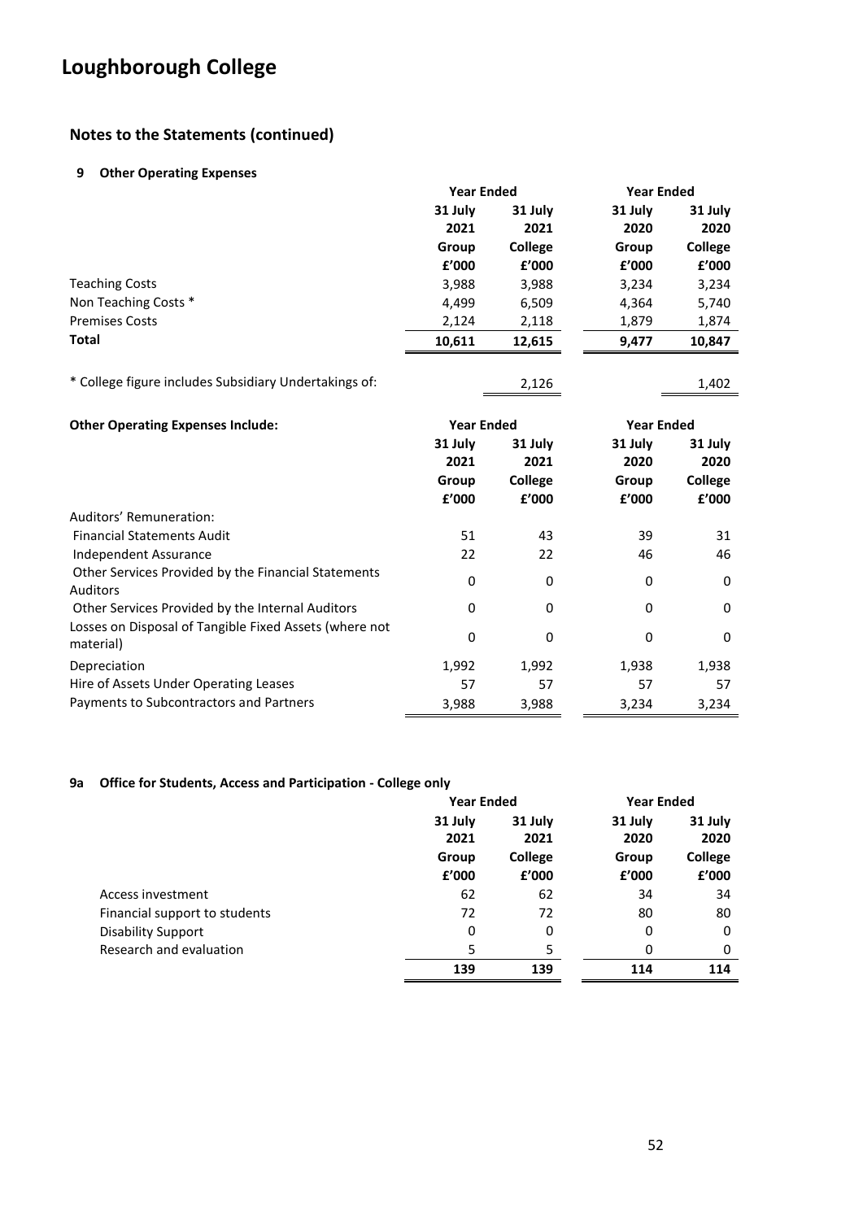# Loughborough College

## Notes to the Statements (continued)

### 9 Other Operating Expenses

| | Year Ended | | Year Ended | |
|---|---|---|---|---|
| | 31 July 2021 | 31 July 2021 | 31 July 2020 | 31 July 2020 |
| | Group | College | Group | College |
| | £'000 | £'000 | £'000 | £'000 |
| Teaching Costs | 3,988 | 3,988 | 3,234 | 3,234 |
| Non Teaching Costs * | 4,499 | 6,509 | 4,364 | 5,740 |
| Premises Costs | 2,124 | 2,118 | 1,879 | 1,874 |
| **Total** | **10,611** | **12,615** | **9,477** | **10,847** |
| | | | | |
| * College figure includes Subsidiary Undertakings of: | | 2,126 | | 1,402 |

| **Other Operating Expenses Include:** | Year Ended | | Year Ended | |
|---|---|---|---|---|
| | 31 July 2021 | 31 July 2021 | 31 July 2020 | 31 July 2020 |
| | Group | College | Group | College |
| | £'000 | £'000 | £'000 | £'000 |
| Auditors' Remuneration: | | | | |
| Financial Statements Audit | 51 | 43 | 39 | 31 |
| Independent Assurance | 22 | 22 | 46 | 46 |
| Other Services Provided by the Financial Statements Auditors | 0 | 0 | 0 | 0 |
| Other Services Provided by the Internal Auditors | 0 | 0 | 0 | 0 |
| Losses on Disposal of Tangible Fixed Assets (where not material) | 0 | 0 | 0 | 0 |
| Depreciation | 1,992 | 1,992 | 1,938 | 1,938 |
| Hire of Assets Under Operating Leases | 57 | 57 | 57 | 57 |
| Payments to Subcontractors and Partners | 3,988 | 3,988 | 3,234 | 3,234 |

### 9a Office for Students, Access and Participation - College only

| | Year Ended | | Year Ended | |
|---|---|---|---|---|
| | 31 July 2021 | 31 July 2021 | 31 July 2020 | 31 July 2020 |
| | Group | College | Group | College |
| | £'000 | £'000 | £'000 | £'000 |
| Access investment | 62 | 62 | 34 | 34 |
| Financial support to students | 72 | 72 | 80 | 80 |
| Disability Support | 0 | 0 | 0 | 0 |
| Research and evaluation | 5 | 5 | 0 | 0 |
| | **139** | **139** | **114** | **114** |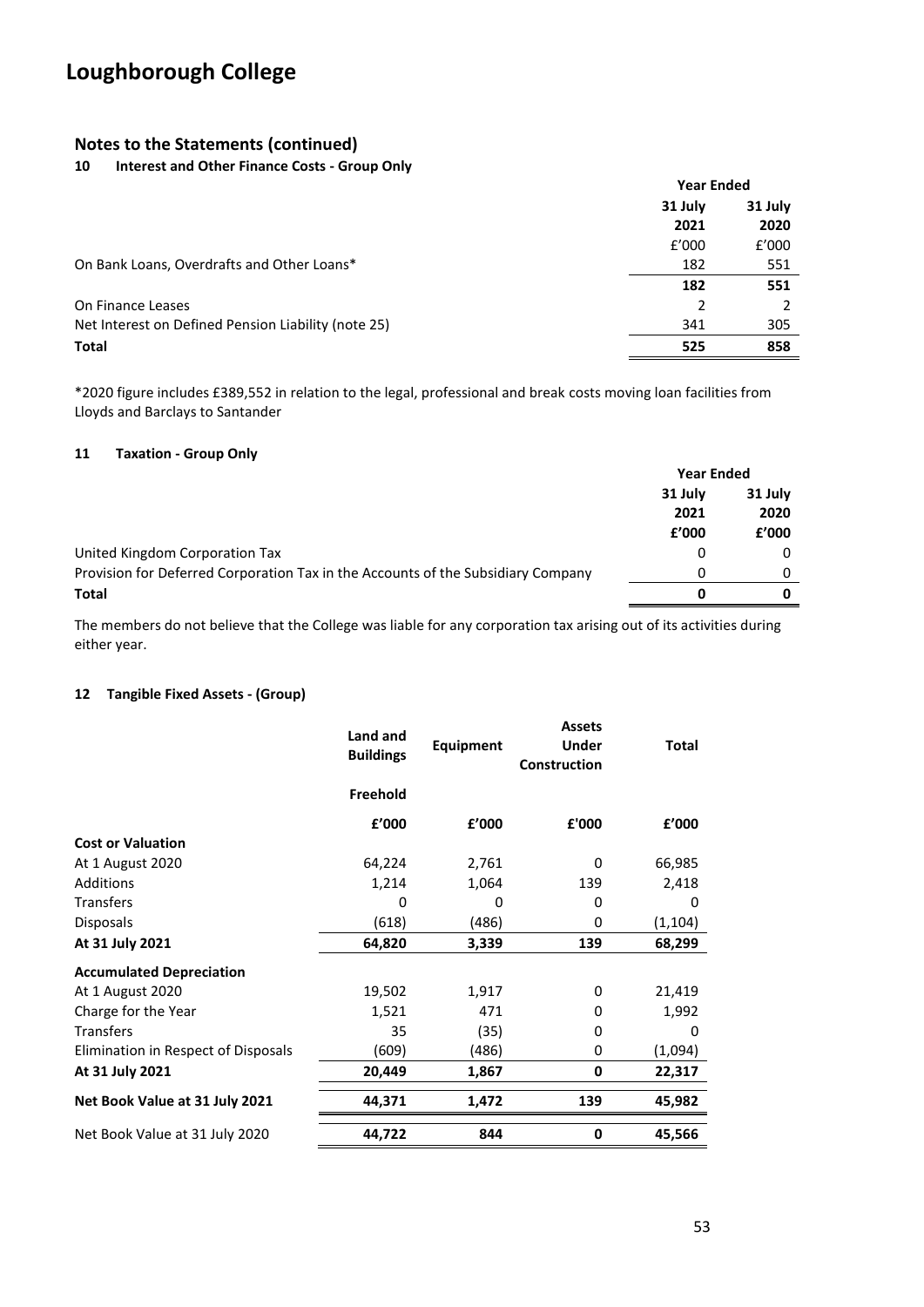# Loughborough College

## Notes to the Statements (continued)

### 10 Interest and Other Finance Costs - Group Only

| | Year Ended 31 July 2021 | Year Ended 31 July 2020 |
|---|---|---|
| | £'000 | £'000 |
| On Bank Loans, Overdrafts and Other Loans* | 182 | 551 |
| | **182** | **551** |
| On Finance Leases | 2 | 2 |
| Net Interest on Defined Pension Liability (note 25) | 341 | 305 |
| **Total** | **525** | **858** |

*2020 figure includes £389,552 in relation to the legal, professional and break costs moving loan facilities from Lloyds and Barclays to Santander

### 11 Taxation - Group Only

| | Year Ended 31 July 2021 | Year Ended 31 July 2020 |
|---|---|---|
| | **£'000** | **£'000** |
| United Kingdom Corporation Tax | 0 | 0 |
| Provision for Deferred Corporation Tax in the Accounts of the Subsidiary Company | 0 | 0 |
| **Total** | **0** | **0** |

The members do not believe that the College was liable for any corporation tax arising out of its activities during either year.

### 12 Tangible Fixed Assets - (Group)

| | Land and Buildings | Equipment | Assets Under Construction | Total |
|---|---|---|---|---|
| | **Freehold** | | | |
| | **£'000** | **£'000** | **£'000** | **£'000** |
| **Cost or Valuation** | | | | |
| At 1 August 2020 | 64,224 | 2,761 | 0 | 66,985 |
| Additions | 1,214 | 1,064 | 139 | 2,418 |
| Transfers | 0 | 0 | 0 | 0 |
| Disposals | (618) | (486) | 0 | (1,104) |
| **At 31 July 2021** | **64,820** | **3,339** | **139** | **68,299** |
| **Accumulated Depreciation** | | | | |
| At 1 August 2020 | 19,502 | 1,917 | 0 | 21,419 |
| Charge for the Year | 1,521 | 471 | 0 | 1,992 |
| Transfers | 35 | (35) | 0 | 0 |
| Elimination in Respect of Disposals | (609) | (486) | 0 | (1,094) |
| **At 31 July 2021** | **20,449** | **1,867** | **0** | **22,317** |
| **Net Book Value at 31 July 2021** | **44,371** | **1,472** | **139** | **45,982** |
| Net Book Value at 31 July 2020 | **44,722** | **844** | **0** | **45,566** |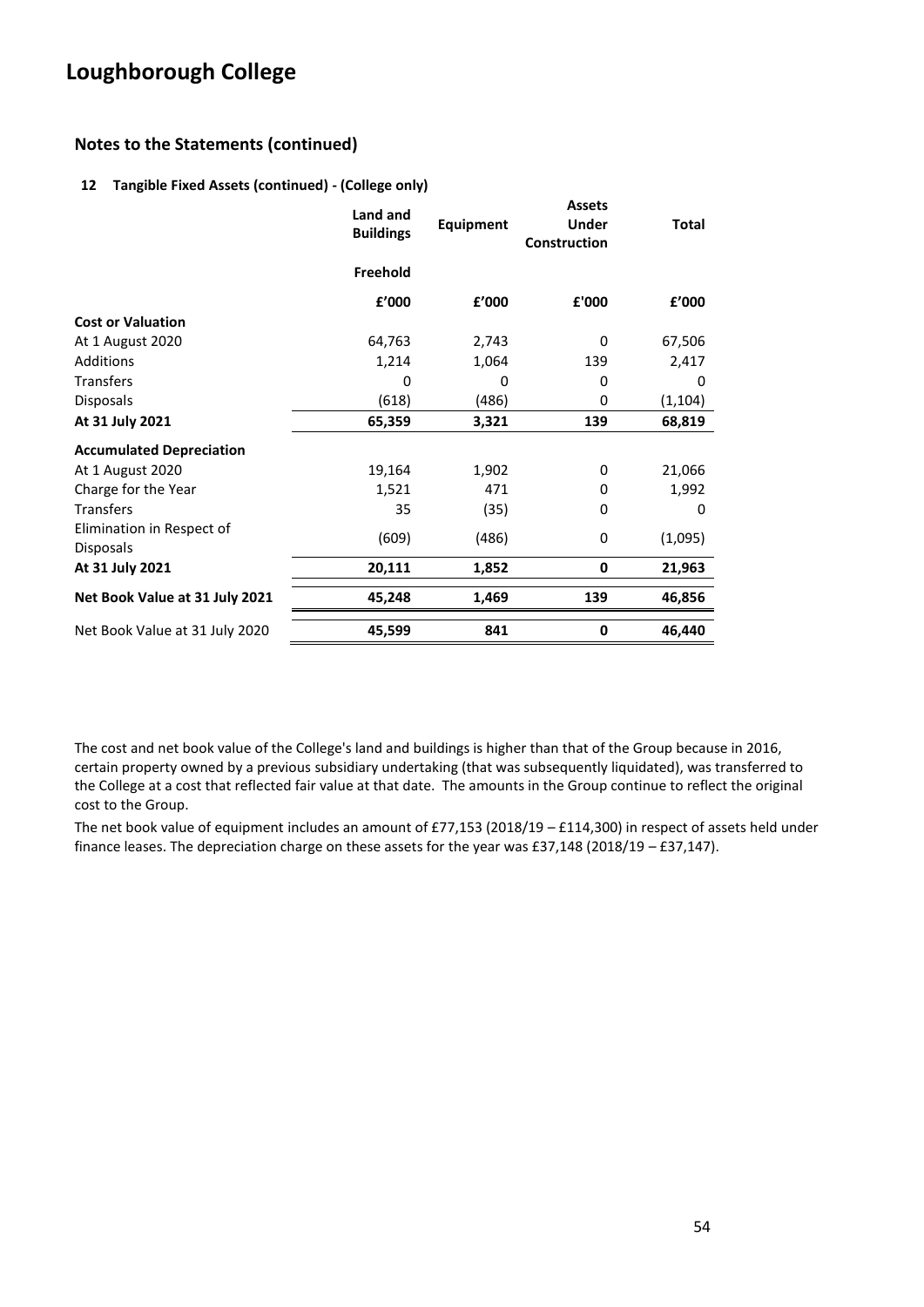# Loughborough College

## Notes to the Statements (continued)

### 12 Tangible Fixed Assets (continued) - (College only)

| | Land and Buildings | Equipment | Assets Under Construction | Total |
|---|---|---|---|---|
| | Freehold | | | |
| | £'000 | £'000 | £'000 | £'000 |
| **Cost or Valuation** | | | | |
| At 1 August 2020 | 64,763 | 2,743 | 0 | 67,506 |
| Additions | 1,214 | 1,064 | 139 | 2,417 |
| Transfers | 0 | 0 | 0 | 0 |
| Disposals | (618) | (486) | 0 | (1,104) |
| **At 31 July 2021** | **65,359** | **3,321** | **139** | **68,819** |
| **Accumulated Depreciation** | | | | |
| At 1 August 2020 | 19,164 | 1,902 | 0 | 21,066 |
| Charge for the Year | 1,521 | 471 | 0 | 1,992 |
| Transfers | 35 | (35) | 0 | 0 |
| Elimination in Respect of Disposals | (609) | (486) | 0 | (1,095) |
| **At 31 July 2021** | **20,111** | **1,852** | **0** | **21,963** |
| **Net Book Value at 31 July 2021** | **45,248** | **1,469** | **139** | **46,856** |
| Net Book Value at 31 July 2020 | **45,599** | **841** | **0** | **46,440** |

The cost and net book value of the College's land and buildings is higher than that of the Group because in 2016, certain property owned by a previous subsidiary undertaking (that was subsequently liquidated), was transferred to the College at a cost that reflected fair value at that date. The amounts in the Group continue to reflect the original cost to the Group.

The net book value of equipment includes an amount of £77,153 (2018/19 – £114,300) in respect of assets held under finance leases. The depreciation charge on these assets for the year was £37,148 (2018/19 – £37,147).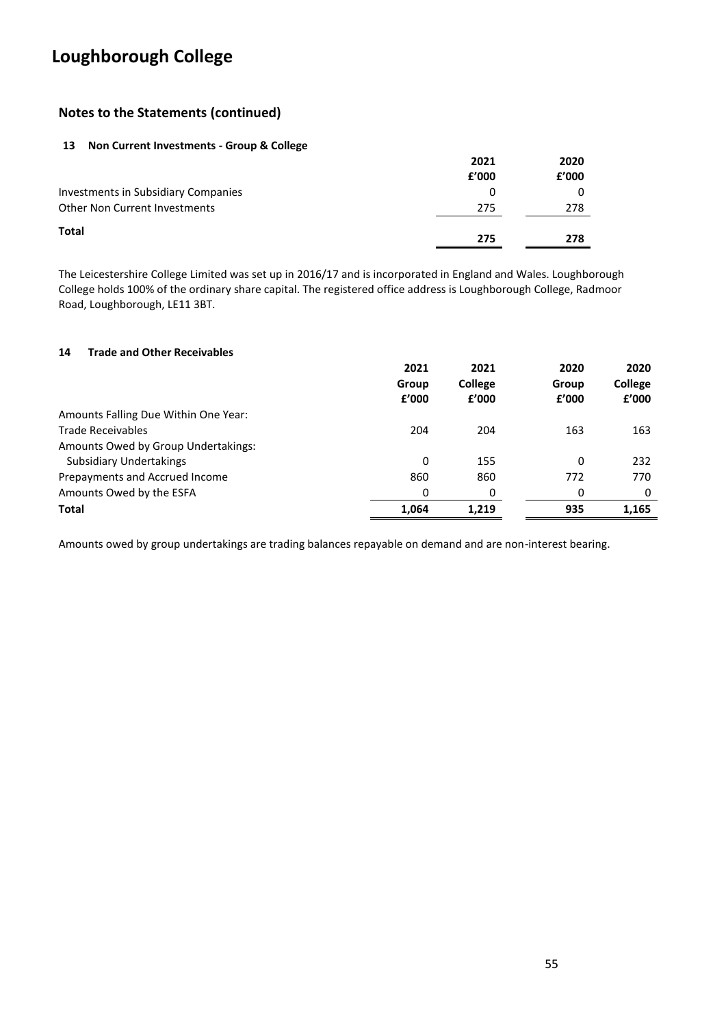# Loughborough College

## Notes to the Statements (continued)

### 13 Non Current Investments - Group & College

| | 2021 £'000 | 2020 £'000 |
|---|---|---|
| Investments in Subsidiary Companies | 0 | 0 |
| Other Non Current Investments | 275 | 278 |
| **Total** | **275** | **278** |

The Leicestershire College Limited was set up in 2016/17 and is incorporated in England and Wales. Loughborough College holds 100% of the ordinary share capital. The registered office address is Loughborough College, Radmoor Road, Loughborough, LE11 3BT.

### 14 Trade and Other Receivables

| | 2021 Group £'000 | 2021 College £'000 | 2020 Group £'000 | 2020 College £'000 |
|---|---|---|---|---|
| Amounts Falling Due Within One Year: | | | | |
| Trade Receivables | 204 | 204 | 163 | 163 |
| Amounts Owed by Group Undertakings: | | | | |
| Subsidiary Undertakings | 0 | 155 | 0 | 232 |
| Prepayments and Accrued Income | 860 | 860 | 772 | 770 |
| Amounts Owed by the ESFA | 0 | 0 | 0 | 0 |
| **Total** | **1,064** | **1,219** | **935** | **1,165** |

Amounts owed by group undertakings are trading balances repayable on demand and are non-interest bearing.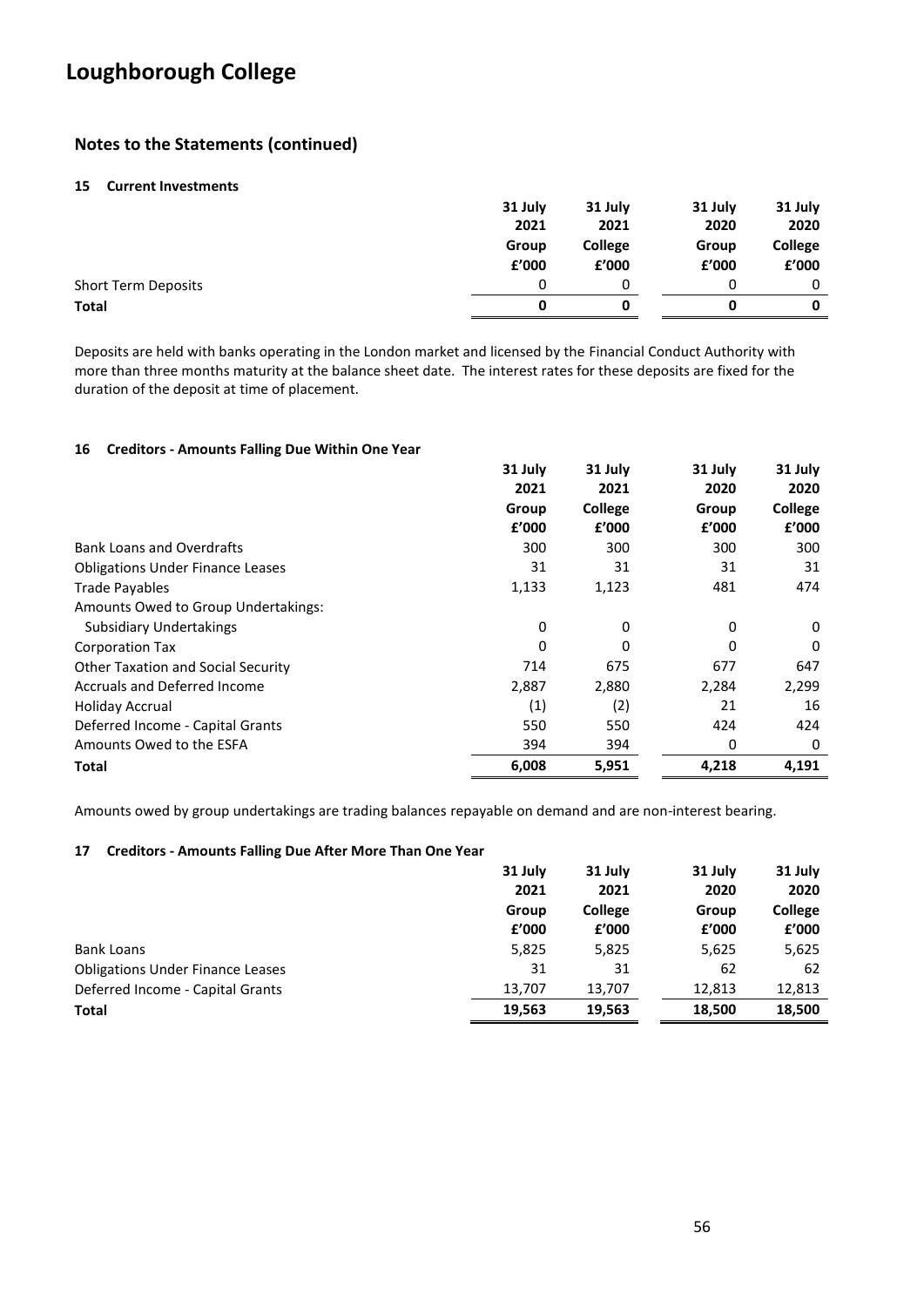# Loughborough College

## Notes to the Statements (continued)

### 15 Current Investments

| | 31 July 2021 Group £'000 | 31 July 2021 College £'000 | 31 July 2020 Group £'000 | 31 July 2020 College £'000 |
|---|---|---|---|---|
| Short Term Deposits | 0 | 0 | 0 | 0 |
| **Total** | **0** | **0** | **0** | **0** |

Deposits are held with banks operating in the London market and licensed by the Financial Conduct Authority with more than three months maturity at the balance sheet date. The interest rates for these deposits are fixed for the duration of the deposit at time of placement.

### 16 Creditors - Amounts Falling Due Within One Year

| | 31 July 2021 Group £'000 | 31 July 2021 College £'000 | 31 July 2020 Group £'000 | 31 July 2020 College £'000 |
|---|---|---|---|---|
| Bank Loans and Overdrafts | 300 | 300 | 300 | 300 |
| Obligations Under Finance Leases | 31 | 31 | 31 | 31 |
| Trade Payables | 1,133 | 1,123 | 481 | 474 |
| Amounts Owed to Group Undertakings: | | | | |
| Subsidiary Undertakings | 0 | 0 | 0 | 0 |
| Corporation Tax | 0 | 0 | 0 | 0 |
| Other Taxation and Social Security | 714 | 675 | 677 | 647 |
| Accruals and Deferred Income | 2,887 | 2,880 | 2,284 | 2,299 |
| Holiday Accrual | (1) | (2) | 21 | 16 |
| Deferred Income - Capital Grants | 550 | 550 | 424 | 424 |
| Amounts Owed to the ESFA | 394 | 394 | 0 | 0 |
| **Total** | **6,008** | **5,951** | **4,218** | **4,191** |

Amounts owed by group undertakings are trading balances repayable on demand and are non-interest bearing.

### 17 Creditors - Amounts Falling Due After More Than One Year

| | 31 July 2021 Group £'000 | 31 July 2021 College £'000 | 31 July 2020 Group £'000 | 31 July 2020 College £'000 |
|---|---|---|---|---|
| Bank Loans | 5,825 | 5,825 | 5,625 | 5,625 |
| Obligations Under Finance Leases | 31 | 31 | 62 | 62 |
| Deferred Income - Capital Grants | 13,707 | 13,707 | 12,813 | 12,813 |
| **Total** | **19,563** | **19,563** | **18,500** | **18,500** |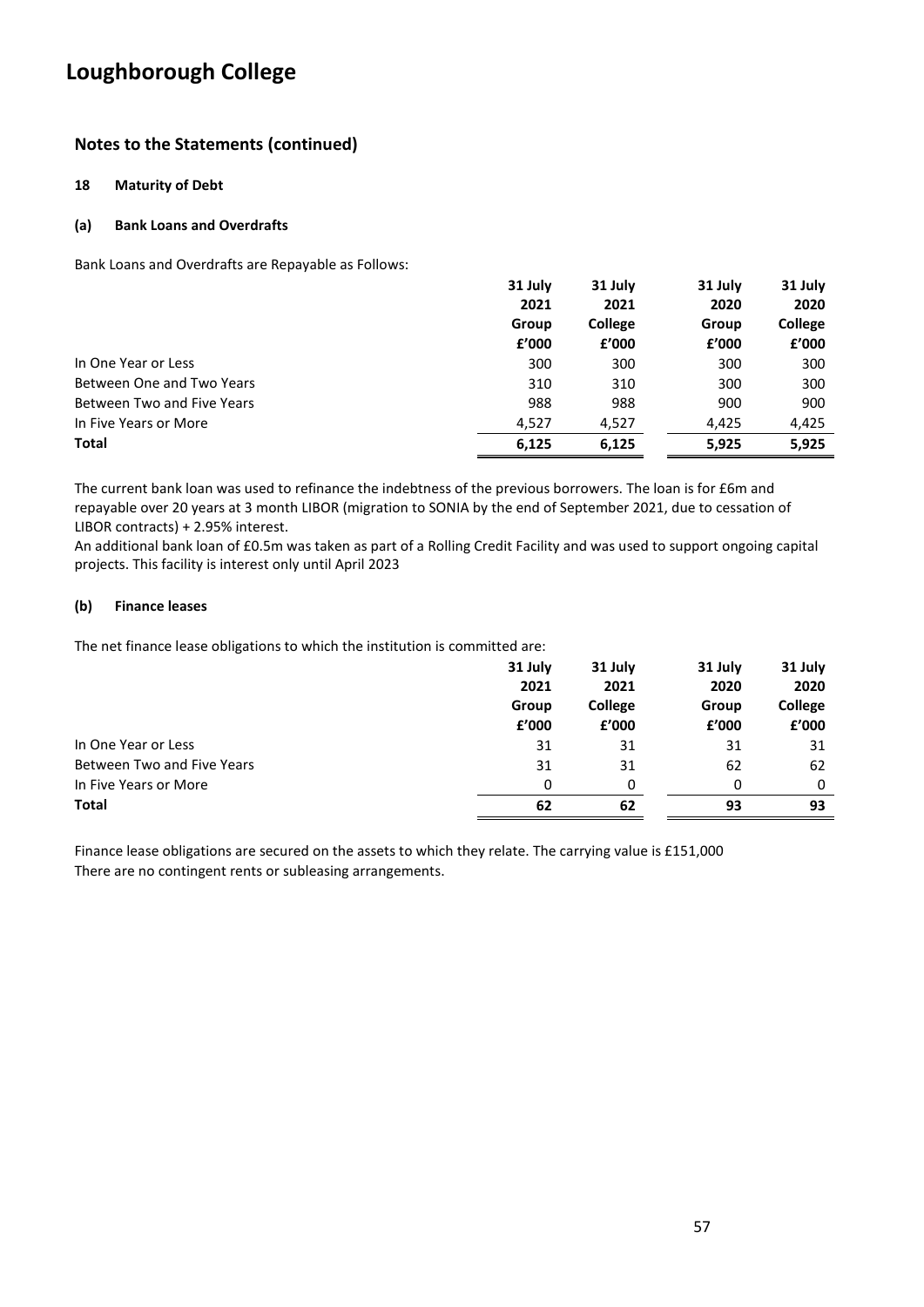# Loughborough College

## Notes to the Statements (continued)

### 18 Maturity of Debt

#### (a) Bank Loans and Overdrafts

Bank Loans and Overdrafts are Repayable as Follows:

| | 31 July 2021 Group £'000 | 31 July 2021 College £'000 | 31 July 2020 Group £'000 | 31 July 2020 College £'000 |
|---|---|---|---|---|
| In One Year or Less | 300 | 300 | 300 | 300 |
| Between One and Two Years | 310 | 310 | 300 | 300 |
| Between Two and Five Years | 988 | 988 | 900 | 900 |
| In Five Years or More | 4,527 | 4,527 | 4,425 | 4,425 |
| **Total** | **6,125** | **6,125** | **5,925** | **5,925** |

The current bank loan was used to refinance the indebtness of the previous borrowers. The loan is for £6m and repayable over 20 years at 3 month LIBOR (migration to SONIA by the end of September 2021, due to cessation of LIBOR contracts) + 2.95% interest.
An additional bank loan of £0.5m was taken as part of a Rolling Credit Facility and was used to support ongoing capital projects. This facility is interest only until April 2023

#### (b) Finance leases

The net finance lease obligations to which the institution is committed are:

| | 31 July 2021 Group £'000 | 31 July 2021 College £'000 | 31 July 2020 Group £'000 | 31 July 2020 College £'000 |
|---|---|---|---|---|
| In One Year or Less | 31 | 31 | 31 | 31 |
| Between Two and Five Years | 31 | 31 | 62 | 62 |
| In Five Years or More | 0 | 0 | 0 | 0 |
| **Total** | **62** | **62** | **93** | **93** |

Finance lease obligations are secured on the assets to which they relate. The carrying value is £151,000
There are no contingent rents or subleasing arrangements.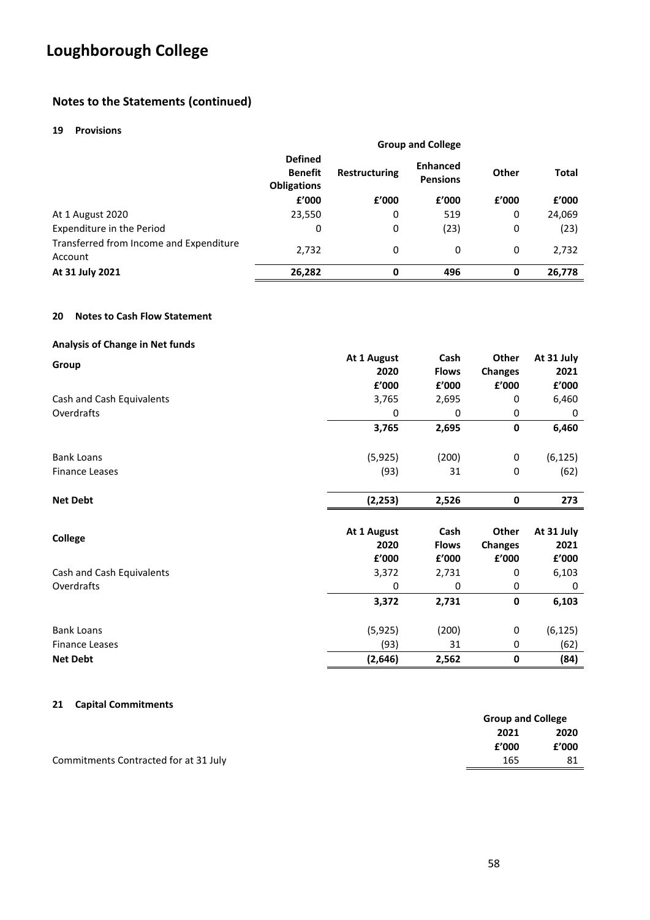# Loughborough College

## Notes to the Statements (continued)

### 19 Provisions

| | Group and College | | | | |
|---|---|---|---|---|---|
| | **Defined Benefit Obligations** | **Restructuring** | **Enhanced Pensions** | **Other** | **Total** |
| | **£'000** | **£'000** | **£'000** | **£'000** | **£'000** |
| At 1 August 2020 | 23,550 | 0 | 519 | 0 | 24,069 |
| Expenditure in the Period | 0 | 0 | (23) | 0 | (23) |
| Transferred from Income and Expenditure Account | 2,732 | 0 | 0 | 0 | 2,732 |
| **At 31 July 2021** | **26,282** | **0** | **496** | **0** | **26,778** |

### 20 Notes to Cash Flow Statement

**Analysis of Change in Net funds**

| **Group** | **At 1 August 2020** | **Cash Flows** | **Other Changes** | **At 31 July 2021** |
|---|---|---|---|---|
| | **£'000** | **£'000** | **£'000** | **£'000** |
| Cash and Cash Equivalents | 3,765 | 2,695 | 0 | 6,460 |
| Overdrafts | 0 | 0 | 0 | 0 |
| | **3,765** | **2,695** | **0** | **6,460** |
| Bank Loans | (5,925) | (200) | 0 | (6,125) |
| Finance Leases | (93) | 31 | 0 | (62) |
| **Net Debt** | **(2,253)** | **2,526** | **0** | **273** |

| **College** | **At 1 August 2020** | **Cash Flows** | **Other Changes** | **At 31 July 2021** |
|---|---|---|---|---|
| | **£'000** | **£'000** | **£'000** | **£'000** |
| Cash and Cash Equivalents | 3,372 | 2,731 | 0 | 6,103 |
| Overdrafts | 0 | 0 | 0 | 0 |
| | **3,372** | **2,731** | **0** | **6,103** |
| Bank Loans | (5,925) | (200) | 0 | (6,125) |
| Finance Leases | (93) | 31 | 0 | (62) |
| **Net Debt** | **(2,646)** | **2,562** | **0** | **(84)** |

### 21 Capital Commitments

| | Group and College | |
|---|---|---|
| | **2021** | **2020** |
| | **£'000** | **£'000** |
| Commitments Contracted for at 31 July | 165 | 81 |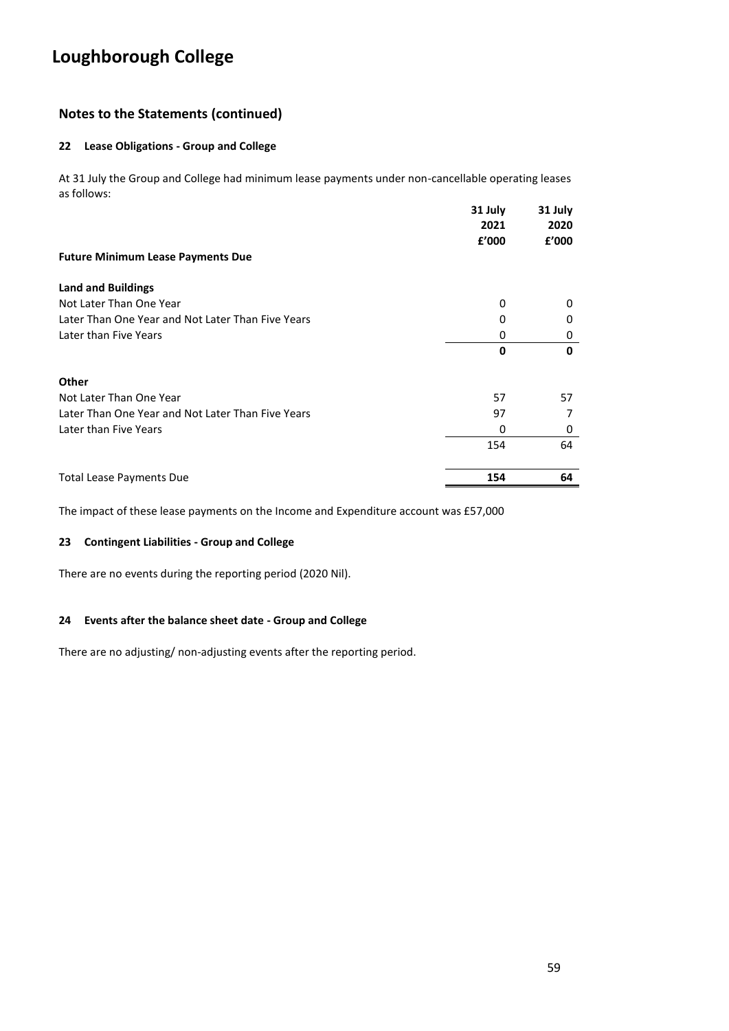# Loughborough College

## Notes to the Statements (continued)

### 22 Lease Obligations - Group and College

At 31 July the Group and College had minimum lease payments under non-cancellable operating leases as follows:

| | 31 July 2021 £'000 | 31 July 2020 £'000 |
|---|---|---|
| **Future Minimum Lease Payments Due** | | |
| | | |
| **Land and Buildings** | | |
| Not Later Than One Year | 0 | 0 |
| Later Than One Year and Not Later Than Five Years | 0 | 0 |
| Later than Five Years | 0 | 0 |
| | **0** | **0** |
| | | |
| **Other** | | |
| Not Later Than One Year | 57 | 57 |
| Later Than One Year and Not Later Than Five Years | 97 | 7 |
| Later than Five Years | 0 | 0 |
| | 154 | 64 |
| | | |
| Total Lease Payments Due | **154** | **64** |

The impact of these lease payments on the Income and Expenditure account was £57,000

### 23 Contingent Liabilities - Group and College

There are no events during the reporting period (2020 Nil).

### 24 Events after the balance sheet date - Group and College

There are no adjusting/ non-adjusting events after the reporting period.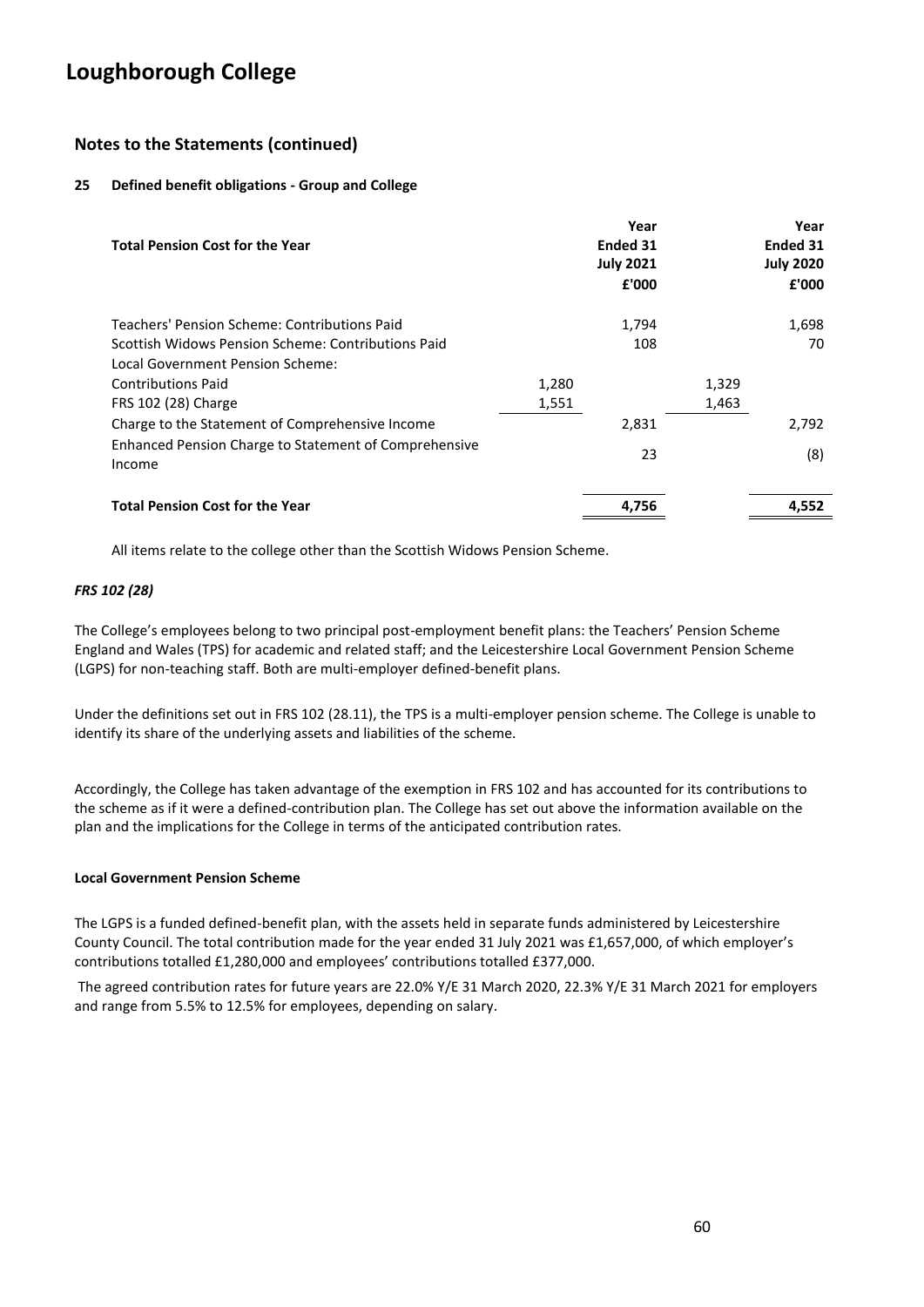# Loughborough College

## Notes to the Statements (continued)

### 25 Defined benefit obligations - Group and College

| Total Pension Cost for the Year | | Year Ended 31 July 2021 £'000 | | Year Ended 31 July 2020 £'000 |
|---|---|---|---|---|
| Teachers' Pension Scheme: Contributions Paid | | 1,794 | | 1,698 |
| Scottish Widows Pension Scheme: Contributions Paid | | 108 | | 70 |
| Local Government Pension Scheme: | | | | |
| Contributions Paid | 1,280 | | 1,329 | |
| FRS 102 (28) Charge | 1,551 | | 1,463 | |
| Charge to the Statement of Comprehensive Income | | 2,831 | | 2,792 |
| Enhanced Pension Charge to Statement of Comprehensive Income | | 23 | | (8) |
| **Total Pension Cost for the Year** | | **4,756** | | **4,552** |

All items relate to the college other than the Scottish Widows Pension Scheme.

***FRS 102 (28)***

The College's employees belong to two principal post-employment benefit plans: the Teachers' Pension Scheme England and Wales (TPS) for academic and related staff; and the Leicestershire Local Government Pension Scheme (LGPS) for non-teaching staff. Both are multi-employer defined-benefit plans.

Under the definitions set out in FRS 102 (28.11), the TPS is a multi-employer pension scheme. The College is unable to identify its share of the underlying assets and liabilities of the scheme.

Accordingly, the College has taken advantage of the exemption in FRS 102 and has accounted for its contributions to the scheme as if it were a defined-contribution plan. The College has set out above the information available on the plan and the implications for the College in terms of the anticipated contribution rates.

**Local Government Pension Scheme**

The LGPS is a funded defined-benefit plan, with the assets held in separate funds administered by Leicestershire County Council. The total contribution made for the year ended 31 July 2021 was £1,657,000, of which employer's contributions totalled £1,280,000 and employees' contributions totalled £377,000.

The agreed contribution rates for future years are 22.0% Y/E 31 March 2020, 22.3% Y/E 31 March 2021 for employers and range from 5.5% to 12.5% for employees, depending on salary.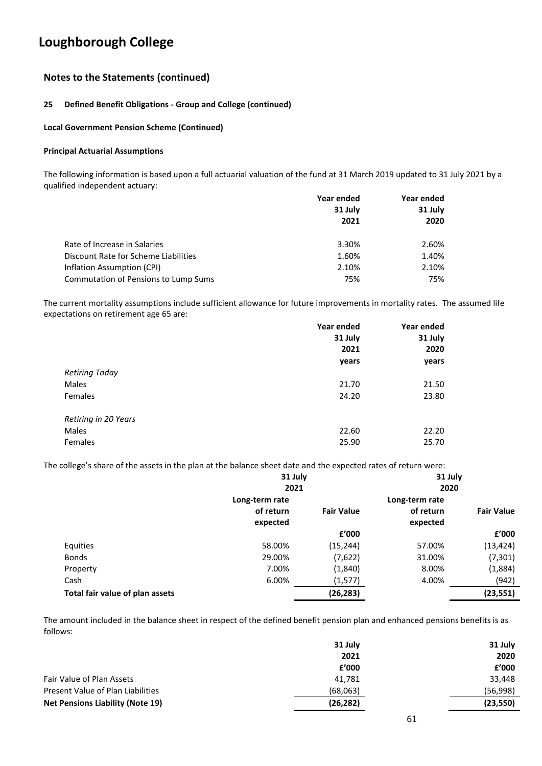# Loughborough College

## Notes to the Statements (continued)

### 25 Defined Benefit Obligations - Group and College (continued)

**Local Government Pension Scheme (Continued)**

**Principal Actuarial Assumptions**

The following information is based upon a full actuarial valuation of the fund at 31 March 2019 updated to 31 July 2021 by a qualified independent actuary:

| | Year ended 31 July 2021 | Year ended 31 July 2020 |
|---|---|---|
| Rate of Increase in Salaries | 3.30% | 2.60% |
| Discount Rate for Scheme Liabilities | 1.60% | 1.40% |
| Inflation Assumption (CPI) | 2.10% | 2.10% |
| Commutation of Pensions to Lump Sums | 75% | 75% |

The current mortality assumptions include sufficient allowance for future improvements in mortality rates. The assumed life expectations on retirement age 65 are:

| | Year ended 31 July 2021 years | Year ended 31 July 2020 years |
|---|---|---|
| *Retiring Today* | | |
| Males | 21.70 | 21.50 |
| Females | 24.20 | 23.80 |
| *Retiring in 20 Years* | | |
| Males | 22.60 | 22.20 |
| Females | 25.90 | 25.70 |

The college's share of the assets in the plan at the balance sheet date and the expected rates of return were:

| | 31 July 2021 | | 31 July 2020 | |
|---|---|---|---|---|
| | Long-term rate of return expected | Fair Value | Long-term rate of return expected | Fair Value |
| | | £'000 | | £'000 |
| Equities | 58.00% | (15,244) | 57.00% | (13,424) |
| Bonds | 29.00% | (7,622) | 31.00% | (7,301) |
| Property | 7.00% | (1,840) | 8.00% | (1,884) |
| Cash | 6.00% | (1,577) | 4.00% | (942) |
| **Total fair value of plan assets** | | **(26,283)** | | **(23,551)** |

The amount included in the balance sheet in respect of the defined benefit pension plan and enhanced pensions benefits is as follows:

| | 31 July 2021 £'000 | 31 July 2020 £'000 |
|---|---|---|
| Fair Value of Plan Assets | 41,781 | 33,448 |
| Present Value of Plan Liabilities | (68,063) | (56,998) |
| **Net Pensions Liability (Note 19)** | **(26,282)** | **(23,550)** |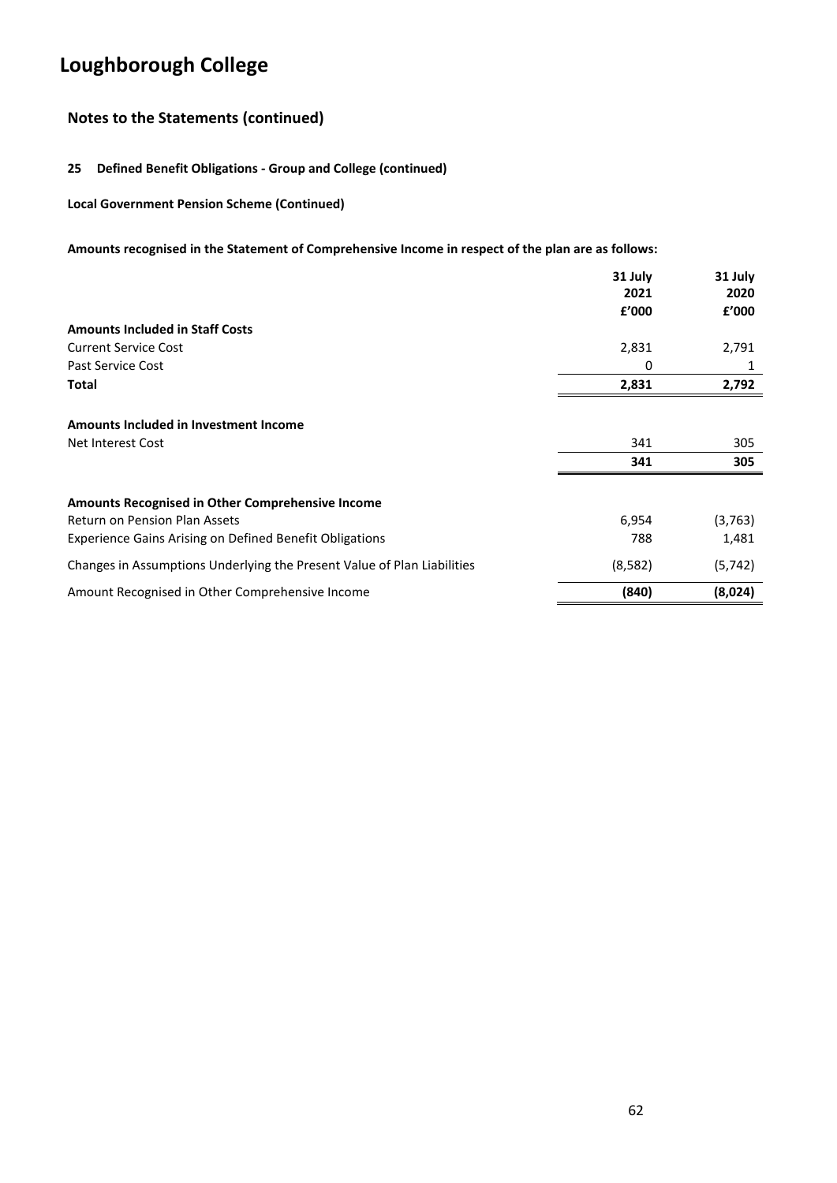# Loughborough College

## Notes to the Statements (continued)

**25 Defined Benefit Obligations - Group and College (continued)**

**Local Government Pension Scheme (Continued)**

**Amounts recognised in the Statement of Comprehensive Income in respect of the plan are as follows:**

| | 31 July 2021 £'000 | 31 July 2020 £'000 |
|---|---|---|
| **Amounts Included in Staff Costs** | | |
| Current Service Cost | 2,831 | 2,791 |
| Past Service Cost | 0 | 1 |
| **Total** | **2,831** | **2,792** |
| | | |
| **Amounts Included in Investment Income** | | |
| Net Interest Cost | 341 | 305 |
| | **341** | **305** |
| | | |
| **Amounts Recognised in Other Comprehensive Income** | | |
| Return on Pension Plan Assets | 6,954 | (3,763) |
| Experience Gains Arising on Defined Benefit Obligations | 788 | 1,481 |
| Changes in Assumptions Underlying the Present Value of Plan Liabilities | (8,582) | (5,742) |
| Amount Recognised in Other Comprehensive Income | **(840)** | **(8,024)** |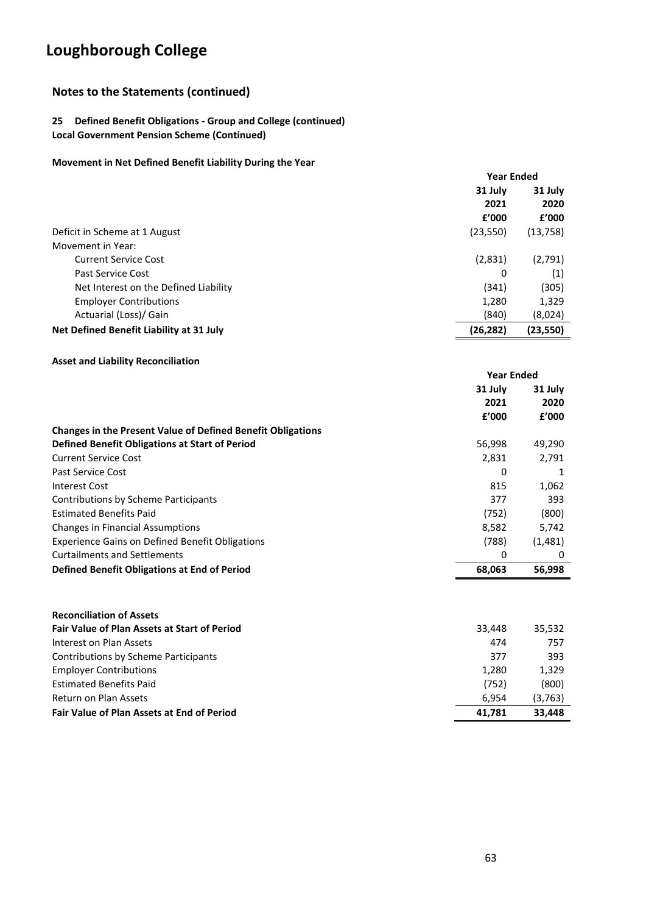# Loughborough College

## Notes to the Statements (continued)

### 25 Defined Benefit Obligations - Group and College (continued)

**Local Government Pension Scheme (Continued)**

**Movement in Net Defined Benefit Liability During the Year**

| | Year Ended | |
|---|---|---|
| | 31 July 2021 £'000 | 31 July 2020 £'000 |
| Deficit in Scheme at 1 August | (23,550) | (13,758) |
| Movement in Year: | | |
| Current Service Cost | (2,831) | (2,791) |
| Past Service Cost | 0 | (1) |
| Net Interest on the Defined Liability | (341) | (305) |
| Employer Contributions | 1,280 | 1,329 |
| Actuarial (Loss)/ Gain | (840) | (8,024) |
| **Net Defined Benefit Liability at 31 July** | **(26,282)** | **(23,550)** |

**Asset and Liability Reconciliation**

| | Year Ended | |
|---|---|---|
| | 31 July 2021 £'000 | 31 July 2020 £'000 |
| **Changes in the Present Value of Defined Benefit Obligations** | | |
| **Defined Benefit Obligations at Start of Period** | 56,998 | 49,290 |
| Current Service Cost | 2,831 | 2,791 |
| Past Service Cost | 0 | 1 |
| Interest Cost | 815 | 1,062 |
| Contributions by Scheme Participants | 377 | 393 |
| Estimated Benefits Paid | (752) | (800) |
| Changes in Financial Assumptions | 8,582 | 5,742 |
| Experience Gains on Defined Benefit Obligations | (788) | (1,481) |
| Curtailments and Settlements | 0 | 0 |
| **Defined Benefit Obligations at End of Period** | **68,063** | **56,998** |

| | | |
|---|---|---|
| **Reconciliation of Assets** | | |
| **Fair Value of Plan Assets at Start of Period** | 33,448 | 35,532 |
| Interest on Plan Assets | 474 | 757 |
| Contributions by Scheme Participants | 377 | 393 |
| Employer Contributions | 1,280 | 1,329 |
| Estimated Benefits Paid | (752) | (800) |
| Return on Plan Assets | 6,954 | (3,763) |
| **Fair Value of Plan Assets at End of Period** | **41,781** | **33,448** |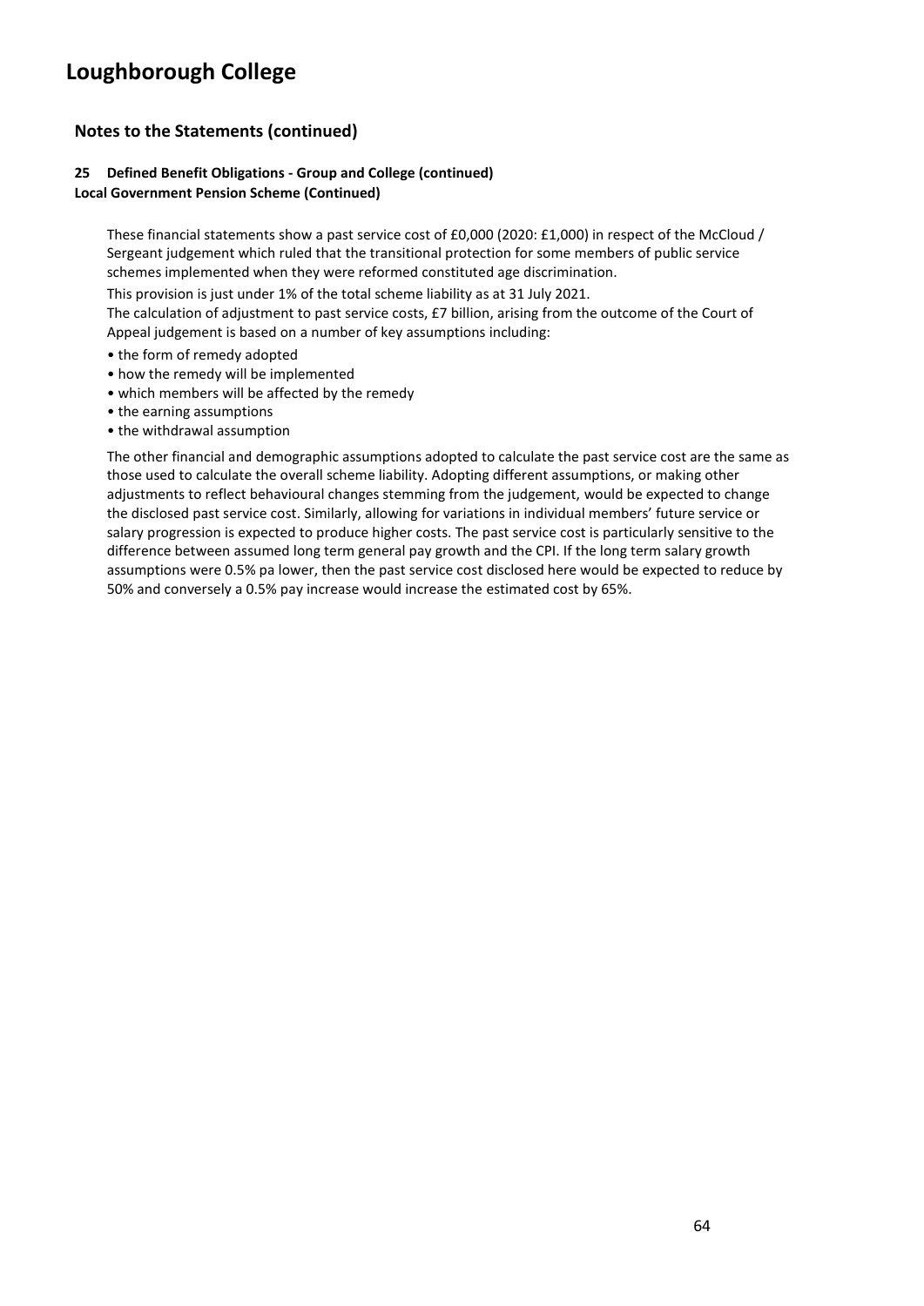# Loughborough College

## Notes to the Statements (continued)

**25 Defined Benefit Obligations - Group and College (continued)**
**Local Government Pension Scheme (Continued)**

These financial statements show a past service cost of £0,000 (2020: £1,000) in respect of the McCloud / Sergeant judgement which ruled that the transitional protection for some members of public service schemes implemented when they were reformed constituted age discrimination.

This provision is just under 1% of the total scheme liability as at 31 July 2021.

The calculation of adjustment to past service costs, £7 billion, arising from the outcome of the Court of Appeal judgement is based on a number of key assumptions including:

- the form of remedy adopted
- how the remedy will be implemented
- which members will be affected by the remedy
- the earning assumptions
- the withdrawal assumption

The other financial and demographic assumptions adopted to calculate the past service cost are the same as those used to calculate the overall scheme liability. Adopting different assumptions, or making other adjustments to reflect behavioural changes stemming from the judgement, would be expected to change the disclosed past service cost. Similarly, allowing for variations in individual members' future service or salary progression is expected to produce higher costs. The past service cost is particularly sensitive to the difference between assumed long term general pay growth and the CPI. If the long term salary growth assumptions were 0.5% pa lower, then the past service cost disclosed here would be expected to reduce by 50% and conversely a 0.5% pay increase would increase the estimated cost by 65%.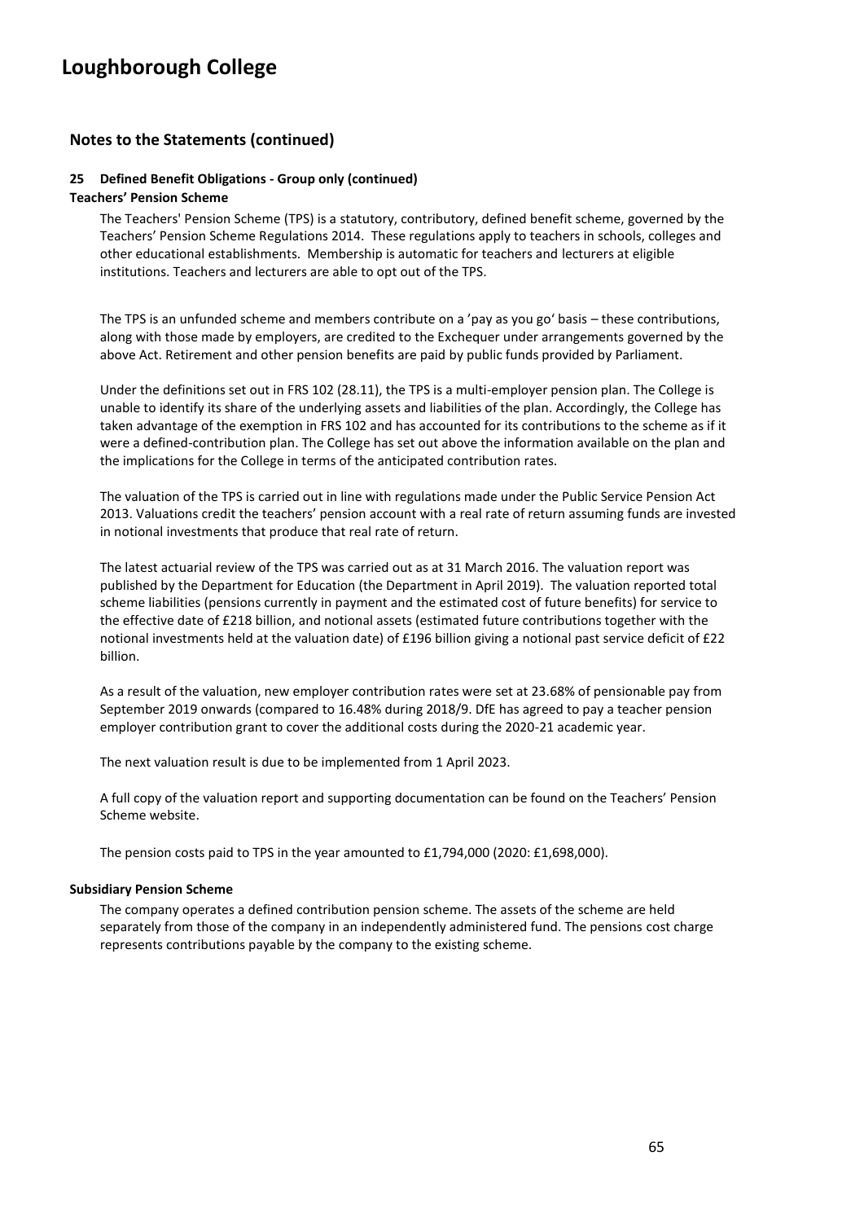# Loughborough College

## Notes to the Statements (continued)

### 25 Defined Benefit Obligations - Group only (continued)

**Teachers' Pension Scheme**

The Teachers' Pension Scheme (TPS) is a statutory, contributory, defined benefit scheme, governed by the Teachers' Pension Scheme Regulations 2014. These regulations apply to teachers in schools, colleges and other educational establishments. Membership is automatic for teachers and lecturers at eligible institutions. Teachers and lecturers are able to opt out of the TPS.

The TPS is an unfunded scheme and members contribute on a 'pay as you go' basis – these contributions, along with those made by employers, are credited to the Exchequer under arrangements governed by the above Act. Retirement and other pension benefits are paid by public funds provided by Parliament.

Under the definitions set out in FRS 102 (28.11), the TPS is a multi-employer pension plan. The College is unable to identify its share of the underlying assets and liabilities of the plan. Accordingly, the College has taken advantage of the exemption in FRS 102 and has accounted for its contributions to the scheme as if it were a defined-contribution plan. The College has set out above the information available on the plan and the implications for the College in terms of the anticipated contribution rates.

The valuation of the TPS is carried out in line with regulations made under the Public Service Pension Act 2013. Valuations credit the teachers' pension account with a real rate of return assuming funds are invested in notional investments that produce that real rate of return.

The latest actuarial review of the TPS was carried out as at 31 March 2016. The valuation report was published by the Department for Education (the Department in April 2019). The valuation reported total scheme liabilities (pensions currently in payment and the estimated cost of future benefits) for service to the effective date of £218 billion, and notional assets (estimated future contributions together with the notional investments held at the valuation date) of £196 billion giving a notional past service deficit of £22 billion.

As a result of the valuation, new employer contribution rates were set at 23.68% of pensionable pay from September 2019 onwards (compared to 16.48% during 2018/9. DfE has agreed to pay a teacher pension employer contribution grant to cover the additional costs during the 2020-21 academic year.

The next valuation result is due to be implemented from 1 April 2023.

A full copy of the valuation report and supporting documentation can be found on the Teachers' Pension Scheme website.

The pension costs paid to TPS in the year amounted to £1,794,000 (2020: £1,698,000).

**Subsidiary Pension Scheme**

The company operates a defined contribution pension scheme. The assets of the scheme are held separately from those of the company in an independently administered fund. The pensions cost charge represents contributions payable by the company to the existing scheme.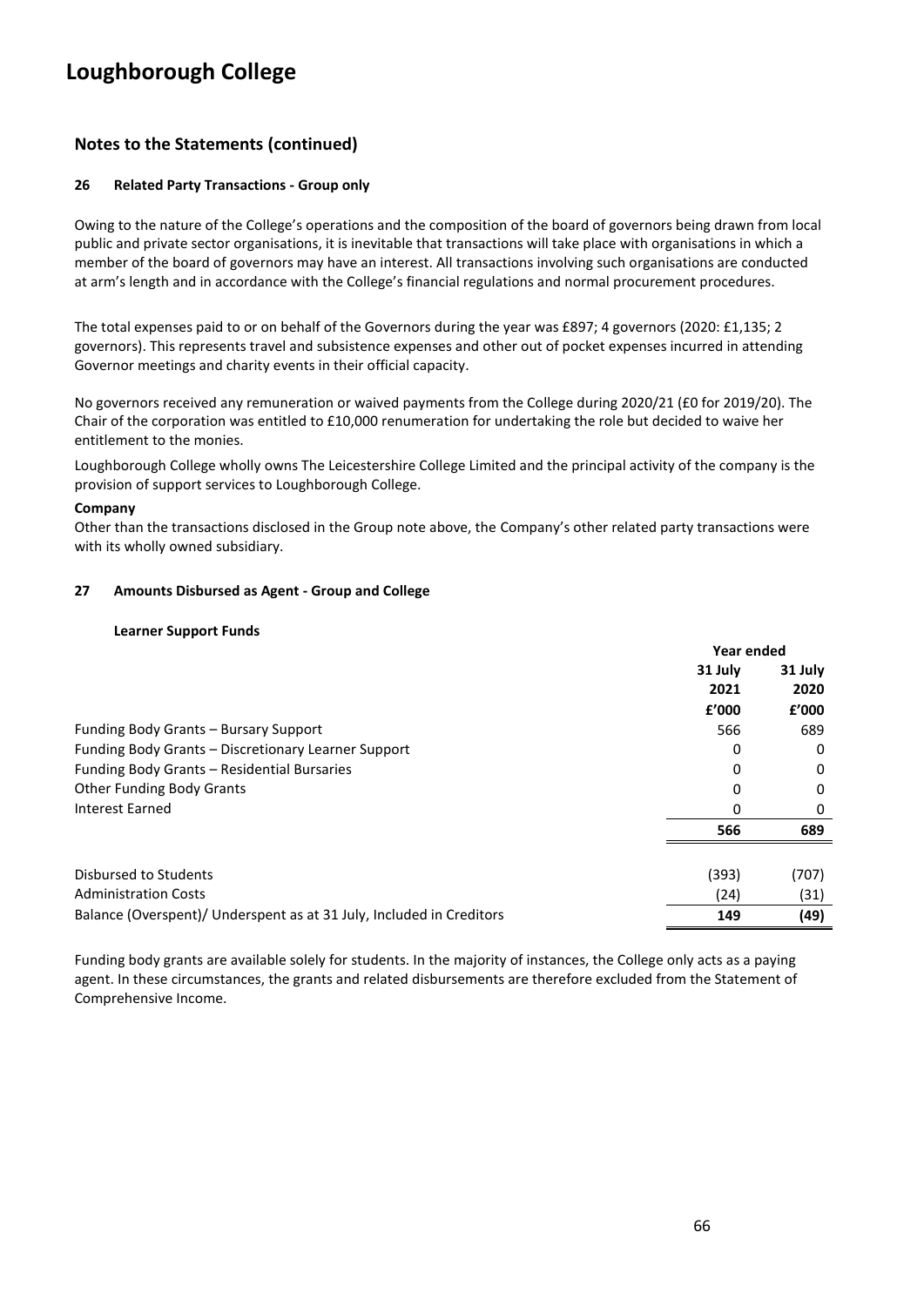# Loughborough College

## Notes to the Statements (continued)

### 26 Related Party Transactions - Group only

Owing to the nature of the College's operations and the composition of the board of governors being drawn from local public and private sector organisations, it is inevitable that transactions will take place with organisations in which a member of the board of governors may have an interest. All transactions involving such organisations are conducted at arm's length and in accordance with the College's financial regulations and normal procurement procedures.

The total expenses paid to or on behalf of the Governors during the year was £897; 4 governors (2020: £1,135; 2 governors). This represents travel and subsistence expenses and other out of pocket expenses incurred in attending Governor meetings and charity events in their official capacity.

No governors received any remuneration or waived payments from the College during 2020/21 (£0 for 2019/20). The Chair of the corporation was entitled to £10,000 renumeration for undertaking the role but decided to waive her entitlement to the monies.

Loughborough College wholly owns The Leicestershire College Limited and the principal activity of the company is the provision of support services to Loughborough College.

**Company**

Other than the transactions disclosed in the Group note above, the Company's other related party transactions were with its wholly owned subsidiary.

### 27 Amounts Disbursed as Agent - Group and College

**Learner Support Funds**

| | Year ended 31 July 2021 £'000 | Year ended 31 July 2020 £'000 |
|---|---|---|
| Funding Body Grants – Bursary Support | 566 | 689 |
| Funding Body Grants – Discretionary Learner Support | 0 | 0 |
| Funding Body Grants – Residential Bursaries | 0 | 0 |
| Other Funding Body Grants | 0 | 0 |
| Interest Earned | 0 | 0 |
| | **566** | **689** |
| | | |
| Disbursed to Students | (393) | (707) |
| Administration Costs | (24) | (31) |
| Balance (Overspent)/ Underspent as at 31 July, Included in Creditors | **149** | **(49)** |

Funding body grants are available solely for students. In the majority of instances, the College only acts as a paying agent. In these circumstances, the grants and related disbursements are therefore excluded from the Statement of Comprehensive Income.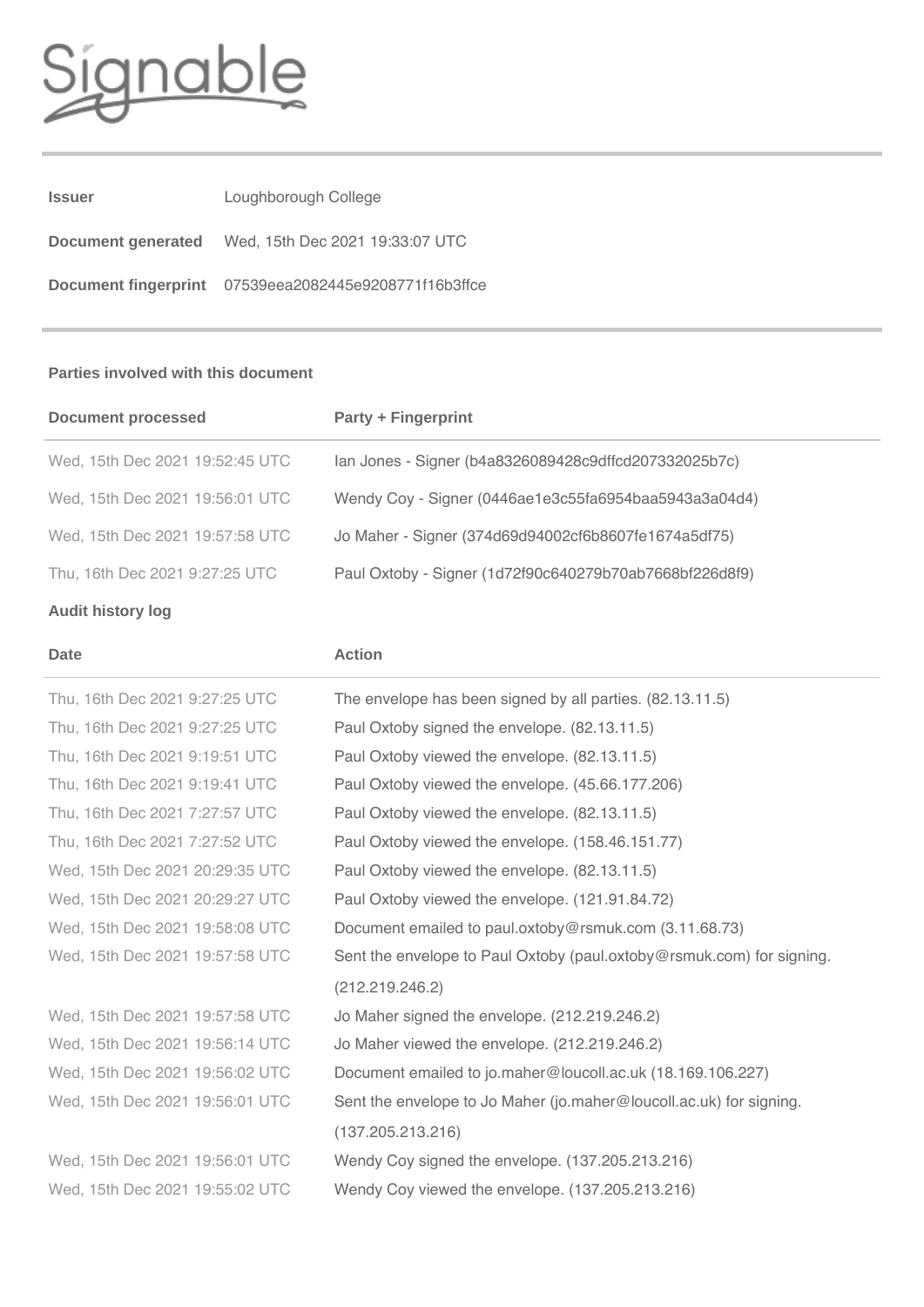Signable

| | |
|---|---|
| **Issuer** | Loughborough College |
| **Document generated** | Wed, 15th Dec 2021 19:33:07 UTC |
| **Document fingerprint** | 07539eea2082445e9208771f16b3ffce |

**Parties involved with this document**

| Document processed | Party + Fingerprint |
|---|---|
| Wed, 15th Dec 2021 19:52:45 UTC | Ian Jones - Signer (b4a8326089428c9dffcd207332025b7c) |
| Wed, 15th Dec 2021 19:56:01 UTC | Wendy Coy - Signer (0446ae1e3c55fa6954baa5943a3a04d4) |
| Wed, 15th Dec 2021 19:57:58 UTC | Jo Maher - Signer (374d69d94002cf6b8607fe1674a5df75) |
| Thu, 16th Dec 2021 9:27:25 UTC | Paul Oxtoby - Signer (1d72f90c640279b70ab7668bf226d8f9) |

**Audit history log**

| Date | Action |
|---|---|
| Thu, 16th Dec 2021 9:27:25 UTC | The envelope has been signed by all parties. (82.13.11.5) |
| Thu, 16th Dec 2021 9:27:25 UTC | Paul Oxtoby signed the envelope. (82.13.11.5) |
| Thu, 16th Dec 2021 9:19:51 UTC | Paul Oxtoby viewed the envelope. (82.13.11.5) |
| Thu, 16th Dec 2021 9:19:41 UTC | Paul Oxtoby viewed the envelope. (45.66.177.206) |
| Thu, 16th Dec 2021 7:27:57 UTC | Paul Oxtoby viewed the envelope. (82.13.11.5) |
| Thu, 16th Dec 2021 7:27:52 UTC | Paul Oxtoby viewed the envelope. (158.46.151.77) |
| Wed, 15th Dec 2021 20:29:35 UTC | Paul Oxtoby viewed the envelope. (82.13.11.5) |
| Wed, 15th Dec 2021 20:29:27 UTC | Paul Oxtoby viewed the envelope. (121.91.84.72) |
| Wed, 15th Dec 2021 19:58:08 UTC | Document emailed to paul.oxtoby@rsmuk.com (3.11.68.73) |
| Wed, 15th Dec 2021 19:57:58 UTC | Sent the envelope to Paul Oxtoby (paul.oxtoby@rsmuk.com) for signing. (212.219.246.2) |
| Wed, 15th Dec 2021 19:57:58 UTC | Jo Maher signed the envelope. (212.219.246.2) |
| Wed, 15th Dec 2021 19:56:14 UTC | Jo Maher viewed the envelope. (212.219.246.2) |
| Wed, 15th Dec 2021 19:56:02 UTC | Document emailed to jo.maher@loucoll.ac.uk (18.169.106.227) |
| Wed, 15th Dec 2021 19:56:01 UTC | Sent the envelope to Jo Maher (jo.maher@loucoll.ac.uk) for signing. (137.205.213.216) |
| Wed, 15th Dec 2021 19:56:01 UTC | Wendy Coy signed the envelope. (137.205.213.216) |
| Wed, 15th Dec 2021 19:55:02 UTC | Wendy Coy viewed the envelope. (137.205.213.216) |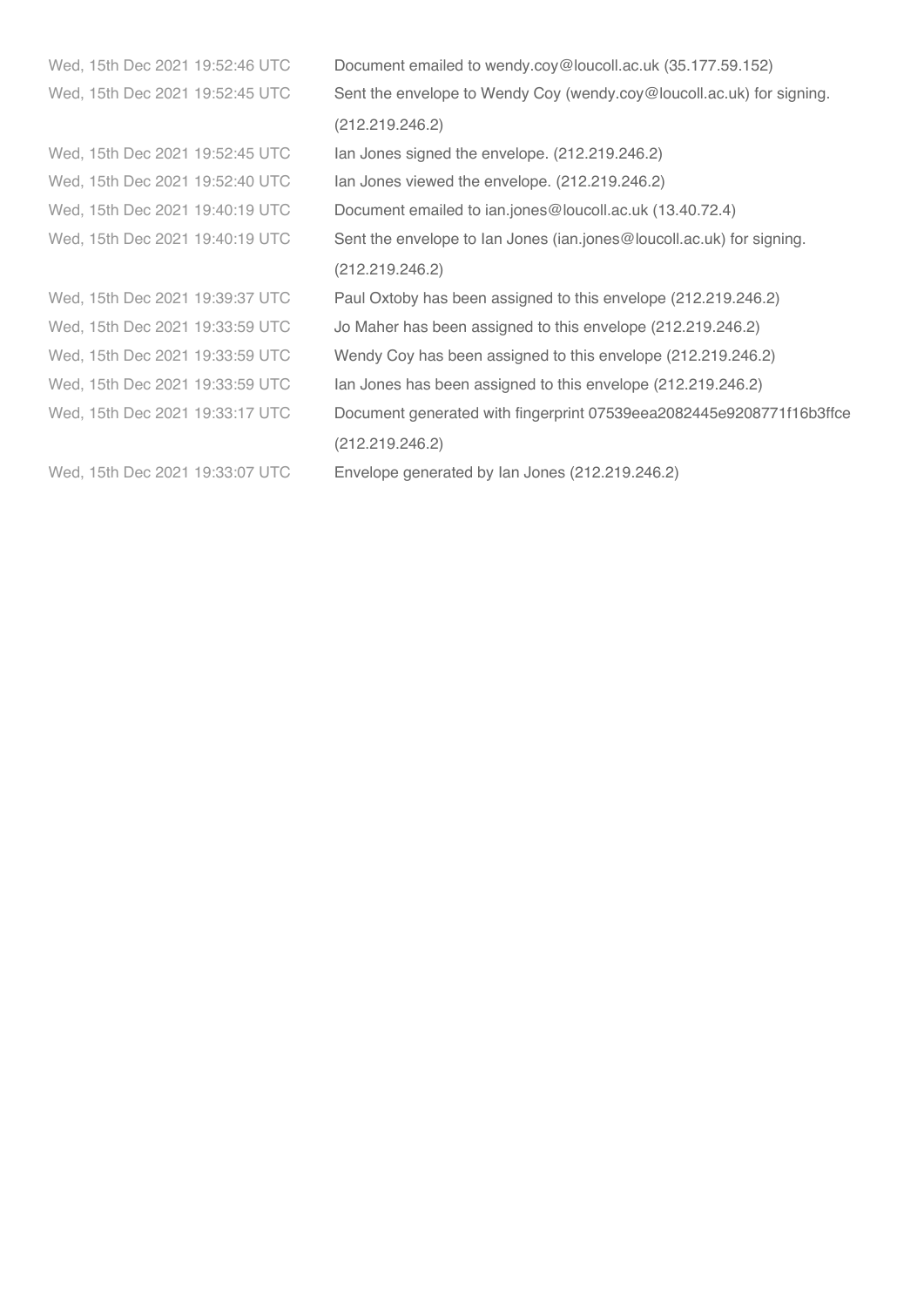| | |
|---|---|
| Wed, 15th Dec 2021 19:52:46 UTC | Document emailed to wendy.coy@loucoll.ac.uk (35.177.59.152) |
| Wed, 15th Dec 2021 19:52:45 UTC | Sent the envelope to Wendy Coy (wendy.coy@loucoll.ac.uk) for signing. (212.219.246.2) |
| Wed, 15th Dec 2021 19:52:45 UTC | Ian Jones signed the envelope. (212.219.246.2) |
| Wed, 15th Dec 2021 19:52:40 UTC | Ian Jones viewed the envelope. (212.219.246.2) |
| Wed, 15th Dec 2021 19:40:19 UTC | Document emailed to ian.jones@loucoll.ac.uk (13.40.72.4) |
| Wed, 15th Dec 2021 19:40:19 UTC | Sent the envelope to Ian Jones (ian.jones@loucoll.ac.uk) for signing. (212.219.246.2) |
| Wed, 15th Dec 2021 19:39:37 UTC | Paul Oxtoby has been assigned to this envelope (212.219.246.2) |
| Wed, 15th Dec 2021 19:33:59 UTC | Jo Maher has been assigned to this envelope (212.219.246.2) |
| Wed, 15th Dec 2021 19:33:59 UTC | Wendy Coy has been assigned to this envelope (212.219.246.2) |
| Wed, 15th Dec 2021 19:33:59 UTC | Ian Jones has been assigned to this envelope (212.219.246.2) |
| Wed, 15th Dec 2021 19:33:17 UTC | Document generated with fingerprint 07539eea2082445e9208771f16b3ffce (212.219.246.2) |
| Wed, 15th Dec 2021 19:33:07 UTC | Envelope generated by Ian Jones (212.219.246.2) |